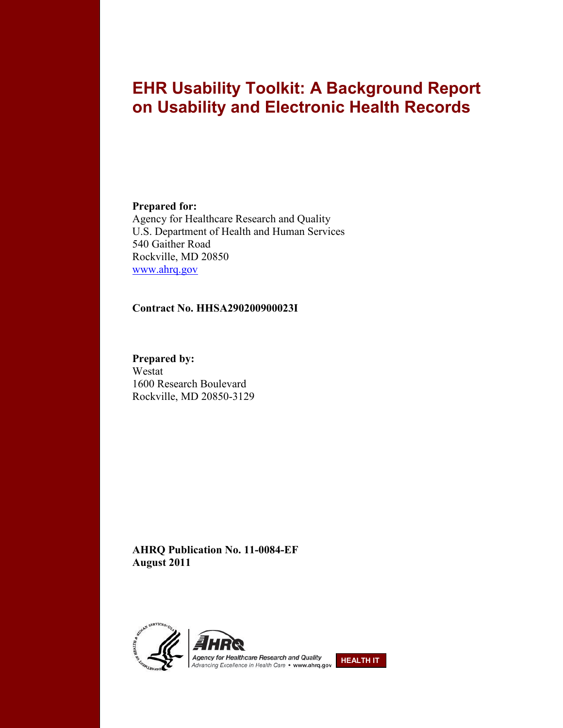# EHR Usability Toolkit: A Background Report on Usability and Electronic Health Records

**Prepared for:**
Agency for Healthcare Research and Quality
U.S. Department of Health and Human Services
540 Gaither Road
Rockville, MD 20850
www.ahrq.gov

**Contract No. HHSA290200900023I**

**Prepared by:**
Westat
1600 Research Boulevard
Rockville, MD 20850-3129

**AHRQ Publication No. 11-0084-EF**
**August 2011**

Agency for Healthcare Research and Quality
Advancing Excellence in Health Care • www.ahrq.gov

HEALTH IT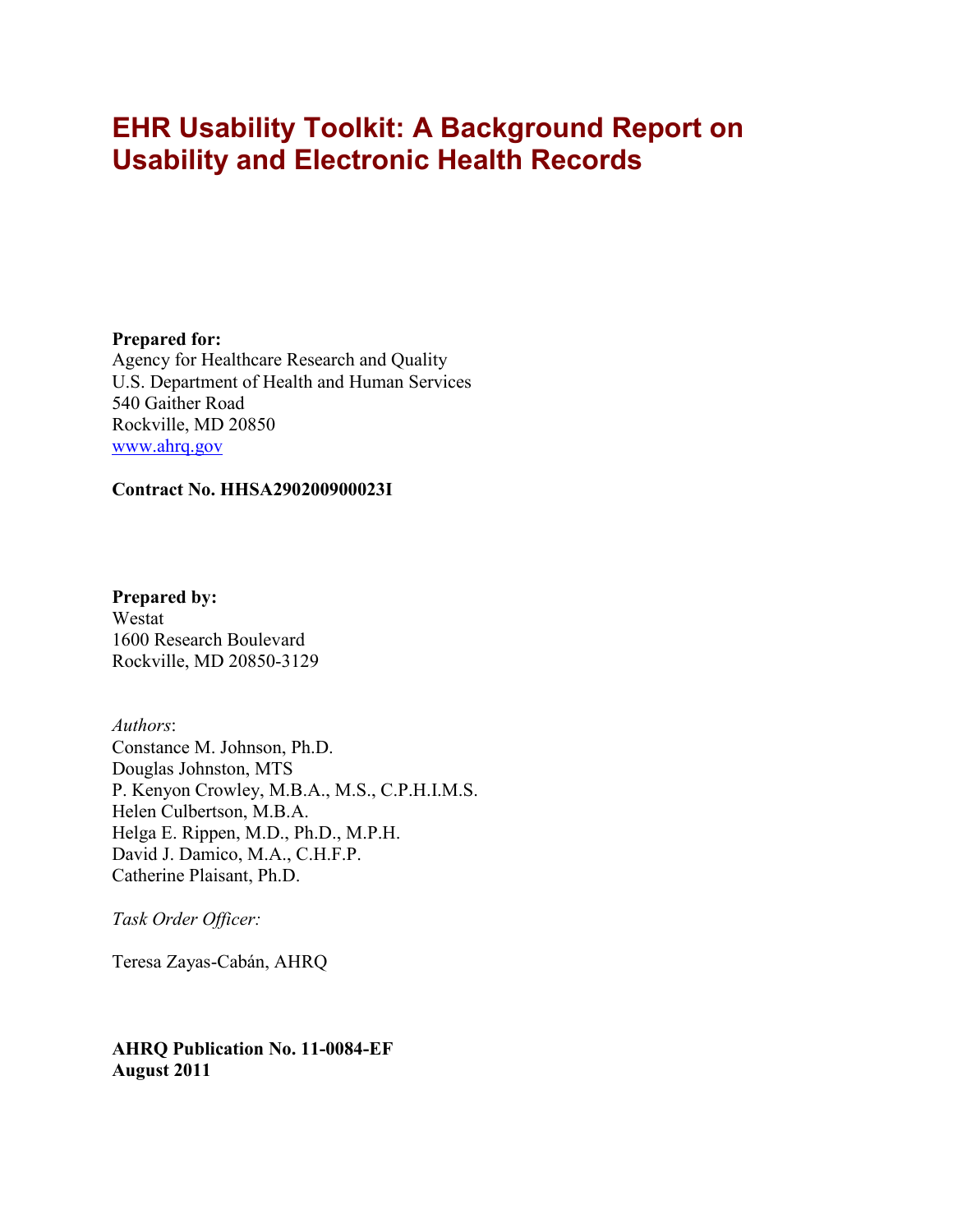# EHR Usability Toolkit: A Background Report on Usability and Electronic Health Records

**Prepared for:**
Agency for Healthcare Research and Quality
U.S. Department of Health and Human Services
540 Gaither Road
Rockville, MD 20850
www.ahrq.gov

**Contract No. HHSA290200900023I**

**Prepared by:**
Westat
1600 Research Boulevard
Rockville, MD 20850-3129

*Authors*:
Constance M. Johnson, Ph.D.
Douglas Johnston, MTS
P. Kenyon Crowley, M.B.A., M.S., C.P.H.I.M.S.
Helen Culbertson, M.B.A.
Helga E. Rippen, M.D., Ph.D., M.P.H.
David J. Damico, M.A., C.H.F.P.
Catherine Plaisant, Ph.D.

*Task Order Officer:*

Teresa Zayas-Cabán, AHRQ

**AHRQ Publication No. 11-0084-EF**
**August 2011**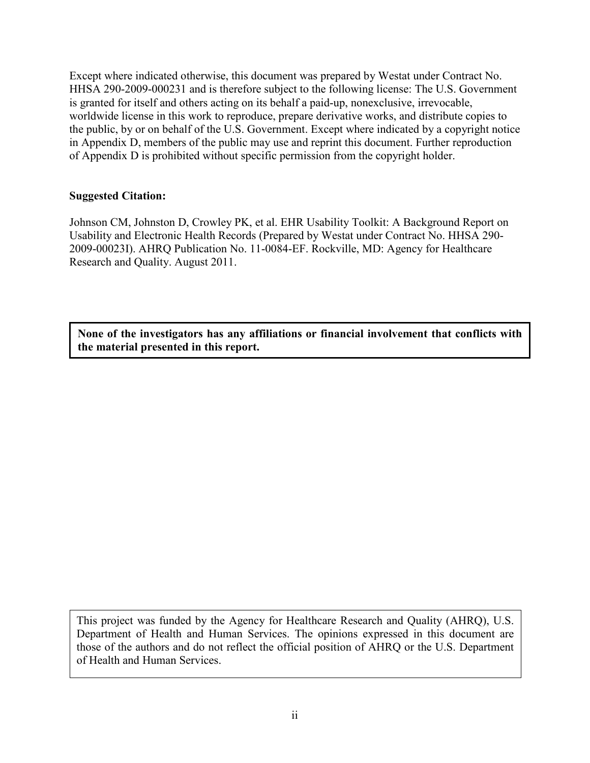Except where indicated otherwise, this document was prepared by Westat under Contract No. HHSA 290-2009-000231 and is therefore subject to the following license: The U.S. Government is granted for itself and others acting on its behalf a paid-up, nonexclusive, irrevocable, worldwide license in this work to reproduce, prepare derivative works, and distribute copies to the public, by or on behalf of the U.S. Government. Except where indicated by a copyright notice in Appendix D, members of the public may use and reprint this document. Further reproduction of Appendix D is prohibited without specific permission from the copyright holder.

**Suggested Citation:**

Johnson CM, Johnston D, Crowley PK, et al. EHR Usability Toolkit: A Background Report on Usability and Electronic Health Records (Prepared by Westat under Contract No. HHSA 290-2009-00023I). AHRQ Publication No. 11-0084-EF. Rockville, MD: Agency for Healthcare Research and Quality. August 2011.

**None of the investigators has any affiliations or financial involvement that conflicts with the material presented in this report.**

This project was funded by the Agency for Healthcare Research and Quality (AHRQ), U.S. Department of Health and Human Services. The opinions expressed in this document are those of the authors and do not reflect the official position of AHRQ or the U.S. Department of Health and Human Services.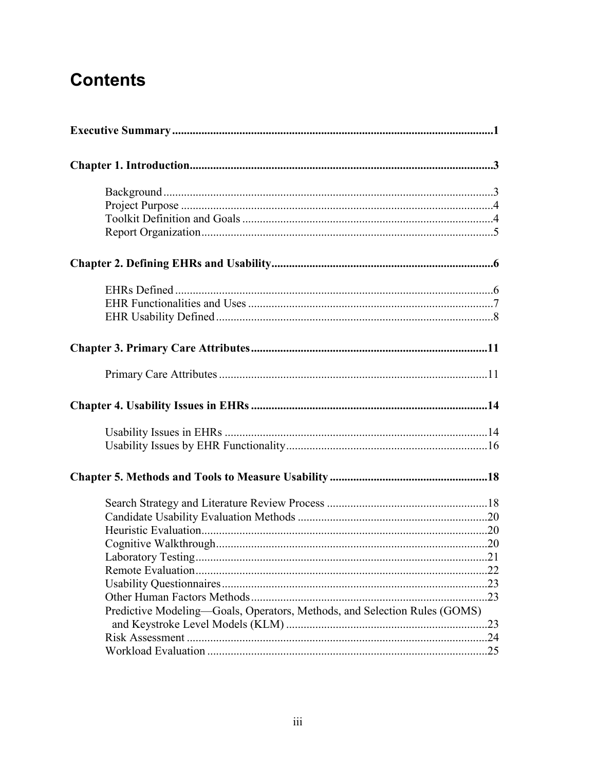# Contents

**Executive Summary** ... **1**

**Chapter 1. Introduction** ... **3**

- Background ... 3
- Project Purpose ... 4
- Toolkit Definition and Goals ... 4
- Report Organization ... 5

**Chapter 2. Defining EHRs and Usability** ... **6**

- EHRs Defined ... 6
- EHR Functionalities and Uses ... 7
- EHR Usability Defined ... 8

**Chapter 3. Primary Care Attributes** ... **11**

- Primary Care Attributes ... 11

**Chapter 4. Usability Issues in EHRs** ... **14**

- Usability Issues in EHRs ... 14
- Usability Issues by EHR Functionality ... 16

**Chapter 5. Methods and Tools to Measure Usability** ... **18**

- Search Strategy and Literature Review Process ... 18
- Candidate Usability Evaluation Methods ... 20
- Heuristic Evaluation ... 20
- Cognitive Walkthrough ... 20
- Laboratory Testing ... 21
- Remote Evaluation ... 22
- Usability Questionnaires ... 23
- Other Human Factors Methods ... 23
- Predictive Modeling—Goals, Operators, Methods, and Selection Rules (GOMS) and Keystroke Level Models (KLM) ... 23
- Risk Assessment ... 24
- Workload Evaluation ... 25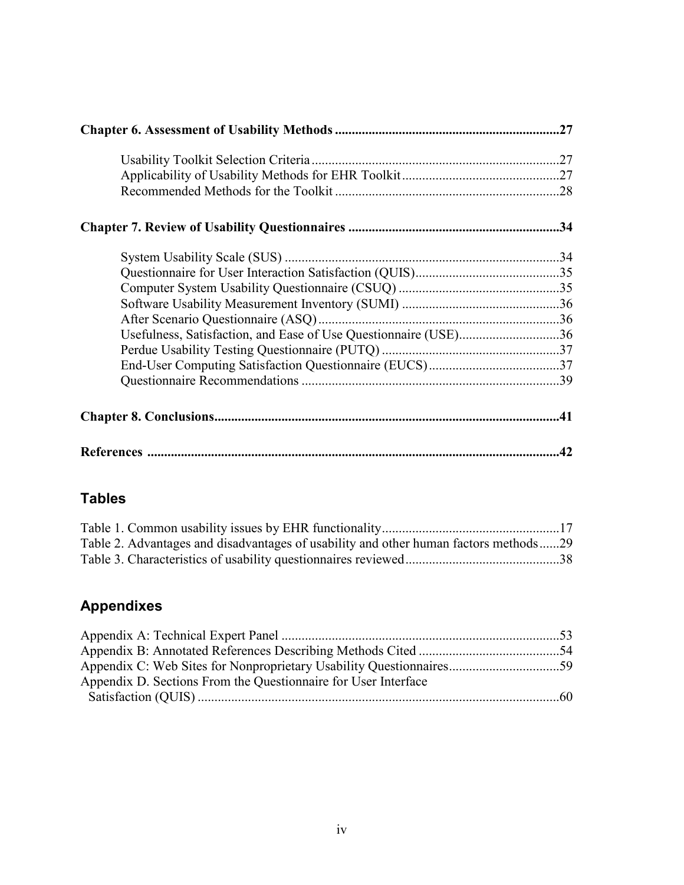**Chapter 6. Assessment of Usability Methods** .................................................................. **27**

Usability Toolkit Selection Criteria .......................................................................... 27
Applicability of Usability Methods for EHR Toolkit ............................................... 27
Recommended Methods for the Toolkit ................................................................... 28

**Chapter 7. Review of Usability Questionnaires** .............................................................. **34**

System Usability Scale (SUS) .................................................................................. 34
Questionnaire for User Interaction Satisfaction (QUIS) ........................................... 35
Computer System Usability Questionnaire (CSUQ) ................................................ 35
Software Usability Measurement Inventory (SUMI) ............................................... 36
After Scenario Questionnaire (ASQ) ........................................................................ 36
Usefulness, Satisfaction, and Ease of Use Questionnaire (USE).............................. 36
Perdue Usability Testing Questionnaire (PUTQ) ..................................................... 37
End-User Computing Satisfaction Questionnaire (EUCS) ....................................... 37
Questionnaire Recommendations ............................................................................. 39

**Chapter 8. Conclusions**...................................................................................................... **41**

**References** .......................................................................................................................... **42**

## Tables

Table 1. Common usability issues by EHR functionality..................................................... 17
Table 2. Advantages and disadvantages of usability and other human factors methods...... 29
Table 3. Characteristics of usability questionnaires reviewed.............................................. 38

## Appendixes

Appendix A: Technical Expert Panel .................................................................................. 53
Appendix B: Annotated References Describing Methods Cited .......................................... 54
Appendix C: Web Sites for Nonproprietary Usability Questionnaires................................. 59
Appendix D. Sections From the Questionnaire for User Interface Satisfaction (QUIS) ........................................................................................................... 60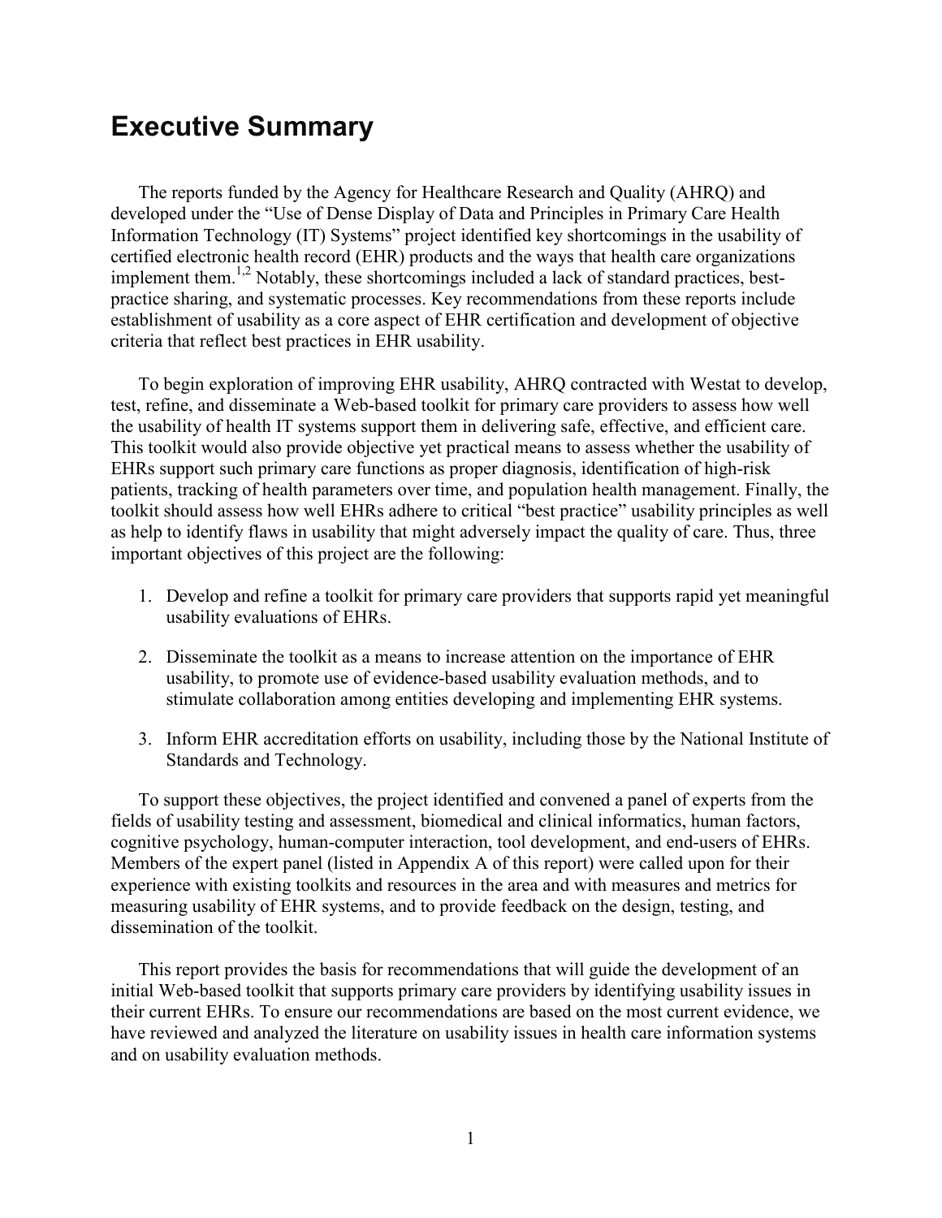# Executive Summary

The reports funded by the Agency for Healthcare Research and Quality (AHRQ) and developed under the "Use of Dense Display of Data and Principles in Primary Care Health Information Technology (IT) Systems" project identified key shortcomings in the usability of certified electronic health record (EHR) products and the ways that health care organizations implement them.[1,2] Notably, these shortcomings included a lack of standard practices, best-practice sharing, and systematic processes. Key recommendations from these reports include establishment of usability as a core aspect of EHR certification and development of objective criteria that reflect best practices in EHR usability.

To begin exploration of improving EHR usability, AHRQ contracted with Westat to develop, test, refine, and disseminate a Web-based toolkit for primary care providers to assess how well the usability of health IT systems support them in delivering safe, effective, and efficient care. This toolkit would also provide objective yet practical means to assess whether the usability of EHRs support such primary care functions as proper diagnosis, identification of high-risk patients, tracking of health parameters over time, and population health management. Finally, the toolkit should assess how well EHRs adhere to critical "best practice" usability principles as well as help to identify flaws in usability that might adversely impact the quality of care. Thus, three important objectives of this project are the following:

1. Develop and refine a toolkit for primary care providers that supports rapid yet meaningful usability evaluations of EHRs.
2. Disseminate the toolkit as a means to increase attention on the importance of EHR usability, to promote use of evidence-based usability evaluation methods, and to stimulate collaboration among entities developing and implementing EHR systems.
3. Inform EHR accreditation efforts on usability, including those by the National Institute of Standards and Technology.

To support these objectives, the project identified and convened a panel of experts from the fields of usability testing and assessment, biomedical and clinical informatics, human factors, cognitive psychology, human-computer interaction, tool development, and end-users of EHRs. Members of the expert panel (listed in Appendix A of this report) were called upon for their experience with existing toolkits and resources in the area and with measures and metrics for measuring usability of EHR systems, and to provide feedback on the design, testing, and dissemination of the toolkit.

This report provides the basis for recommendations that will guide the development of an initial Web-based toolkit that supports primary care providers by identifying usability issues in their current EHRs. To ensure our recommendations are based on the most current evidence, we have reviewed and analyzed the literature on usability issues in health care information systems and on usability evaluation methods.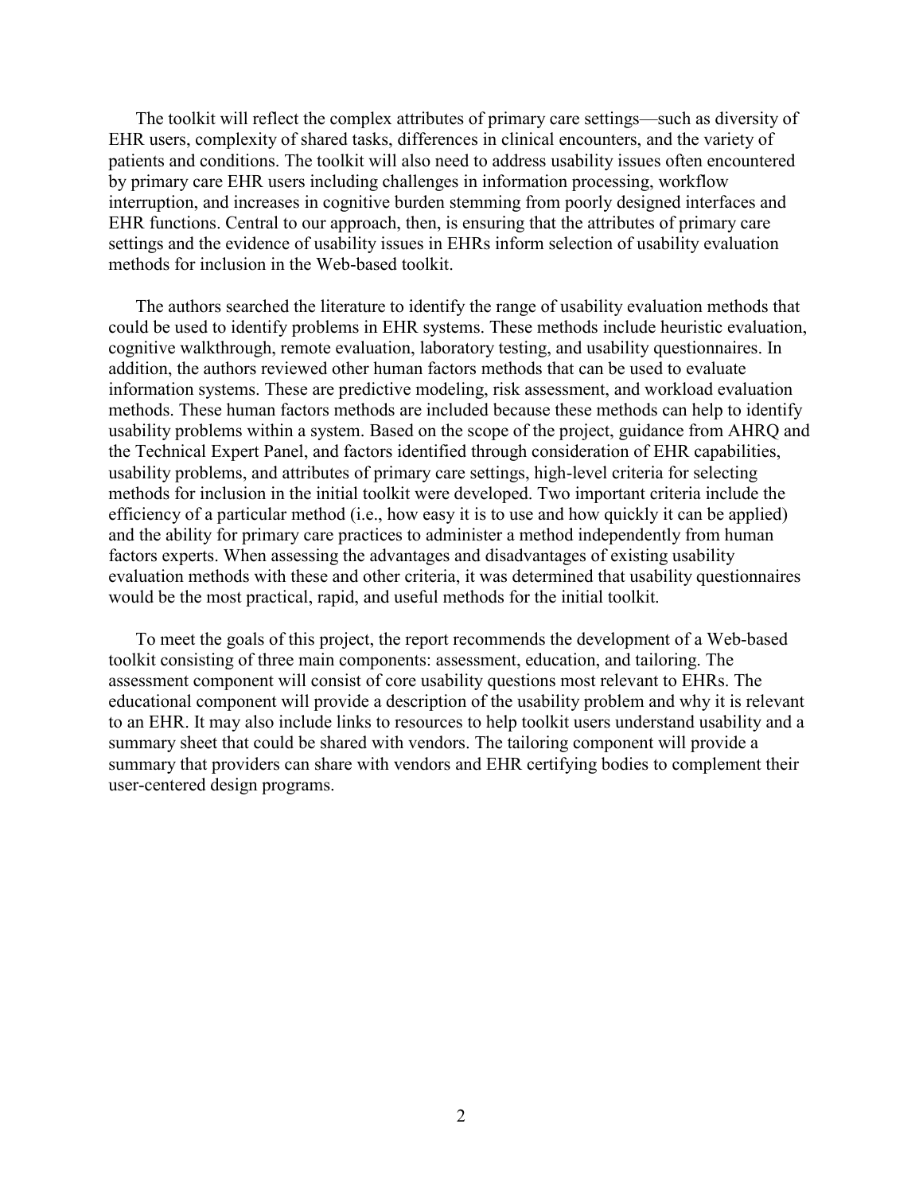The toolkit will reflect the complex attributes of primary care settings—such as diversity of EHR users, complexity of shared tasks, differences in clinical encounters, and the variety of patients and conditions. The toolkit will also need to address usability issues often encountered by primary care EHR users including challenges in information processing, workflow interruption, and increases in cognitive burden stemming from poorly designed interfaces and EHR functions. Central to our approach, then, is ensuring that the attributes of primary care settings and the evidence of usability issues in EHRs inform selection of usability evaluation methods for inclusion in the Web-based toolkit.

The authors searched the literature to identify the range of usability evaluation methods that could be used to identify problems in EHR systems. These methods include heuristic evaluation, cognitive walkthrough, remote evaluation, laboratory testing, and usability questionnaires. In addition, the authors reviewed other human factors methods that can be used to evaluate information systems. These are predictive modeling, risk assessment, and workload evaluation methods. These human factors methods are included because these methods can help to identify usability problems within a system. Based on the scope of the project, guidance from AHRQ and the Technical Expert Panel, and factors identified through consideration of EHR capabilities, usability problems, and attributes of primary care settings, high-level criteria for selecting methods for inclusion in the initial toolkit were developed. Two important criteria include the efficiency of a particular method (i.e., how easy it is to use and how quickly it can be applied) and the ability for primary care practices to administer a method independently from human factors experts. When assessing the advantages and disadvantages of existing usability evaluation methods with these and other criteria, it was determined that usability questionnaires would be the most practical, rapid, and useful methods for the initial toolkit.

To meet the goals of this project, the report recommends the development of a Web-based toolkit consisting of three main components: assessment, education, and tailoring. The assessment component will consist of core usability questions most relevant to EHRs. The educational component will provide a description of the usability problem and why it is relevant to an EHR. It may also include links to resources to help toolkit users understand usability and a summary sheet that could be shared with vendors. The tailoring component will provide a summary that providers can share with vendors and EHR certifying bodies to complement their user-centered design programs.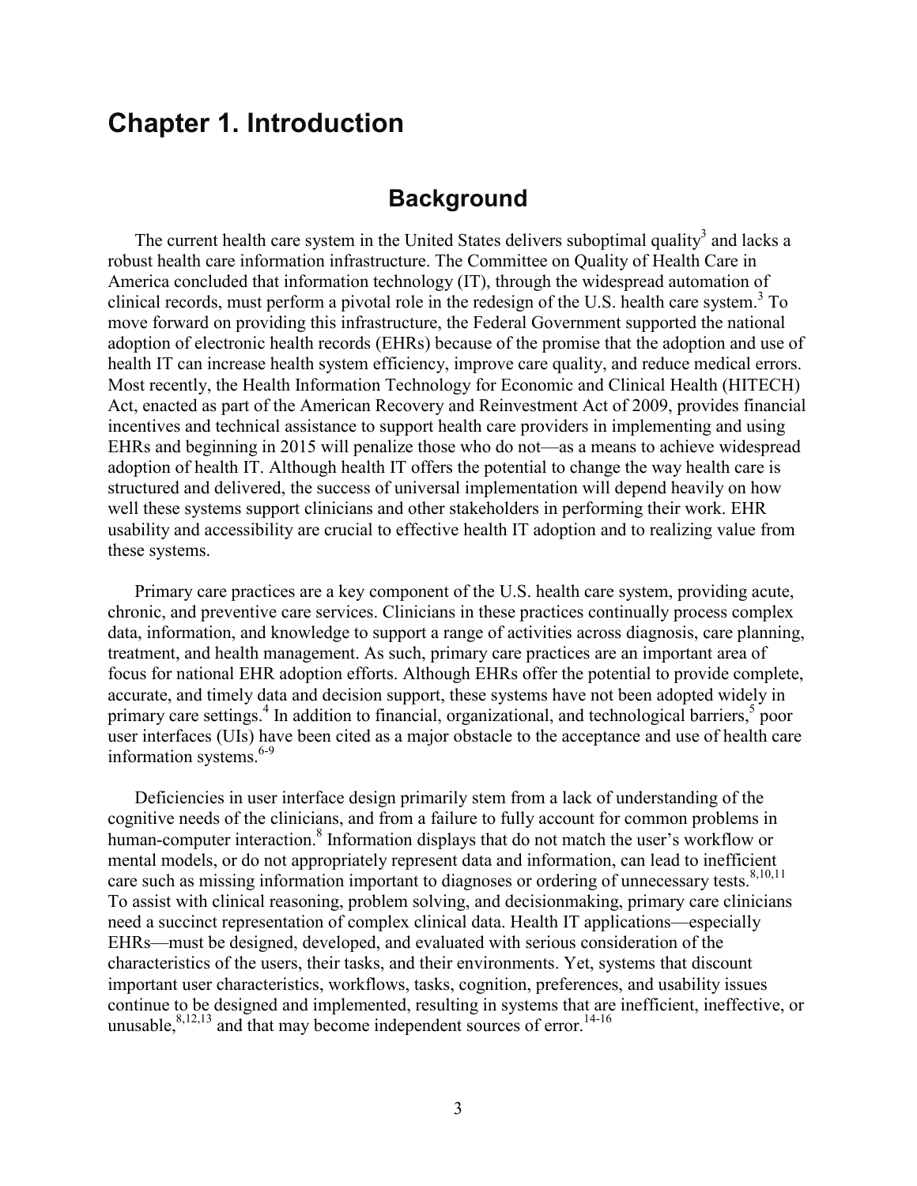# Chapter 1. Introduction

## Background

The current health care system in the United States delivers suboptimal quality[3] and lacks a robust health care information infrastructure. The Committee on Quality of Health Care in America concluded that information technology (IT), through the widespread automation of clinical records, must perform a pivotal role in the redesign of the U.S. health care system.[3] To move forward on providing this infrastructure, the Federal Government supported the national adoption of electronic health records (EHRs) because of the promise that the adoption and use of health IT can increase health system efficiency, improve care quality, and reduce medical errors. Most recently, the Health Information Technology for Economic and Clinical Health (HITECH) Act, enacted as part of the American Recovery and Reinvestment Act of 2009, provides financial incentives and technical assistance to support health care providers in implementing and using EHRs and beginning in 2015 will penalize those who do not—as a means to achieve widespread adoption of health IT. Although health IT offers the potential to change the way health care is structured and delivered, the success of universal implementation will depend heavily on how well these systems support clinicians and other stakeholders in performing their work. EHR usability and accessibility are crucial to effective health IT adoption and to realizing value from these systems.

Primary care practices are a key component of the U.S. health care system, providing acute, chronic, and preventive care services. Clinicians in these practices continually process complex data, information, and knowledge to support a range of activities across diagnosis, care planning, treatment, and health management. As such, primary care practices are an important area of focus for national EHR adoption efforts. Although EHRs offer the potential to provide complete, accurate, and timely data and decision support, these systems have not been adopted widely in primary care settings.[4] In addition to financial, organizational, and technological barriers,[5] poor user interfaces (UIs) have been cited as a major obstacle to the acceptance and use of health care information systems.[6-9]

Deficiencies in user interface design primarily stem from a lack of understanding of the cognitive needs of the clinicians, and from a failure to fully account for common problems in human-computer interaction.[8] Information displays that do not match the user's workflow or mental models, or do not appropriately represent data and information, can lead to inefficient care such as missing information important to diagnoses or ordering of unnecessary tests.[8,10,11] To assist with clinical reasoning, problem solving, and decisionmaking, primary care clinicians need a succinct representation of complex clinical data. Health IT applications—especially EHRs—must be designed, developed, and evaluated with serious consideration of the characteristics of the users, their tasks, and their environments. Yet, systems that discount important user characteristics, workflows, tasks, cognition, preferences, and usability issues continue to be designed and implemented, resulting in systems that are inefficient, ineffective, or unusable,[8,12,13] and that may become independent sources of error.[14-16]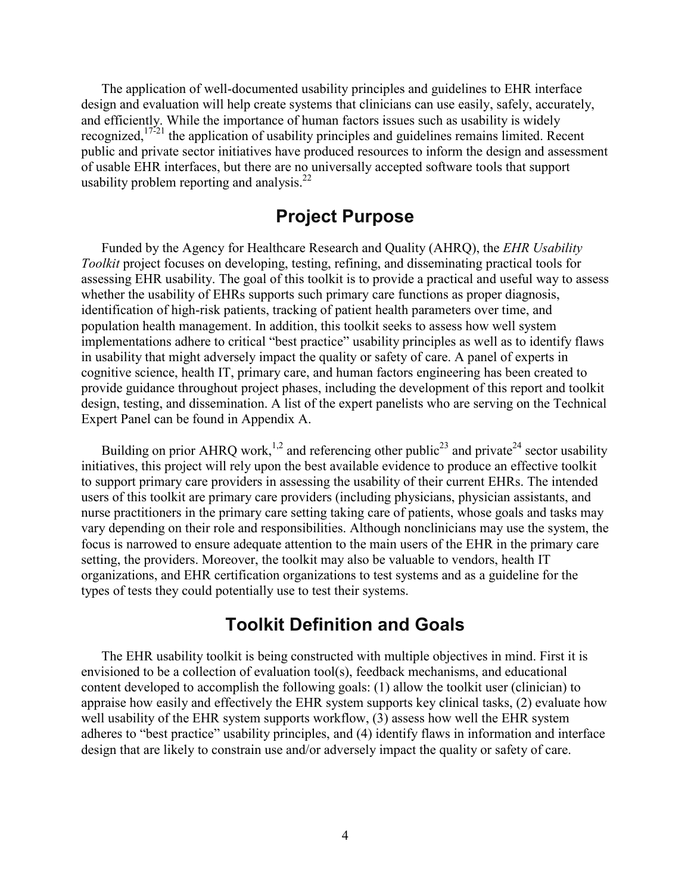The application of well-documented usability principles and guidelines to EHR interface design and evaluation will help create systems that clinicians can use easily, safely, accurately, and efficiently. While the importance of human factors issues such as usability is widely recognized,[17-21] the application of usability principles and guidelines remains limited. Recent public and private sector initiatives have produced resources to inform the design and assessment of usable EHR interfaces, but there are no universally accepted software tools that support usability problem reporting and analysis.[22]

## Project Purpose

Funded by the Agency for Healthcare Research and Quality (AHRQ), the *EHR Usability Toolkit* project focuses on developing, testing, refining, and disseminating practical tools for assessing EHR usability. The goal of this toolkit is to provide a practical and useful way to assess whether the usability of EHRs supports such primary care functions as proper diagnosis, identification of high-risk patients, tracking of patient health parameters over time, and population health management. In addition, this toolkit seeks to assess how well system implementations adhere to critical "best practice" usability principles as well as to identify flaws in usability that might adversely impact the quality or safety of care. A panel of experts in cognitive science, health IT, primary care, and human factors engineering has been created to provide guidance throughout project phases, including the development of this report and toolkit design, testing, and dissemination. A list of the expert panelists who are serving on the Technical Expert Panel can be found in Appendix A.

Building on prior AHRQ work,[1,2] and referencing other public[23] and private[24] sector usability initiatives, this project will rely upon the best available evidence to produce an effective toolkit to support primary care providers in assessing the usability of their current EHRs. The intended users of this toolkit are primary care providers (including physicians, physician assistants, and nurse practitioners in the primary care setting taking care of patients, whose goals and tasks may vary depending on their role and responsibilities. Although nonclinicians may use the system, the focus is narrowed to ensure adequate attention to the main users of the EHR in the primary care setting, the providers. Moreover, the toolkit may also be valuable to vendors, health IT organizations, and EHR certification organizations to test systems and as a guideline for the types of tests they could potentially use to test their systems.

## Toolkit Definition and Goals

The EHR usability toolkit is being constructed with multiple objectives in mind. First it is envisioned to be a collection of evaluation tool(s), feedback mechanisms, and educational content developed to accomplish the following goals: (1) allow the toolkit user (clinician) to appraise how easily and effectively the EHR system supports key clinical tasks, (2) evaluate how well usability of the EHR system supports workflow, (3) assess how well the EHR system adheres to "best practice" usability principles, and (4) identify flaws in information and interface design that are likely to constrain use and/or adversely impact the quality or safety of care.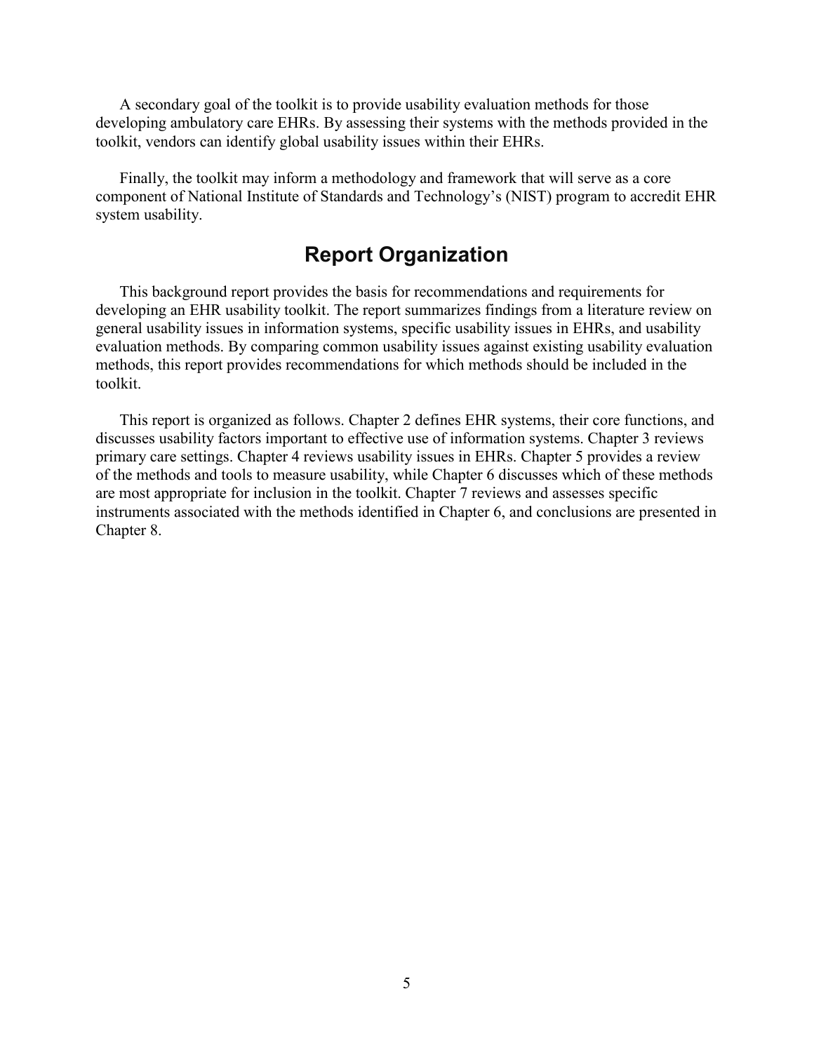A secondary goal of the toolkit is to provide usability evaluation methods for those developing ambulatory care EHRs. By assessing their systems with the methods provided in the toolkit, vendors can identify global usability issues within their EHRs.

Finally, the toolkit may inform a methodology and framework that will serve as a core component of National Institute of Standards and Technology's (NIST) program to accredit EHR system usability.

## Report Organization

This background report provides the basis for recommendations and requirements for developing an EHR usability toolkit. The report summarizes findings from a literature review on general usability issues in information systems, specific usability issues in EHRs, and usability evaluation methods. By comparing common usability issues against existing usability evaluation methods, this report provides recommendations for which methods should be included in the toolkit.

This report is organized as follows. Chapter 2 defines EHR systems, their core functions, and discusses usability factors important to effective use of information systems. Chapter 3 reviews primary care settings. Chapter 4 reviews usability issues in EHRs. Chapter 5 provides a review of the methods and tools to measure usability, while Chapter 6 discusses which of these methods are most appropriate for inclusion in the toolkit. Chapter 7 reviews and assesses specific instruments associated with the methods identified in Chapter 6, and conclusions are presented in Chapter 8.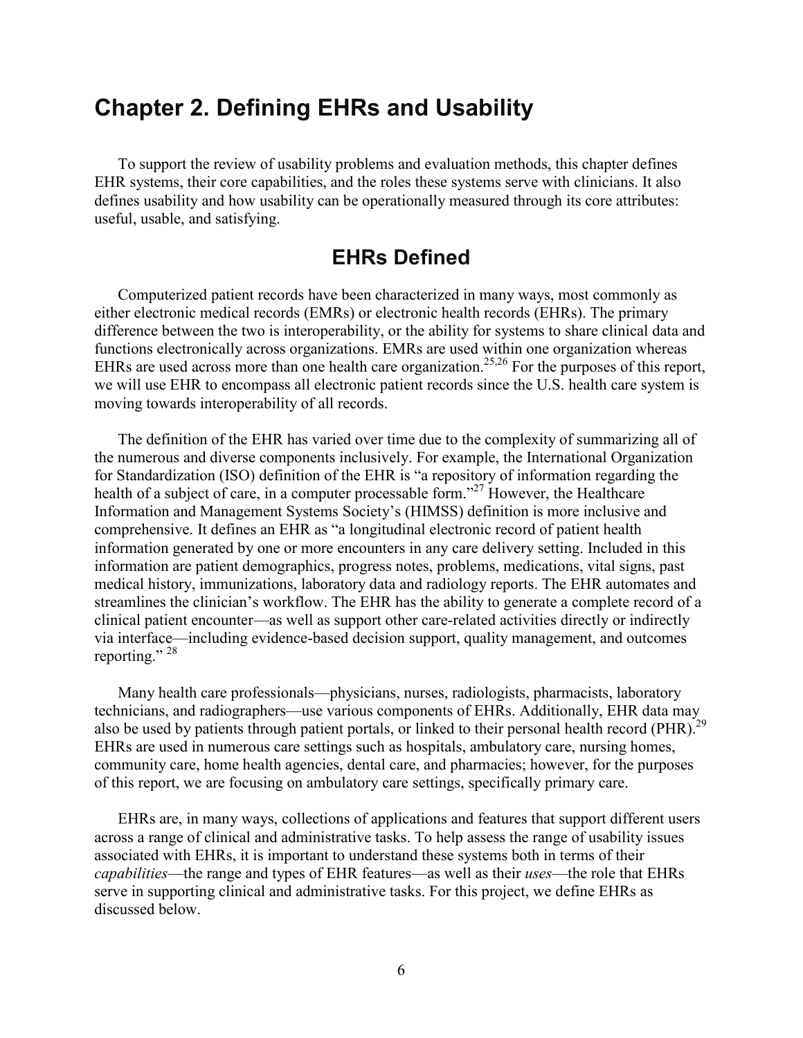# Chapter 2. Defining EHRs and Usability

To support the review of usability problems and evaluation methods, this chapter defines EHR systems, their core capabilities, and the roles these systems serve with clinicians. It also defines usability and how usability can be operationally measured through its core attributes: useful, usable, and satisfying.

## EHRs Defined

Computerized patient records have been characterized in many ways, most commonly as either electronic medical records (EMRs) or electronic health records (EHRs). The primary difference between the two is interoperability, or the ability for systems to share clinical data and functions electronically across organizations. EMRs are used within one organization whereas EHRs are used across more than one health care organization.[25,26] For the purposes of this report, we will use EHR to encompass all electronic patient records since the U.S. health care system is moving towards interoperability of all records.

The definition of the EHR has varied over time due to the complexity of summarizing all of the numerous and diverse components inclusively. For example, the International Organization for Standardization (ISO) definition of the EHR is "a repository of information regarding the health of a subject of care, in a computer processable form."[27] However, the Healthcare Information and Management Systems Society's (HIMSS) definition is more inclusive and comprehensive. It defines an EHR as "a longitudinal electronic record of patient health information generated by one or more encounters in any care delivery setting. Included in this information are patient demographics, progress notes, problems, medications, vital signs, past medical history, immunizations, laboratory data and radiology reports. The EHR automates and streamlines the clinician's workflow. The EHR has the ability to generate a complete record of a clinical patient encounter—as well as support other care-related activities directly or indirectly via interface—including evidence-based decision support, quality management, and outcomes reporting."[28]

Many health care professionals—physicians, nurses, radiologists, pharmacists, laboratory technicians, and radiographers—use various components of EHRs. Additionally, EHR data may also be used by patients through patient portals, or linked to their personal health record (PHR).[29] EHRs are used in numerous care settings such as hospitals, ambulatory care, nursing homes, community care, home health agencies, dental care, and pharmacies; however, for the purposes of this report, we are focusing on ambulatory care settings, specifically primary care.

EHRs are, in many ways, collections of applications and features that support different users across a range of clinical and administrative tasks. To help assess the range of usability issues associated with EHRs, it is important to understand these systems both in terms of their *capabilities*—the range and types of EHR features—as well as their *uses*—the role that EHRs serve in supporting clinical and administrative tasks. For this project, we define EHRs as discussed below.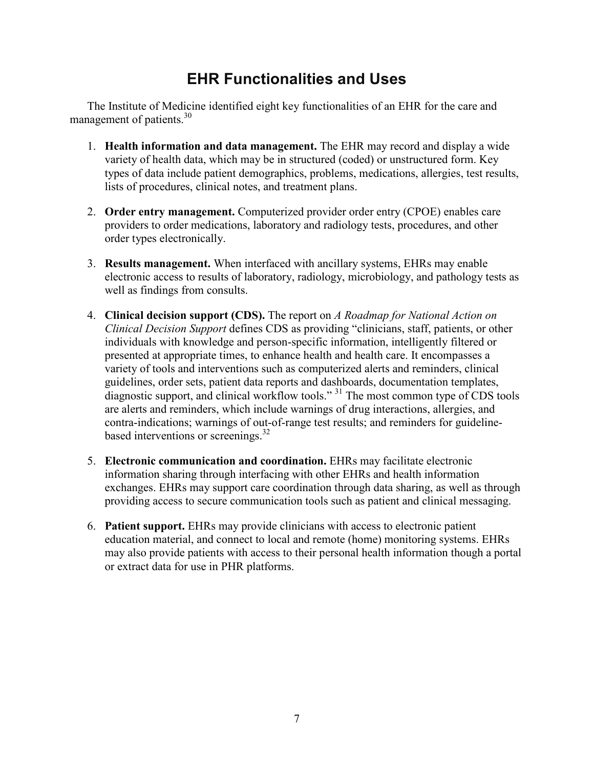## EHR Functionalities and Uses

The Institute of Medicine identified eight key functionalities of an EHR for the care and management of patients.[30]

1. **Health information and data management.** The EHR may record and display a wide variety of health data, which may be in structured (coded) or unstructured form. Key types of data include patient demographics, problems, medications, allergies, test results, lists of procedures, clinical notes, and treatment plans.

2. **Order entry management.** Computerized provider order entry (CPOE) enables care providers to order medications, laboratory and radiology tests, procedures, and other order types electronically.

3. **Results management.** When interfaced with ancillary systems, EHRs may enable electronic access to results of laboratory, radiology, microbiology, and pathology tests as well as findings from consults.

4. **Clinical decision support (CDS).** The report on *A Roadmap for National Action on Clinical Decision Support* defines CDS as providing "clinicians, staff, patients, or other individuals with knowledge and person-specific information, intelligently filtered or presented at appropriate times, to enhance health and health care. It encompasses a variety of tools and interventions such as computerized alerts and reminders, clinical guidelines, order sets, patient data reports and dashboards, documentation templates, diagnostic support, and clinical workflow tools." [31] The most common type of CDS tools are alerts and reminders, which include warnings of drug interactions, allergies, and contra-indications; warnings of out-of-range test results; and reminders for guideline-based interventions or screenings.[32]

5. **Electronic communication and coordination.** EHRs may facilitate electronic information sharing through interfacing with other EHRs and health information exchanges. EHRs may support care coordination through data sharing, as well as through providing access to secure communication tools such as patient and clinical messaging.

6. **Patient support.** EHRs may provide clinicians with access to electronic patient education material, and connect to local and remote (home) monitoring systems. EHRs may also provide patients with access to their personal health information though a portal or extract data for use in PHR platforms.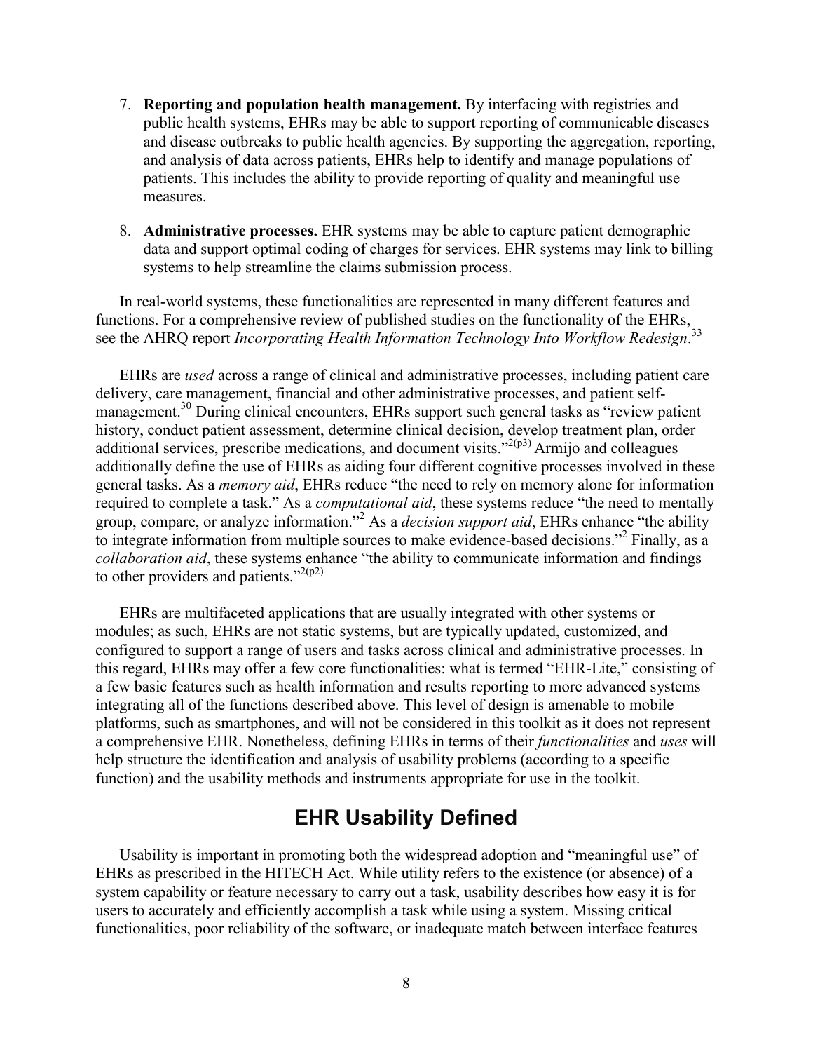7. **Reporting and population health management.** By interfacing with registries and public health systems, EHRs may be able to support reporting of communicable diseases and disease outbreaks to public health agencies. By supporting the aggregation, reporting, and analysis of data across patients, EHRs help to identify and manage populations of patients. This includes the ability to provide reporting of quality and meaningful use measures.

8. **Administrative processes.** EHR systems may be able to capture patient demographic data and support optimal coding of charges for services. EHR systems may link to billing systems to help streamline the claims submission process.

In real-world systems, these functionalities are represented in many different features and functions. For a comprehensive review of published studies on the functionality of the EHRs, see the AHRQ report *Incorporating Health Information Technology Into Workflow Redesign*.[33]

EHRs are *used* across a range of clinical and administrative processes, including patient care delivery, care management, financial and other administrative processes, and patient self-management.[30] During clinical encounters, EHRs support such general tasks as "review patient history, conduct patient assessment, determine clinical decision, develop treatment plan, order additional services, prescribe medications, and document visits."[2(p3)] Armijo and colleagues additionally define the use of EHRs as aiding four different cognitive processes involved in these general tasks. As a *memory aid*, EHRs reduce "the need to rely on memory alone for information required to complete a task." As a *computational aid*, these systems reduce "the need to mentally group, compare, or analyze information."[2] As a *decision support aid*, EHRs enhance "the ability to integrate information from multiple sources to make evidence-based decisions."[2] Finally, as a *collaboration aid*, these systems enhance "the ability to communicate information and findings to other providers and patients."[2(p2)]

EHRs are multifaceted applications that are usually integrated with other systems or modules; as such, EHRs are not static systems, but are typically updated, customized, and configured to support a range of users and tasks across clinical and administrative processes. In this regard, EHRs may offer a few core functionalities: what is termed "EHR-Lite," consisting of a few basic features such as health information and results reporting to more advanced systems integrating all of the functions described above. This level of design is amenable to mobile platforms, such as smartphones, and will not be considered in this toolkit as it does not represent a comprehensive EHR. Nonetheless, defining EHRs in terms of their *functionalities* and *uses* will help structure the identification and analysis of usability problems (according to a specific function) and the usability methods and instruments appropriate for use in the toolkit.

## EHR Usability Defined

Usability is important in promoting both the widespread adoption and "meaningful use" of EHRs as prescribed in the HITECH Act. While utility refers to the existence (or absence) of a system capability or feature necessary to carry out a task, usability describes how easy it is for users to accurately and efficiently accomplish a task while using a system. Missing critical functionalities, poor reliability of the software, or inadequate match between interface features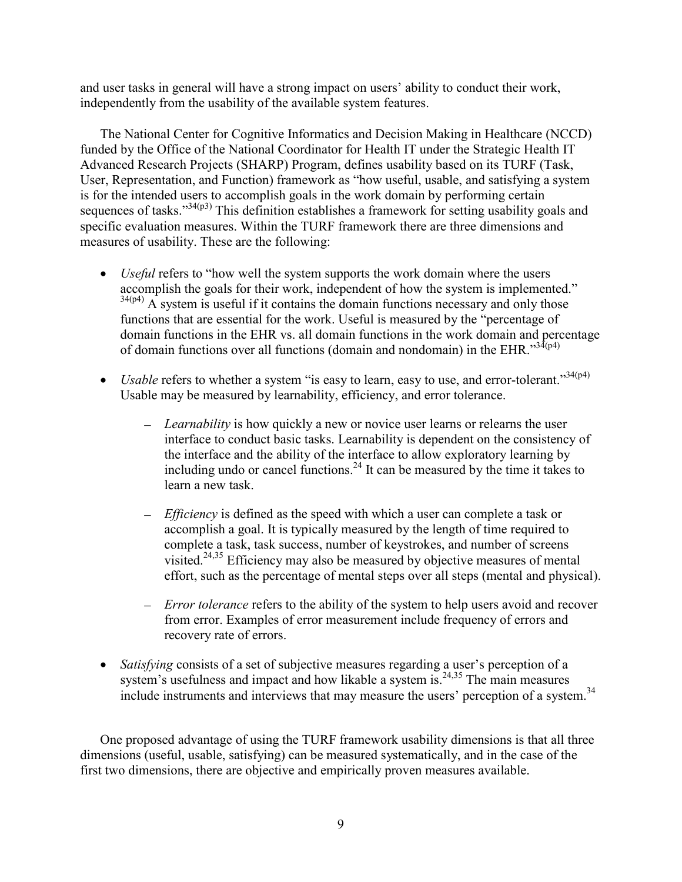and user tasks in general will have a strong impact on users' ability to conduct their work, independently from the usability of the available system features.

The National Center for Cognitive Informatics and Decision Making in Healthcare (NCCD) funded by the Office of the National Coordinator for Health IT under the Strategic Health IT Advanced Research Projects (SHARP) Program, defines usability based on its TURF (Task, User, Representation, and Function) framework as "how useful, usable, and satisfying a system is for the intended users to accomplish goals in the work domain by performing certain sequences of tasks."[34(p3)] This definition establishes a framework for setting usability goals and specific evaluation measures. Within the TURF framework there are three dimensions and measures of usability. These are the following:

- *Useful* refers to "how well the system supports the work domain where the users accomplish the goals for their work, independent of how the system is implemented."[34(p4)] A system is useful if it contains the domain functions necessary and only those functions that are essential for the work. Useful is measured by the "percentage of domain functions in the EHR vs. all domain functions in the work domain and percentage of domain functions over all functions (domain and nondomain) in the EHR."[34(p4)]
- *Usable* refers to whether a system "is easy to learn, easy to use, and error-tolerant."[34(p4)] Usable may be measured by learnability, efficiency, and error tolerance.
  - *Learnability* is how quickly a new or novice user learns or relearns the user interface to conduct basic tasks. Learnability is dependent on the consistency of the interface and the ability of the interface to allow exploratory learning by including undo or cancel functions.[24] It can be measured by the time it takes to learn a new task.
  - *Efficiency* is defined as the speed with which a user can complete a task or accomplish a goal. It is typically measured by the length of time required to complete a task, task success, number of keystrokes, and number of screens visited.[24,35] Efficiency may also be measured by objective measures of mental effort, such as the percentage of mental steps over all steps (mental and physical).
  - *Error tolerance* refers to the ability of the system to help users avoid and recover from error. Examples of error measurement include frequency of errors and recovery rate of errors.
- *Satisfying* consists of a set of subjective measures regarding a user's perception of a system's usefulness and impact and how likable a system is.[24,35] The main measures include instruments and interviews that may measure the users' perception of a system.[34]

One proposed advantage of using the TURF framework usability dimensions is that all three dimensions (useful, usable, satisfying) can be measured systematically, and in the case of the first two dimensions, there are objective and empirically proven measures available.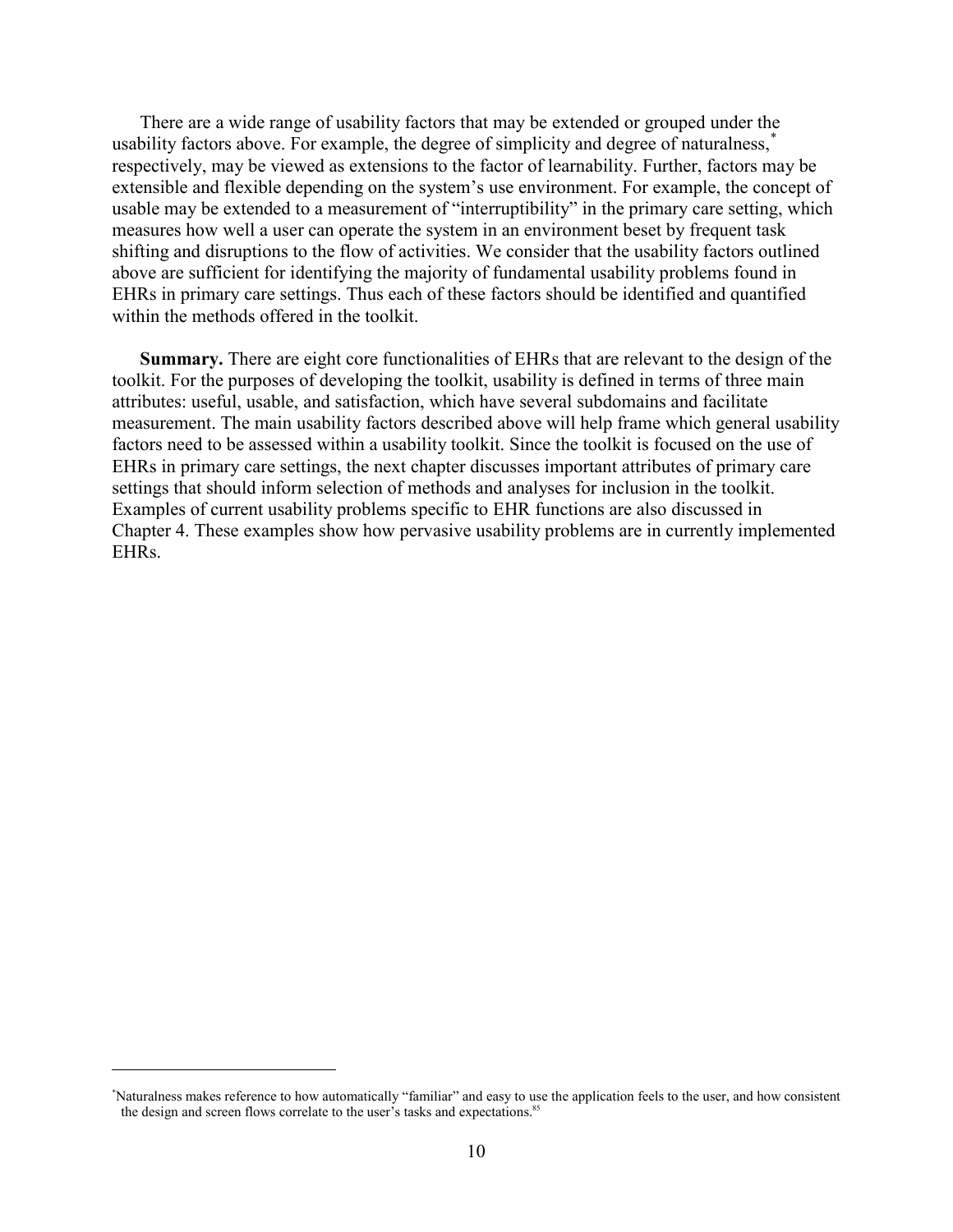There are a wide range of usability factors that may be extended or grouped under the usability factors above. For example, the degree of simplicity and degree of naturalness,[*] respectively, may be viewed as extensions to the factor of learnability. Further, factors may be extensible and flexible depending on the system's use environment. For example, the concept of usable may be extended to a measurement of "interruptibility" in the primary care setting, which measures how well a user can operate the system in an environment beset by frequent task shifting and disruptions to the flow of activities. We consider that the usability factors outlined above are sufficient for identifying the majority of fundamental usability problems found in EHRs in primary care settings. Thus each of these factors should be identified and quantified within the methods offered in the toolkit.

**Summary.** There are eight core functionalities of EHRs that are relevant to the design of the toolkit. For the purposes of developing the toolkit, usability is defined in terms of three main attributes: useful, usable, and satisfaction, which have several subdomains and facilitate measurement. The main usability factors described above will help frame which general usability factors need to be assessed within a usability toolkit. Since the toolkit is focused on the use of EHRs in primary care settings, the next chapter discusses important attributes of primary care settings that should inform selection of methods and analyses for inclusion in the toolkit. Examples of current usability problems specific to EHR functions are also discussed in Chapter 4. These examples show how pervasive usability problems are in currently implemented EHRs.

---

[*]Naturalness makes reference to how automatically "familiar" and easy to use the application feels to the user, and how consistent the design and screen flows correlate to the user's tasks and expectations.[85]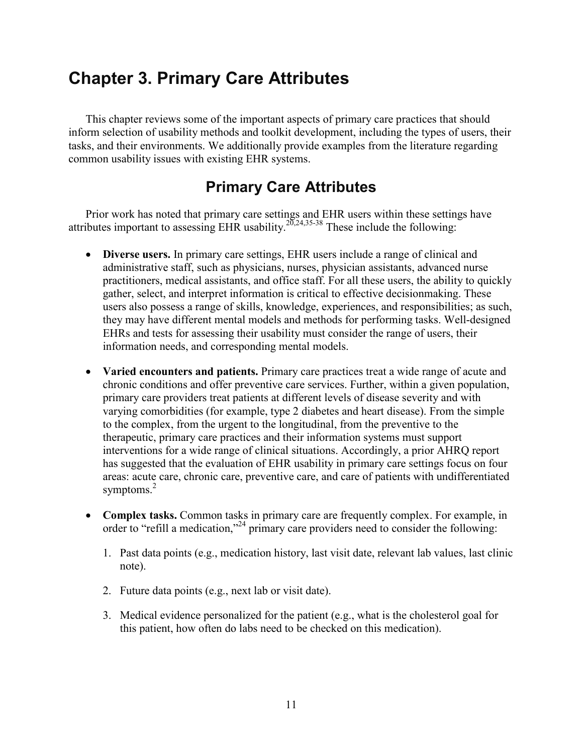# Chapter 3. Primary Care Attributes

This chapter reviews some of the important aspects of primary care practices that should inform selection of usability methods and toolkit development, including the types of users, their tasks, and their environments. We additionally provide examples from the literature regarding common usability issues with existing EHR systems.

## Primary Care Attributes

Prior work has noted that primary care settings and EHR users within these settings have attributes important to assessing EHR usability.[20,24,35-38] These include the following:

- **Diverse users.** In primary care settings, EHR users include a range of clinical and administrative staff, such as physicians, nurses, physician assistants, advanced nurse practitioners, medical assistants, and office staff. For all these users, the ability to quickly gather, select, and interpret information is critical to effective decisionmaking. These users also possess a range of skills, knowledge, experiences, and responsibilities; as such, they may have different mental models and methods for performing tasks. Well-designed EHRs and tests for assessing their usability must consider the range of users, their information needs, and corresponding mental models.

- **Varied encounters and patients.** Primary care practices treat a wide range of acute and chronic conditions and offer preventive care services. Further, within a given population, primary care providers treat patients at different levels of disease severity and with varying comorbidities (for example, type 2 diabetes and heart disease). From the simple to the complex, from the urgent to the longitudinal, from the preventive to the therapeutic, primary care practices and their information systems must support interventions for a wide range of clinical situations. Accordingly, a prior AHRQ report has suggested that the evaluation of EHR usability in primary care settings focus on four areas: acute care, chronic care, preventive care, and care of patients with undifferentiated symptoms.[2]

- **Complex tasks.** Common tasks in primary care are frequently complex. For example, in order to "refill a medication,"[24] primary care providers need to consider the following:

  1. Past data points (e.g., medication history, last visit date, relevant lab values, last clinic note).

  2. Future data points (e.g., next lab or visit date).

  3. Medical evidence personalized for the patient (e.g., what is the cholesterol goal for this patient, how often do labs need to be checked on this medication).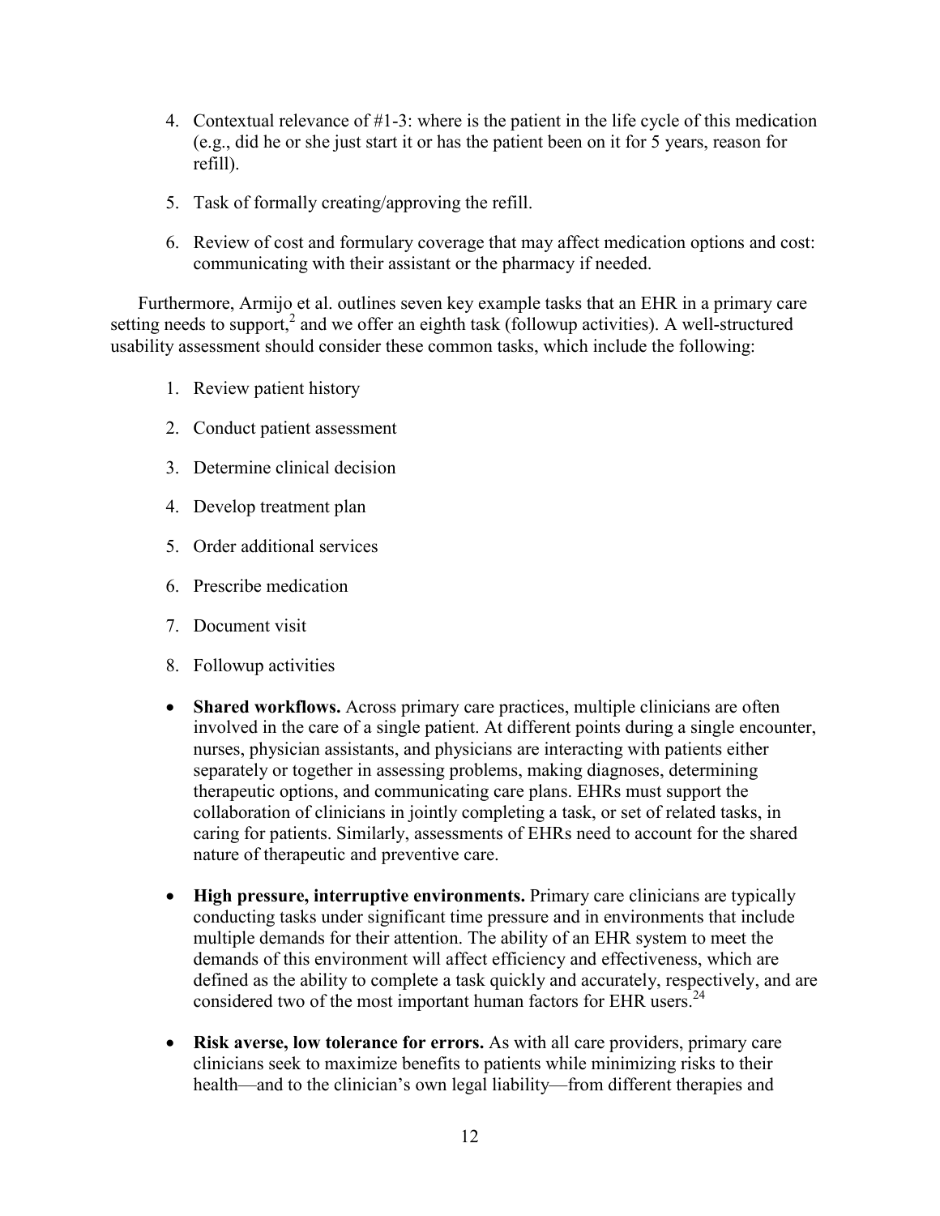4. Contextual relevance of #1-3: where is the patient in the life cycle of this medication (e.g., did he or she just start it or has the patient been on it for 5 years, reason for refill).

5. Task of formally creating/approving the refill.

6. Review of cost and formulary coverage that may affect medication options and cost: communicating with their assistant or the pharmacy if needed.

Furthermore, Armijo et al. outlines seven key example tasks that an EHR in a primary care setting needs to support,[2] and we offer an eighth task (followup activities). A well-structured usability assessment should consider these common tasks, which include the following:

1. Review patient history
2. Conduct patient assessment
3. Determine clinical decision
4. Develop treatment plan
5. Order additional services
6. Prescribe medication
7. Document visit
8. Followup activities

- **Shared workflows.** Across primary care practices, multiple clinicians are often involved in the care of a single patient. At different points during a single encounter, nurses, physician assistants, and physicians are interacting with patients either separately or together in assessing problems, making diagnoses, determining therapeutic options, and communicating care plans. EHRs must support the collaboration of clinicians in jointly completing a task, or set of related tasks, in caring for patients. Similarly, assessments of EHRs need to account for the shared nature of therapeutic and preventive care.

- **High pressure, interruptive environments.** Primary care clinicians are typically conducting tasks under significant time pressure and in environments that include multiple demands for their attention. The ability of an EHR system to meet the demands of this environment will affect efficiency and effectiveness, which are defined as the ability to complete a task quickly and accurately, respectively, and are considered two of the most important human factors for EHR users.[24]

- **Risk averse, low tolerance for errors.** As with all care providers, primary care clinicians seek to maximize benefits to patients while minimizing risks to their health—and to the clinician's own legal liability—from different therapies and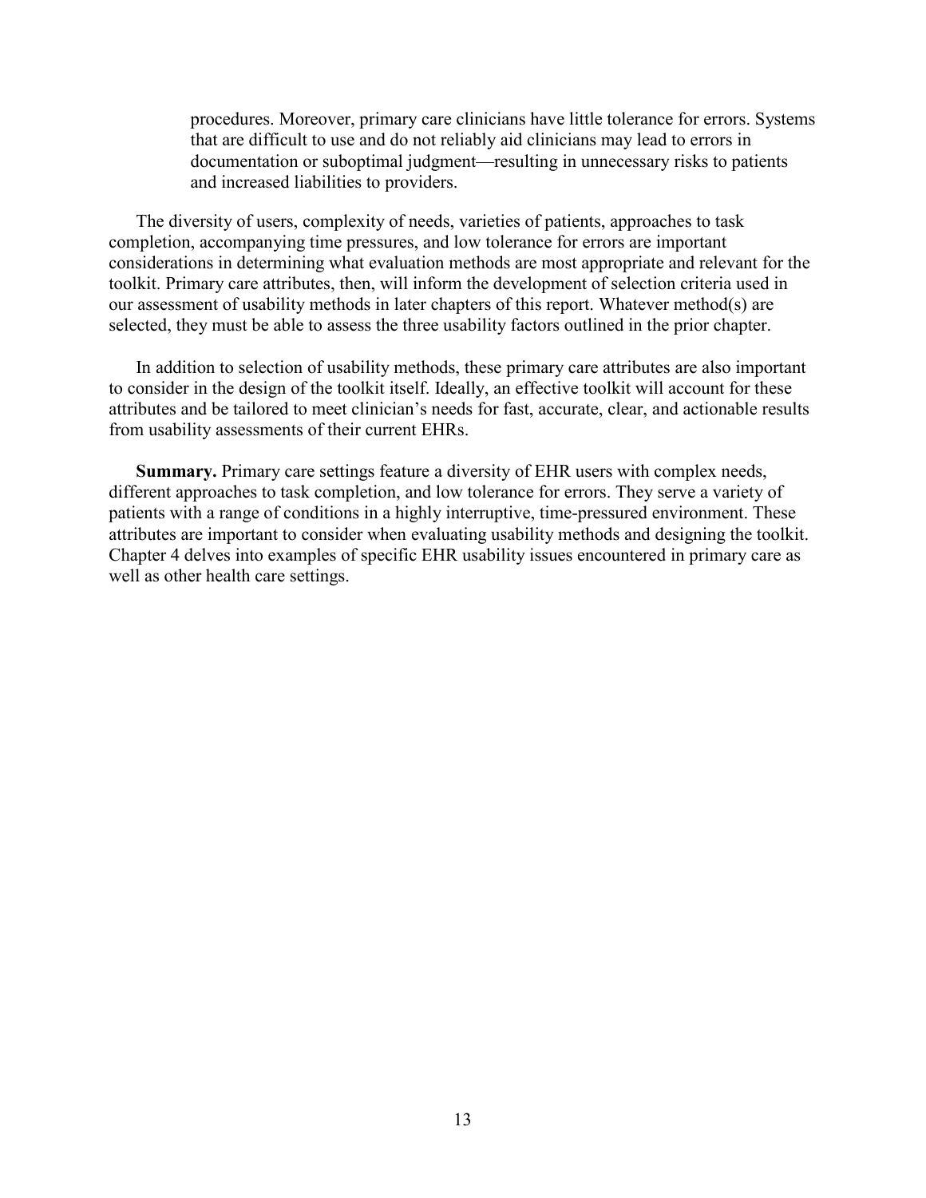procedures. Moreover, primary care clinicians have little tolerance for errors. Systems that are difficult to use and do not reliably aid clinicians may lead to errors in documentation or suboptimal judgment—resulting in unnecessary risks to patients and increased liabilities to providers.

The diversity of users, complexity of needs, varieties of patients, approaches to task completion, accompanying time pressures, and low tolerance for errors are important considerations in determining what evaluation methods are most appropriate and relevant for the toolkit. Primary care attributes, then, will inform the development of selection criteria used in our assessment of usability methods in later chapters of this report. Whatever method(s) are selected, they must be able to assess the three usability factors outlined in the prior chapter.

In addition to selection of usability methods, these primary care attributes are also important to consider in the design of the toolkit itself. Ideally, an effective toolkit will account for these attributes and be tailored to meet clinician's needs for fast, accurate, clear, and actionable results from usability assessments of their current EHRs.

**Summary.** Primary care settings feature a diversity of EHR users with complex needs, different approaches to task completion, and low tolerance for errors. They serve a variety of patients with a range of conditions in a highly interruptive, time-pressured environment. These attributes are important to consider when evaluating usability methods and designing the toolkit. Chapter 4 delves into examples of specific EHR usability issues encountered in primary care as well as other health care settings.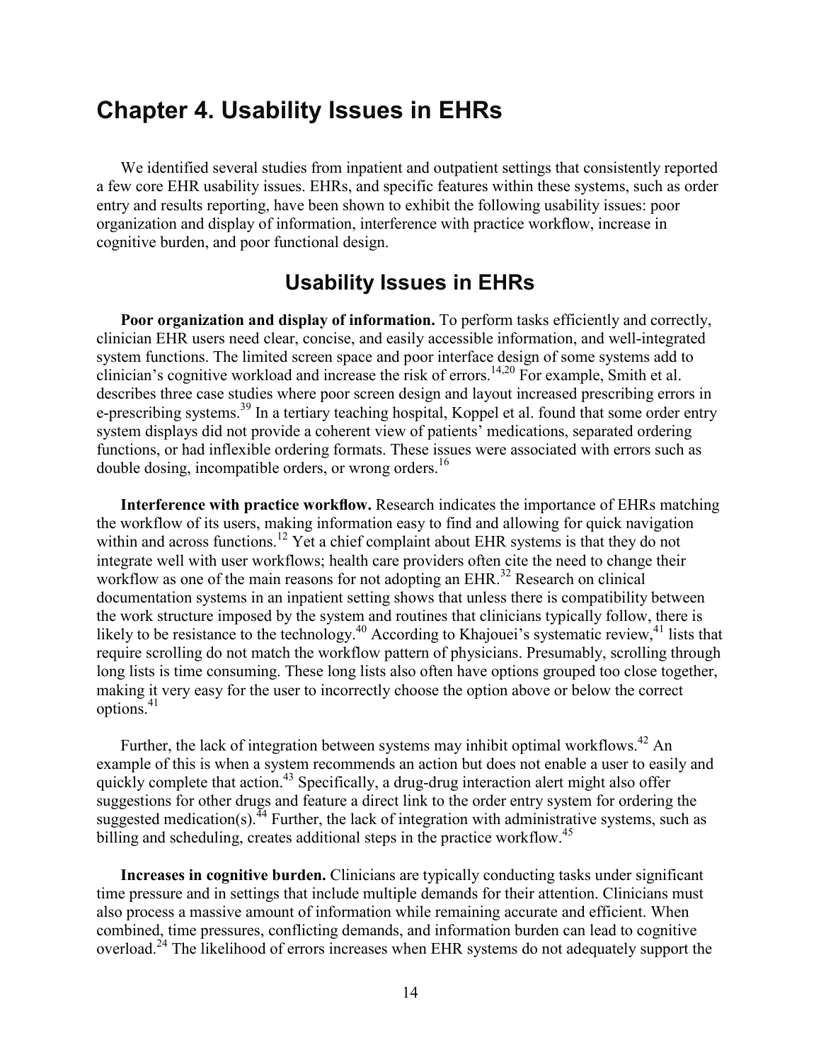# Chapter 4. Usability Issues in EHRs

We identified several studies from inpatient and outpatient settings that consistently reported a few core EHR usability issues. EHRs, and specific features within these systems, such as order entry and results reporting, have been shown to exhibit the following usability issues: poor organization and display of information, interference with practice workflow, increase in cognitive burden, and poor functional design.

## Usability Issues in EHRs

**Poor organization and display of information.** To perform tasks efficiently and correctly, clinician EHR users need clear, concise, and easily accessible information, and well-integrated system functions. The limited screen space and poor interface design of some systems add to clinician's cognitive workload and increase the risk of errors.[14,20] For example, Smith et al. describes three case studies where poor screen design and layout increased prescribing errors in e-prescribing systems.[39] In a tertiary teaching hospital, Koppel et al. found that some order entry system displays did not provide a coherent view of patients' medications, separated ordering functions, or had inflexible ordering formats. These issues were associated with errors such as double dosing, incompatible orders, or wrong orders.[16]

**Interference with practice workflow.** Research indicates the importance of EHRs matching the workflow of its users, making information easy to find and allowing for quick navigation within and across functions.[12] Yet a chief complaint about EHR systems is that they do not integrate well with user workflows; health care providers often cite the need to change their workflow as one of the main reasons for not adopting an EHR.[32] Research on clinical documentation systems in an inpatient setting shows that unless there is compatibility between the work structure imposed by the system and routines that clinicians typically follow, there is likely to be resistance to the technology.[40] According to Khajouei's systematic review,[41] lists that require scrolling do not match the workflow pattern of physicians. Presumably, scrolling through long lists is time consuming. These long lists also often have options grouped too close together, making it very easy for the user to incorrectly choose the option above or below the correct options.[41]

Further, the lack of integration between systems may inhibit optimal workflows.[42] An example of this is when a system recommends an action but does not enable a user to easily and quickly complete that action.[43] Specifically, a drug-drug interaction alert might also offer suggestions for other drugs and feature a direct link to the order entry system for ordering the suggested medication(s).[44] Further, the lack of integration with administrative systems, such as billing and scheduling, creates additional steps in the practice workflow.[45]

**Increases in cognitive burden.** Clinicians are typically conducting tasks under significant time pressure and in settings that include multiple demands for their attention. Clinicians must also process a massive amount of information while remaining accurate and efficient. When combined, time pressures, conflicting demands, and information burden can lead to cognitive overload.[24] The likelihood of errors increases when EHR systems do not adequately support the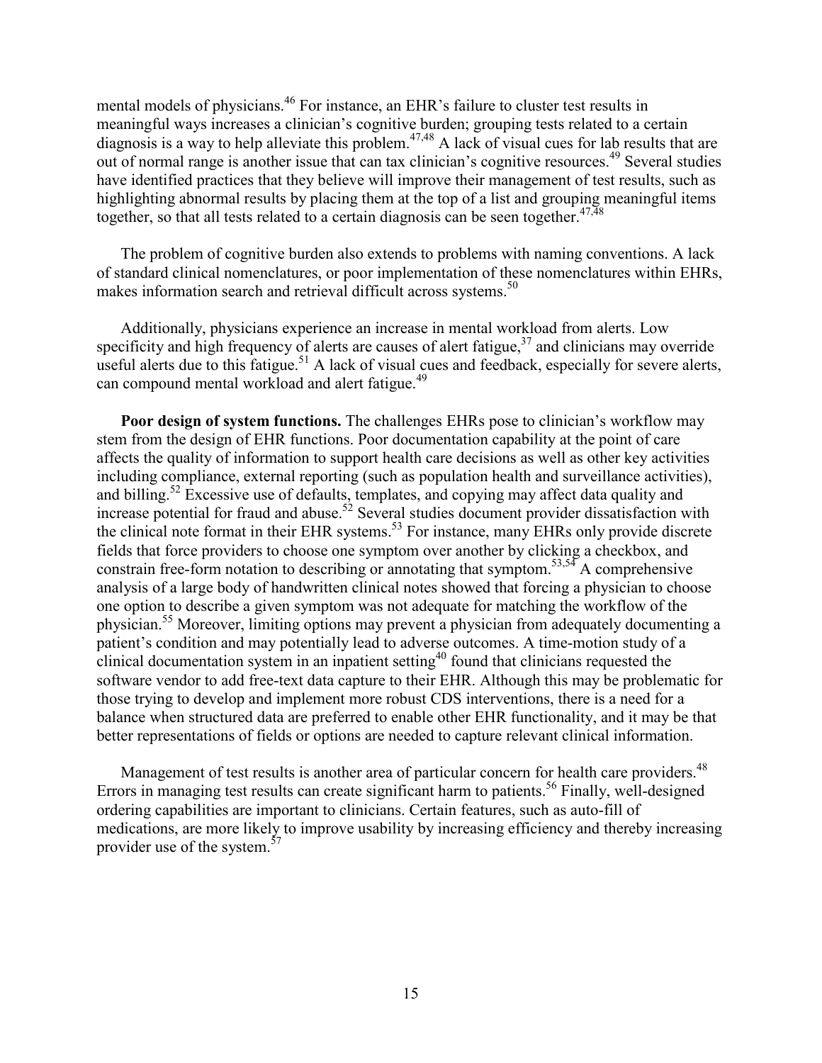mental models of physicians.[46] For instance, an EHR's failure to cluster test results in meaningful ways increases a clinician's cognitive burden; grouping tests related to a certain diagnosis is a way to help alleviate this problem.[47,48] A lack of visual cues for lab results that are out of normal range is another issue that can tax clinician's cognitive resources.[49] Several studies have identified practices that they believe will improve their management of test results, such as highlighting abnormal results by placing them at the top of a list and grouping meaningful items together, so that all tests related to a certain diagnosis can be seen together.[47,48]

The problem of cognitive burden also extends to problems with naming conventions. A lack of standard clinical nomenclatures, or poor implementation of these nomenclatures within EHRs, makes information search and retrieval difficult across systems.[50]

Additionally, physicians experience an increase in mental workload from alerts. Low specificity and high frequency of alerts are causes of alert fatigue,[37] and clinicians may override useful alerts due to this fatigue.[51] A lack of visual cues and feedback, especially for severe alerts, can compound mental workload and alert fatigue.[49]

**Poor design of system functions.** The challenges EHRs pose to clinician's workflow may stem from the design of EHR functions. Poor documentation capability at the point of care affects the quality of information to support health care decisions as well as other key activities including compliance, external reporting (such as population health and surveillance activities), and billing.[52] Excessive use of defaults, templates, and copying may affect data quality and increase potential for fraud and abuse.[52] Several studies document provider dissatisfaction with the clinical note format in their EHR systems.[53] For instance, many EHRs only provide discrete fields that force providers to choose one symptom over another by clicking a checkbox, and constrain free-form notation to describing or annotating that symptom.[53,54] A comprehensive analysis of a large body of handwritten clinical notes showed that forcing a physician to choose one option to describe a given symptom was not adequate for matching the workflow of the physician.[55] Moreover, limiting options may prevent a physician from adequately documenting a patient's condition and may potentially lead to adverse outcomes. A time-motion study of a clinical documentation system in an inpatient setting[40] found that clinicians requested the software vendor to add free-text data capture to their EHR. Although this may be problematic for those trying to develop and implement more robust CDS interventions, there is a need for a balance when structured data are preferred to enable other EHR functionality, and it may be that better representations of fields or options are needed to capture relevant clinical information.

Management of test results is another area of particular concern for health care providers.[48] Errors in managing test results can create significant harm to patients.[56] Finally, well-designed ordering capabilities are important to clinicians. Certain features, such as auto-fill of medications, are more likely to improve usability by increasing efficiency and thereby increasing provider use of the system.[57]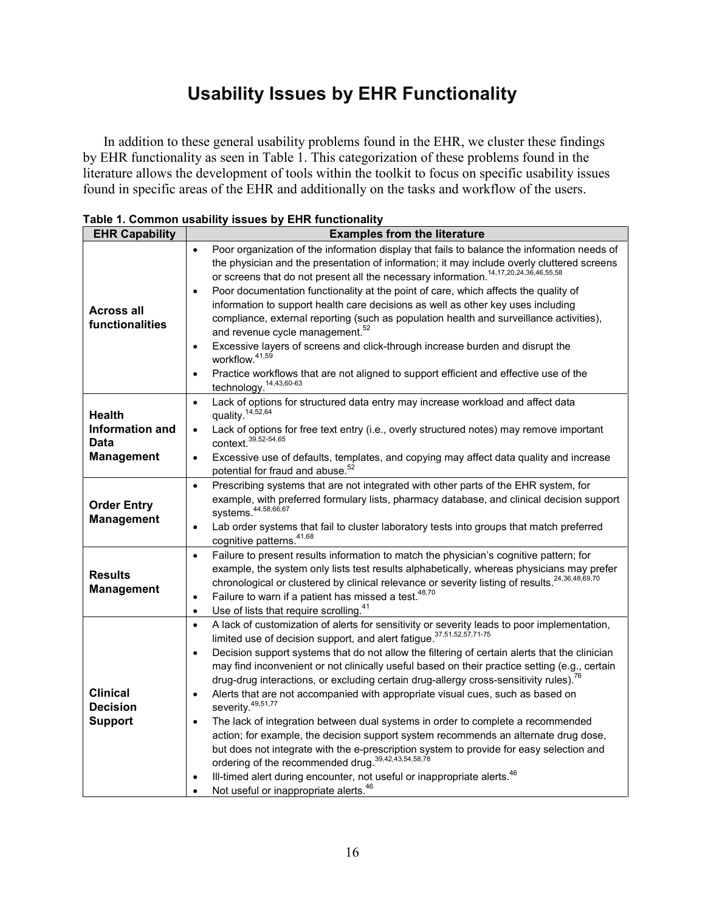# Usability Issues by EHR Functionality

In addition to these general usability problems found in the EHR, we cluster these findings by EHR functionality as seen in Table 1. This categorization of these problems found in the literature allows the development of tools within the toolkit to focus on specific usability issues found in specific areas of the EHR and additionally on the tasks and workflow of the users.

**Table 1. Common usability issues by EHR functionality**

| EHR Capability | Examples from the literature |
|---|---|
| **Across all functionalities** | • Poor organization of the information display that fails to balance the information needs of the physician and the presentation of information; it may include overly cluttered screens or screens that do not present all the necessary information.[14,17,20,24,36,46,55,58]<br>• Poor documentation functionality at the point of care, which affects the quality of information to support health care decisions as well as other key uses including compliance, external reporting (such as population health and surveillance activities), and revenue cycle management.[52]<br>• Excessive layers of screens and click-through increase burden and disrupt the workflow.[41,59]<br>• Practice workflows that are not aligned to support efficient and effective use of the technology.[14,43,60-63] |
| **Health Information and Data Management** | • Lack of options for structured data entry may increase workload and affect data quality.[14,52,64]<br>• Lack of options for free text entry (i.e., overly structured notes) may remove important context.[39,52-54,65]<br>• Excessive use of defaults, templates, and copying may affect data quality and increase potential for fraud and abuse.[52] |
| **Order Entry Management** | • Prescribing systems that are not integrated with other parts of the EHR system, for example, with preferred formulary lists, pharmacy database, and clinical decision support systems.[44,58,66,67]<br>• Lab order systems that fail to cluster laboratory tests into groups that match preferred cognitive patterns.[41,68] |
| **Results Management** | • Failure to present results information to match the physician's cognitive pattern; for example, the system only lists test results alphabetically, whereas physicians may prefer chronological or clustered by clinical relevance or severity listing of results.[24,36,48,69,70]<br>• Failure to warn if a patient has missed a test.[48,70]<br>• Use of lists that require scrolling.[41] |
| **Clinical Decision Support** | • A lack of customization of alerts for sensitivity or severity leads to poor implementation, limited use of decision support, and alert fatigue.[37,51,52,57,71-75]<br>• Decision support systems that do not allow the filtering of certain alerts that the clinician may find inconvenient or not clinically useful based on their practice setting (e.g., certain drug-drug interactions, or excluding certain drug-allergy cross-sensitivity rules).[76]<br>• Alerts that are not accompanied with appropriate visual cues, such as based on severity.[49,51,77]<br>• The lack of integration between dual systems in order to complete a recommended action; for example, the decision support system recommends an alternate drug dose, but does not integrate with the e-prescription system to provide for easy selection and ordering of the recommended drug.[39,42,43,54,58,78]<br>• Ill-timed alert during encounter, not useful or inappropriate alerts.[46]<br>• Not useful or inappropriate alerts.[46] |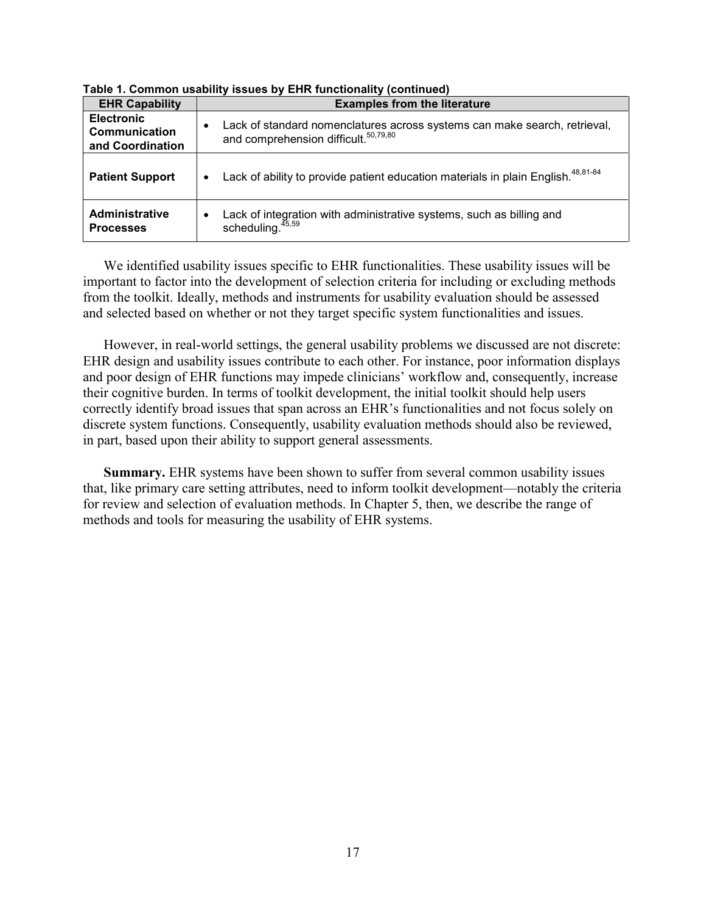**Table 1. Common usability issues by EHR functionality (continued)**

| EHR Capability | Examples from the literature |
|---|---|
| **Electronic Communication and Coordination** | • Lack of standard nomenclatures across systems can make search, retrieval, and comprehension difficult.[50,79,80] |
| **Patient Support** | • Lack of ability to provide patient education materials in plain English.[48,81-84] |
| **Administrative Processes** | • Lack of integration with administrative systems, such as billing and scheduling.[45,59] |

We identified usability issues specific to EHR functionalities. These usability issues will be important to factor into the development of selection criteria for including or excluding methods from the toolkit. Ideally, methods and instruments for usability evaluation should be assessed and selected based on whether or not they target specific system functionalities and issues.

However, in real-world settings, the general usability problems we discussed are not discrete: EHR design and usability issues contribute to each other. For instance, poor information displays and poor design of EHR functions may impede clinicians' workflow and, consequently, increase their cognitive burden. In terms of toolkit development, the initial toolkit should help users correctly identify broad issues that span across an EHR's functionalities and not focus solely on discrete system functions. Consequently, usability evaluation methods should also be reviewed, in part, based upon their ability to support general assessments.

**Summary.** EHR systems have been shown to suffer from several common usability issues that, like primary care setting attributes, need to inform toolkit development—notably the criteria for review and selection of evaluation methods. In Chapter 5, then, we describe the range of methods and tools for measuring the usability of EHR systems.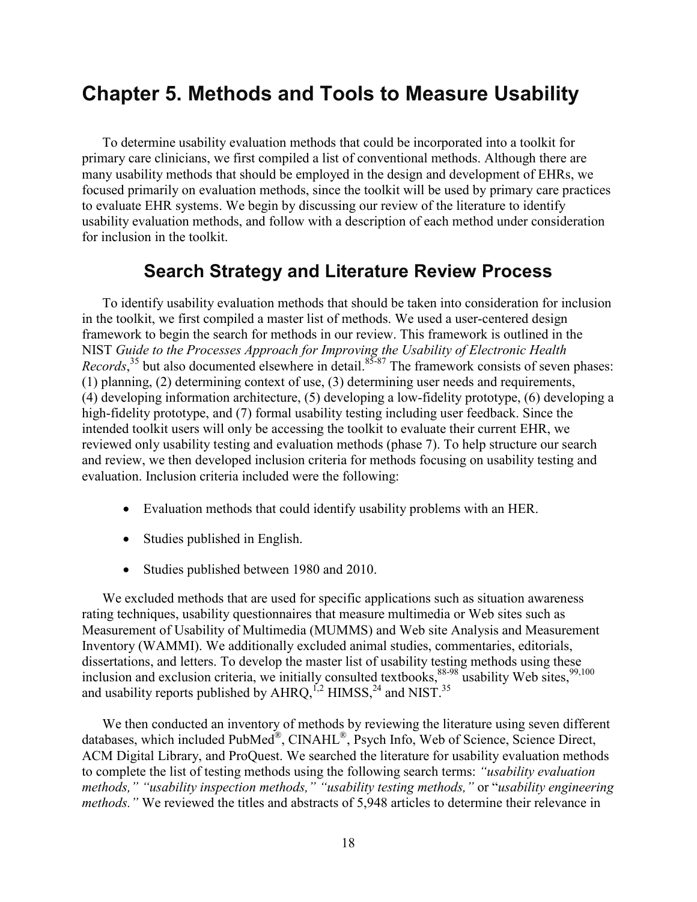# Chapter 5. Methods and Tools to Measure Usability

To determine usability evaluation methods that could be incorporated into a toolkit for primary care clinicians, we first compiled a list of conventional methods. Although there are many usability methods that should be employed in the design and development of EHRs, we focused primarily on evaluation methods, since the toolkit will be used by primary care practices to evaluate EHR systems. We begin by discussing our review of the literature to identify usability evaluation methods, and follow with a description of each method under consideration for inclusion in the toolkit.

## Search Strategy and Literature Review Process

To identify usability evaluation methods that should be taken into consideration for inclusion in the toolkit, we first compiled a master list of methods. We used a user-centered design framework to begin the search for methods in our review. This framework is outlined in the NIST *Guide to the Processes Approach for Improving the Usability of Electronic Health Records*,[35] but also documented elsewhere in detail.[85-87] The framework consists of seven phases: (1) planning, (2) determining context of use, (3) determining user needs and requirements, (4) developing information architecture, (5) developing a low-fidelity prototype, (6) developing a high-fidelity prototype, and (7) formal usability testing including user feedback. Since the intended toolkit users will only be accessing the toolkit to evaluate their current EHR, we reviewed only usability testing and evaluation methods (phase 7). To help structure our search and review, we then developed inclusion criteria for methods focusing on usability testing and evaluation. Inclusion criteria included were the following:

- Evaluation methods that could identify usability problems with an HER.
- Studies published in English.
- Studies published between 1980 and 2010.

We excluded methods that are used for specific applications such as situation awareness rating techniques, usability questionnaires that measure multimedia or Web sites such as Measurement of Usability of Multimedia (MUMMS) and Web site Analysis and Measurement Inventory (WAMMI). We additionally excluded animal studies, commentaries, editorials, dissertations, and letters. To develop the master list of usability testing methods using these inclusion and exclusion criteria, we initially consulted textbooks,[88-98] usability Web sites,[99,100] and usability reports published by AHRQ,[1,2] HIMSS,[24] and NIST.[35]

We then conducted an inventory of methods by reviewing the literature using seven different databases, which included PubMed®, CINAHL®, Psych Info, Web of Science, Science Direct, ACM Digital Library, and ProQuest. We searched the literature for usability evaluation methods to complete the list of testing methods using the following search terms: *"usability evaluation methods," "usability inspection methods," "usability testing methods,"* or "*usability engineering methods."* We reviewed the titles and abstracts of 5,948 articles to determine their relevance in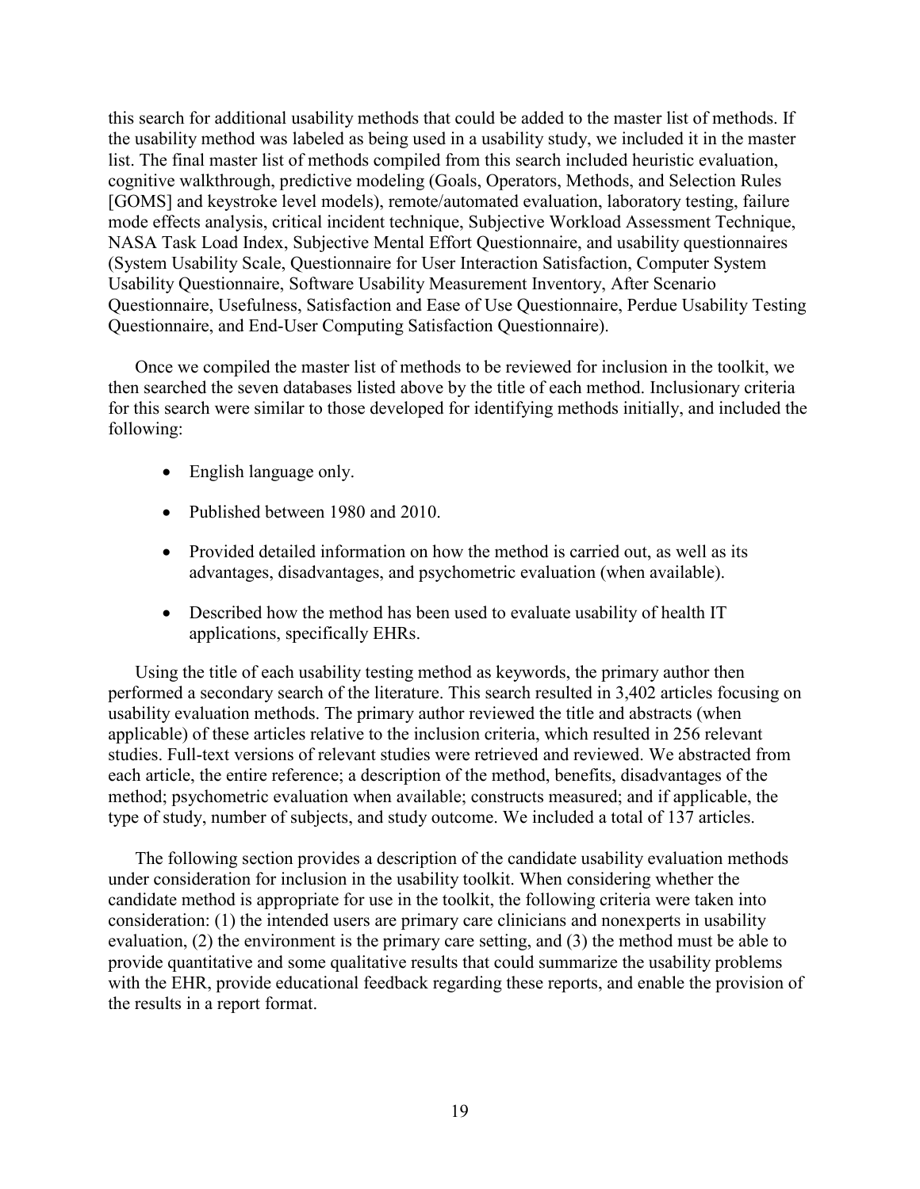this search for additional usability methods that could be added to the master list of methods. If the usability method was labeled as being used in a usability study, we included it in the master list. The final master list of methods compiled from this search included heuristic evaluation, cognitive walkthrough, predictive modeling (Goals, Operators, Methods, and Selection Rules [GOMS] and keystroke level models), remote/automated evaluation, laboratory testing, failure mode effects analysis, critical incident technique, Subjective Workload Assessment Technique, NASA Task Load Index, Subjective Mental Effort Questionnaire, and usability questionnaires (System Usability Scale, Questionnaire for User Interaction Satisfaction, Computer System Usability Questionnaire, Software Usability Measurement Inventory, After Scenario Questionnaire, Usefulness, Satisfaction and Ease of Use Questionnaire, Perdue Usability Testing Questionnaire, and End-User Computing Satisfaction Questionnaire).

Once we compiled the master list of methods to be reviewed for inclusion in the toolkit, we then searched the seven databases listed above by the title of each method. Inclusionary criteria for this search were similar to those developed for identifying methods initially, and included the following:

- English language only.
- Published between 1980 and 2010.
- Provided detailed information on how the method is carried out, as well as its advantages, disadvantages, and psychometric evaluation (when available).
- Described how the method has been used to evaluate usability of health IT applications, specifically EHRs.

Using the title of each usability testing method as keywords, the primary author then performed a secondary search of the literature. This search resulted in 3,402 articles focusing on usability evaluation methods. The primary author reviewed the title and abstracts (when applicable) of these articles relative to the inclusion criteria, which resulted in 256 relevant studies. Full-text versions of relevant studies were retrieved and reviewed. We abstracted from each article, the entire reference; a description of the method, benefits, disadvantages of the method; psychometric evaluation when available; constructs measured; and if applicable, the type of study, number of subjects, and study outcome. We included a total of 137 articles.

The following section provides a description of the candidate usability evaluation methods under consideration for inclusion in the usability toolkit. When considering whether the candidate method is appropriate for use in the toolkit, the following criteria were taken into consideration: (1) the intended users are primary care clinicians and nonexperts in usability evaluation, (2) the environment is the primary care setting, and (3) the method must be able to provide quantitative and some qualitative results that could summarize the usability problems with the EHR, provide educational feedback regarding these reports, and enable the provision of the results in a report format.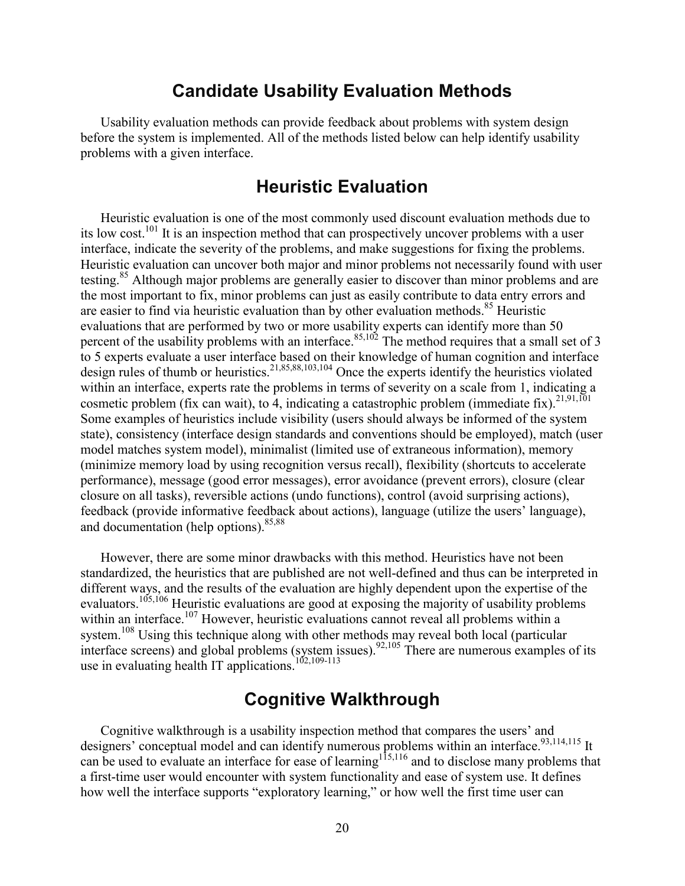## Candidate Usability Evaluation Methods

Usability evaluation methods can provide feedback about problems with system design before the system is implemented. All of the methods listed below can help identify usability problems with a given interface.

## Heuristic Evaluation

Heuristic evaluation is one of the most commonly used discount evaluation methods due to its low cost.[101] It is an inspection method that can prospectively uncover problems with a user interface, indicate the severity of the problems, and make suggestions for fixing the problems. Heuristic evaluation can uncover both major and minor problems not necessarily found with user testing.[85] Although major problems are generally easier to discover than minor problems and are the most important to fix, minor problems can just as easily contribute to data entry errors and are easier to find via heuristic evaluation than by other evaluation methods.[85] Heuristic evaluations that are performed by two or more usability experts can identify more than 50 percent of the usability problems with an interface.[85,102] The method requires that a small set of 3 to 5 experts evaluate a user interface based on their knowledge of human cognition and interface design rules of thumb or heuristics.[21,85,88,103,104] Once the experts identify the heuristics violated within an interface, experts rate the problems in terms of severity on a scale from 1, indicating a cosmetic problem (fix can wait), to 4, indicating a catastrophic problem (immediate fix).[21,91,101] Some examples of heuristics include visibility (users should always be informed of the system state), consistency (interface design standards and conventions should be employed), match (user model matches system model), minimalist (limited use of extraneous information), memory (minimize memory load by using recognition versus recall), flexibility (shortcuts to accelerate performance), message (good error messages), error avoidance (prevent errors), closure (clear closure on all tasks), reversible actions (undo functions), control (avoid surprising actions), feedback (provide informative feedback about actions), language (utilize the users' language), and documentation (help options).[85,88]

However, there are some minor drawbacks with this method. Heuristics have not been standardized, the heuristics that are published are not well-defined and thus can be interpreted in different ways, and the results of the evaluation are highly dependent upon the expertise of the evaluators.[105,106] Heuristic evaluations are good at exposing the majority of usability problems within an interface.[107] However, heuristic evaluations cannot reveal all problems within a system.[108] Using this technique along with other methods may reveal both local (particular interface screens) and global problems (system issues).[92,105] There are numerous examples of its use in evaluating health IT applications.[102,109-113]

## Cognitive Walkthrough

Cognitive walkthrough is a usability inspection method that compares the users' and designers' conceptual model and can identify numerous problems within an interface.[93,114,115] It can be used to evaluate an interface for ease of learning[115,116] and to disclose many problems that a first-time user would encounter with system functionality and ease of system use. It defines how well the interface supports "exploratory learning," or how well the first time user can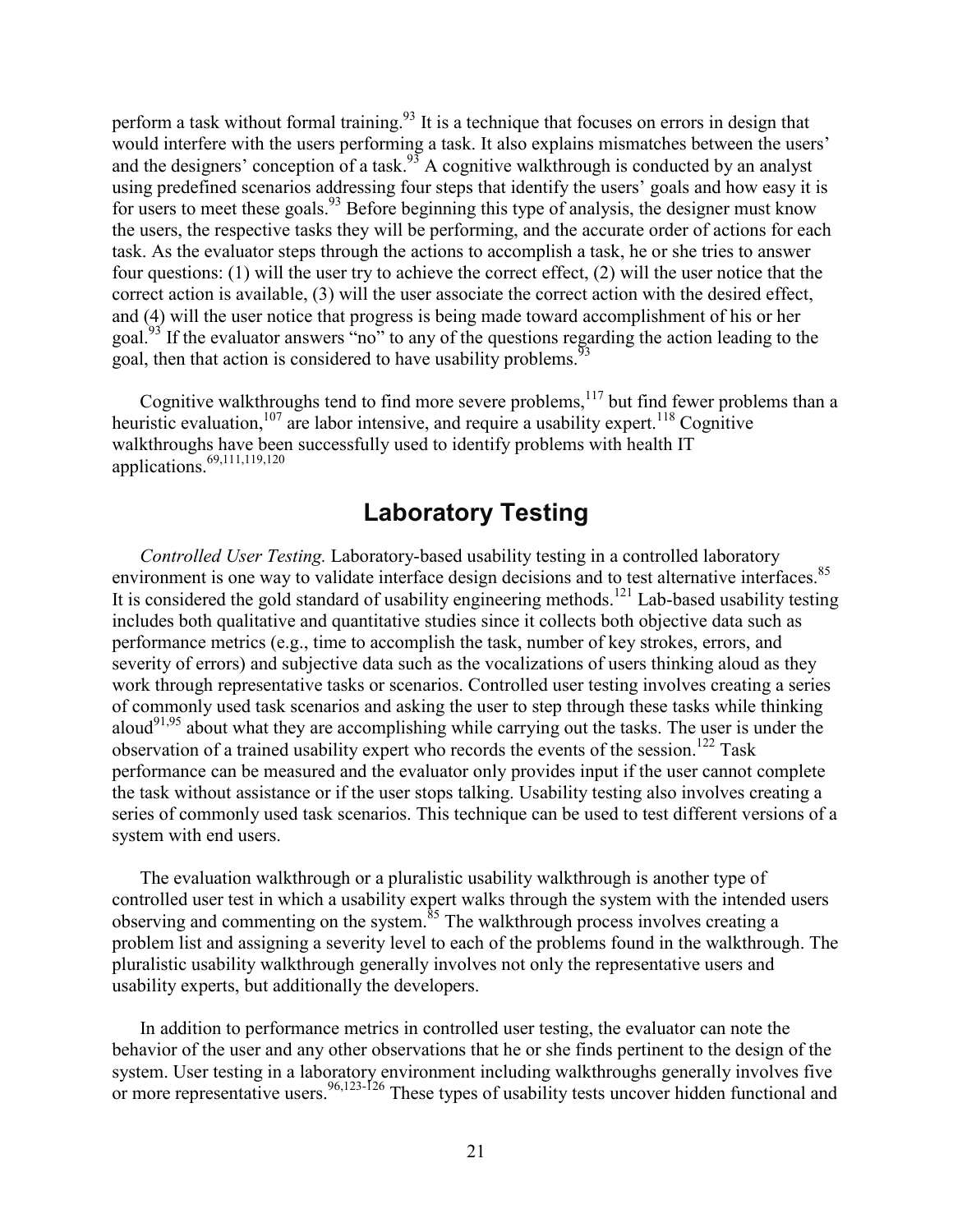perform a task without formal training.[93] It is a technique that focuses on errors in design that would interfere with the users performing a task. It also explains mismatches between the users' and the designers' conception of a task.[93] A cognitive walkthrough is conducted by an analyst using predefined scenarios addressing four steps that identify the users' goals and how easy it is for users to meet these goals.[93] Before beginning this type of analysis, the designer must know the users, the respective tasks they will be performing, and the accurate order of actions for each task. As the evaluator steps through the actions to accomplish a task, he or she tries to answer four questions: (1) will the user try to achieve the correct effect, (2) will the user notice that the correct action is available, (3) will the user associate the correct action with the desired effect, and (4) will the user notice that progress is being made toward accomplishment of his or her goal.[93] If the evaluator answers "no" to any of the questions regarding the action leading to the goal, then that action is considered to have usability problems.[93]

Cognitive walkthroughs tend to find more severe problems,[117] but find fewer problems than a heuristic evaluation,[107] are labor intensive, and require a usability expert.[118] Cognitive walkthroughs have been successfully used to identify problems with health IT applications.[69,111,119,120]

## Laboratory Testing

*Controlled User Testing.* Laboratory-based usability testing in a controlled laboratory environment is one way to validate interface design decisions and to test alternative interfaces.[85] It is considered the gold standard of usability engineering methods.[121] Lab-based usability testing includes both qualitative and quantitative studies since it collects both objective data such as performance metrics (e.g., time to accomplish the task, number of key strokes, errors, and severity of errors) and subjective data such as the vocalizations of users thinking aloud as they work through representative tasks or scenarios. Controlled user testing involves creating a series of commonly used task scenarios and asking the user to step through these tasks while thinking aloud[91,95] about what they are accomplishing while carrying out the tasks. The user is under the observation of a trained usability expert who records the events of the session.[122] Task performance can be measured and the evaluator only provides input if the user cannot complete the task without assistance or if the user stops talking. Usability testing also involves creating a series of commonly used task scenarios. This technique can be used to test different versions of a system with end users.

The evaluation walkthrough or a pluralistic usability walkthrough is another type of controlled user test in which a usability expert walks through the system with the intended users observing and commenting on the system.[85] The walkthrough process involves creating a problem list and assigning a severity level to each of the problems found in the walkthrough. The pluralistic usability walkthrough generally involves not only the representative users and usability experts, but additionally the developers.

In addition to performance metrics in controlled user testing, the evaluator can note the behavior of the user and any other observations that he or she finds pertinent to the design of the system. User testing in a laboratory environment including walkthroughs generally involves five or more representative users.[96,123-126] These types of usability tests uncover hidden functional and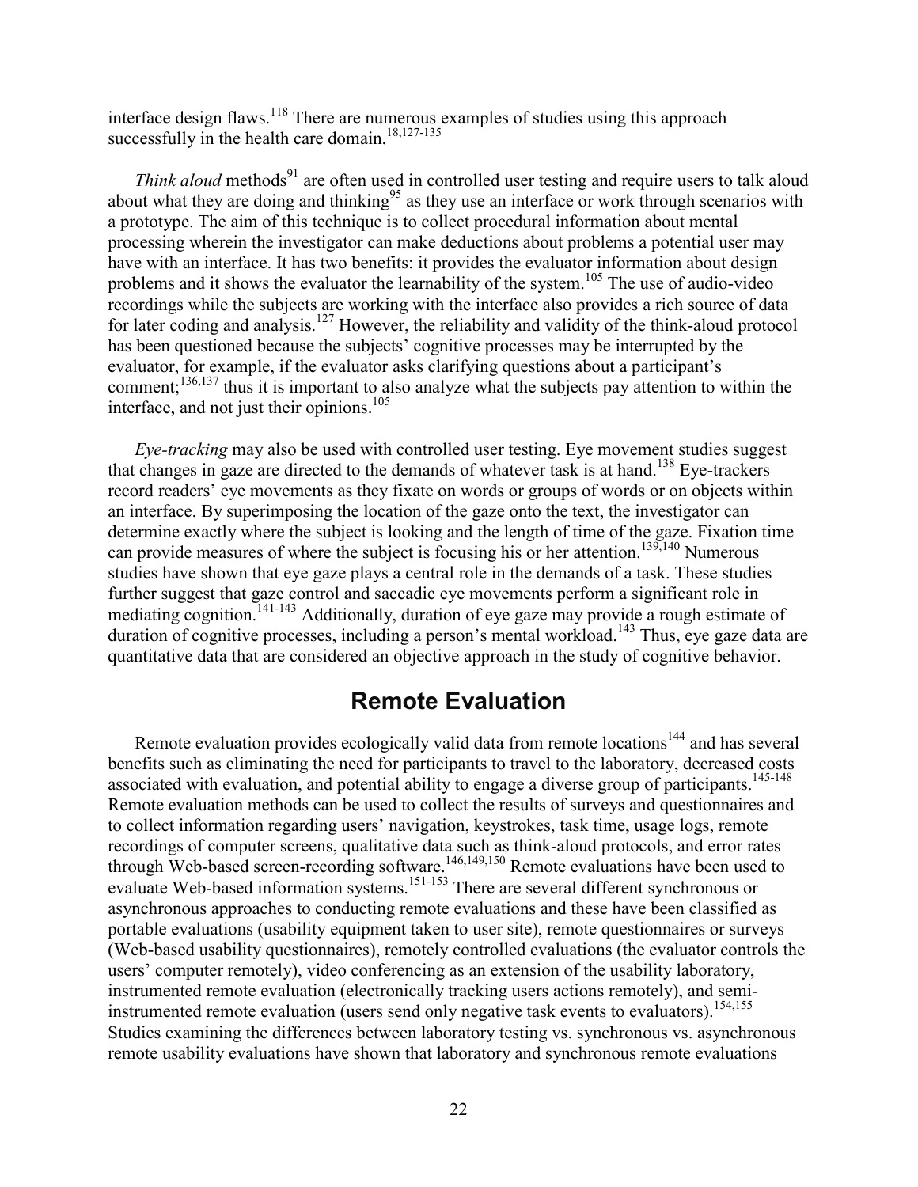interface design flaws.[118] There are numerous examples of studies using this approach successfully in the health care domain.[18,127-135]

*Think aloud* methods[91] are often used in controlled user testing and require users to talk aloud about what they are doing and thinking[95] as they use an interface or work through scenarios with a prototype. The aim of this technique is to collect procedural information about mental processing wherein the investigator can make deductions about problems a potential user may have with an interface. It has two benefits: it provides the evaluator information about design problems and it shows the evaluator the learnability of the system.[105] The use of audio-video recordings while the subjects are working with the interface also provides a rich source of data for later coding and analysis.[127] However, the reliability and validity of the think-aloud protocol has been questioned because the subjects' cognitive processes may be interrupted by the evaluator, for example, if the evaluator asks clarifying questions about a participant's comment;[136,137] thus it is important to also analyze what the subjects pay attention to within the interface, and not just their opinions.[105]

*Eye-tracking* may also be used with controlled user testing. Eye movement studies suggest that changes in gaze are directed to the demands of whatever task is at hand.[138] Eye-trackers record readers' eye movements as they fixate on words or groups of words or on objects within an interface. By superimposing the location of the gaze onto the text, the investigator can determine exactly where the subject is looking and the length of time of the gaze. Fixation time can provide measures of where the subject is focusing his or her attention.[139,140] Numerous studies have shown that eye gaze plays a central role in the demands of a task. These studies further suggest that gaze control and saccadic eye movements perform a significant role in mediating cognition.[141-143] Additionally, duration of eye gaze may provide a rough estimate of duration of cognitive processes, including a person's mental workload.[143] Thus, eye gaze data are quantitative data that are considered an objective approach in the study of cognitive behavior.

## Remote Evaluation

Remote evaluation provides ecologically valid data from remote locations[144] and has several benefits such as eliminating the need for participants to travel to the laboratory, decreased costs associated with evaluation, and potential ability to engage a diverse group of participants.[145-148] Remote evaluation methods can be used to collect the results of surveys and questionnaires and to collect information regarding users' navigation, keystrokes, task time, usage logs, remote recordings of computer screens, qualitative data such as think-aloud protocols, and error rates through Web-based screen-recording software.[146,149,150] Remote evaluations have been used to evaluate Web-based information systems.[151-153] There are several different synchronous or asynchronous approaches to conducting remote evaluations and these have been classified as portable evaluations (usability equipment taken to user site), remote questionnaires or surveys (Web-based usability questionnaires), remotely controlled evaluations (the evaluator controls the users' computer remotely), video conferencing as an extension of the usability laboratory, instrumented remote evaluation (electronically tracking users actions remotely), and semi-instrumented remote evaluation (users send only negative task events to evaluators).[154,155] Studies examining the differences between laboratory testing vs. synchronous vs. asynchronous remote usability evaluations have shown that laboratory and synchronous remote evaluations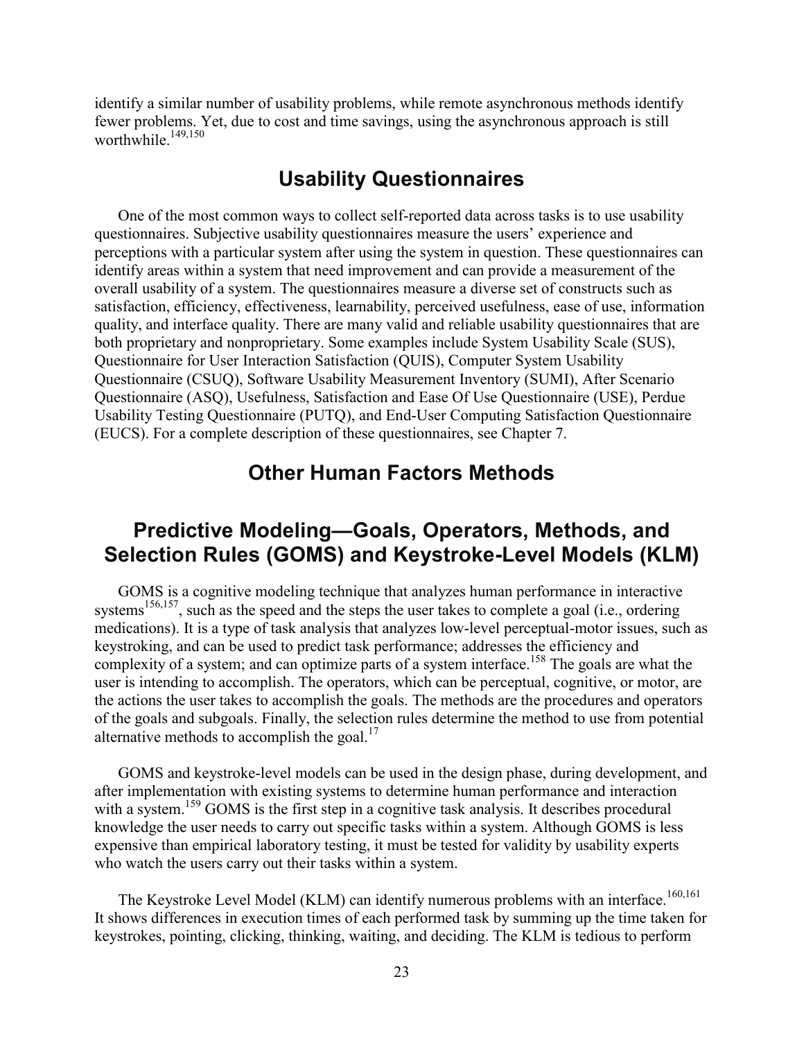identify a similar number of usability problems, while remote asynchronous methods identify fewer problems. Yet, due to cost and time savings, using the asynchronous approach is still worthwhile.[149,150]

## Usability Questionnaires

One of the most common ways to collect self-reported data across tasks is to use usability questionnaires. Subjective usability questionnaires measure the users' experience and perceptions with a particular system after using the system in question. These questionnaires can identify areas within a system that need improvement and can provide a measurement of the overall usability of a system. The questionnaires measure a diverse set of constructs such as satisfaction, efficiency, effectiveness, learnability, perceived usefulness, ease of use, information quality, and interface quality. There are many valid and reliable usability questionnaires that are both proprietary and nonproprietary. Some examples include System Usability Scale (SUS), Questionnaire for User Interaction Satisfaction (QUIS), Computer System Usability Questionnaire (CSUQ), Software Usability Measurement Inventory (SUMI), After Scenario Questionnaire (ASQ), Usefulness, Satisfaction and Ease Of Use Questionnaire (USE), Perdue Usability Testing Questionnaire (PUTQ), and End-User Computing Satisfaction Questionnaire (EUCS). For a complete description of these questionnaires, see Chapter 7.

## Other Human Factors Methods

## Predictive Modeling—Goals, Operators, Methods, and Selection Rules (GOMS) and Keystroke-Level Models (KLM)

GOMS is a cognitive modeling technique that analyzes human performance in interactive systems[156,157], such as the speed and the steps the user takes to complete a goal (i.e., ordering medications). It is a type of task analysis that analyzes low-level perceptual-motor issues, such as keystroking, and can be used to predict task performance; addresses the efficiency and complexity of a system; and can optimize parts of a system interface.[158] The goals are what the user is intending to accomplish. The operators, which can be perceptual, cognitive, or motor, are the actions the user takes to accomplish the goals. The methods are the procedures and operators of the goals and subgoals. Finally, the selection rules determine the method to use from potential alternative methods to accomplish the goal.[17]

GOMS and keystroke-level models can be used in the design phase, during development, and after implementation with existing systems to determine human performance and interaction with a system.[159] GOMS is the first step in a cognitive task analysis. It describes procedural knowledge the user needs to carry out specific tasks within a system. Although GOMS is less expensive than empirical laboratory testing, it must be tested for validity by usability experts who watch the users carry out their tasks within a system.

The Keystroke Level Model (KLM) can identify numerous problems with an interface.[160,161] It shows differences in execution times of each performed task by summing up the time taken for keystrokes, pointing, clicking, thinking, waiting, and deciding. The KLM is tedious to perform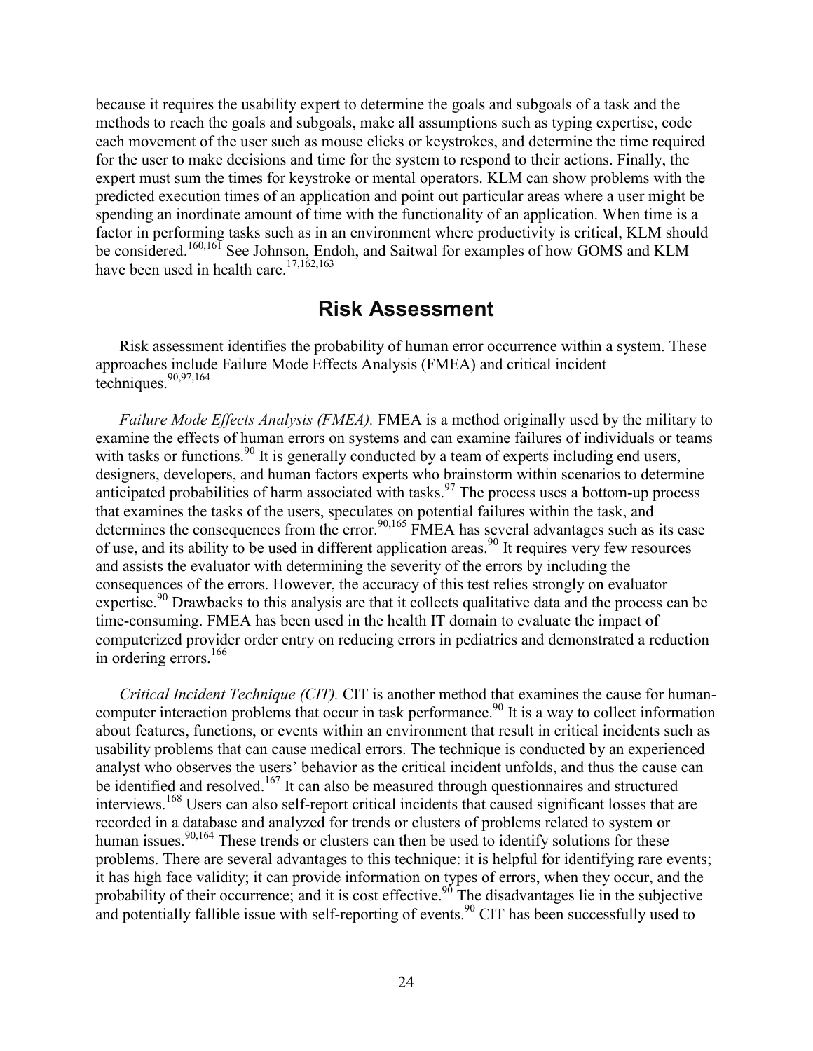because it requires the usability expert to determine the goals and subgoals of a task and the methods to reach the goals and subgoals, make all assumptions such as typing expertise, code each movement of the user such as mouse clicks or keystrokes, and determine the time required for the user to make decisions and time for the system to respond to their actions. Finally, the expert must sum the times for keystroke or mental operators. KLM can show problems with the predicted execution times of an application and point out particular areas where a user might be spending an inordinate amount of time with the functionality of an application. When time is a factor in performing tasks such as in an environment where productivity is critical, KLM should be considered.[160,161] See Johnson, Endoh, and Saitwal for examples of how GOMS and KLM have been used in health care.[17,162,163]

## Risk Assessment

Risk assessment identifies the probability of human error occurrence within a system. These approaches include Failure Mode Effects Analysis (FMEA) and critical incident techniques.[90,97,164]

*Failure Mode Effects Analysis (FMEA).* FMEA is a method originally used by the military to examine the effects of human errors on systems and can examine failures of individuals or teams with tasks or functions.[90] It is generally conducted by a team of experts including end users, designers, developers, and human factors experts who brainstorm within scenarios to determine anticipated probabilities of harm associated with tasks.[97] The process uses a bottom-up process that examines the tasks of the users, speculates on potential failures within the task, and determines the consequences from the error.[90,165] FMEA has several advantages such as its ease of use, and its ability to be used in different application areas.[90] It requires very few resources and assists the evaluator with determining the severity of the errors by including the consequences of the errors. However, the accuracy of this test relies strongly on evaluator expertise.[90] Drawbacks to this analysis are that it collects qualitative data and the process can be time-consuming. FMEA has been used in the health IT domain to evaluate the impact of computerized provider order entry on reducing errors in pediatrics and demonstrated a reduction in ordering errors.[166]

*Critical Incident Technique (CIT).* CIT is another method that examines the cause for human-computer interaction problems that occur in task performance.[90] It is a way to collect information about features, functions, or events within an environment that result in critical incidents such as usability problems that can cause medical errors. The technique is conducted by an experienced analyst who observes the users' behavior as the critical incident unfolds, and thus the cause can be identified and resolved.[167] It can also be measured through questionnaires and structured interviews.[168] Users can also self-report critical incidents that caused significant losses that are recorded in a database and analyzed for trends or clusters of problems related to system or human issues.[90,164] These trends or clusters can then be used to identify solutions for these problems. There are several advantages to this technique: it is helpful for identifying rare events; it has high face validity; it can provide information on types of errors, when they occur, and the probability of their occurrence; and it is cost effective.[90] The disadvantages lie in the subjective and potentially fallible issue with self-reporting of events.[90] CIT has been successfully used to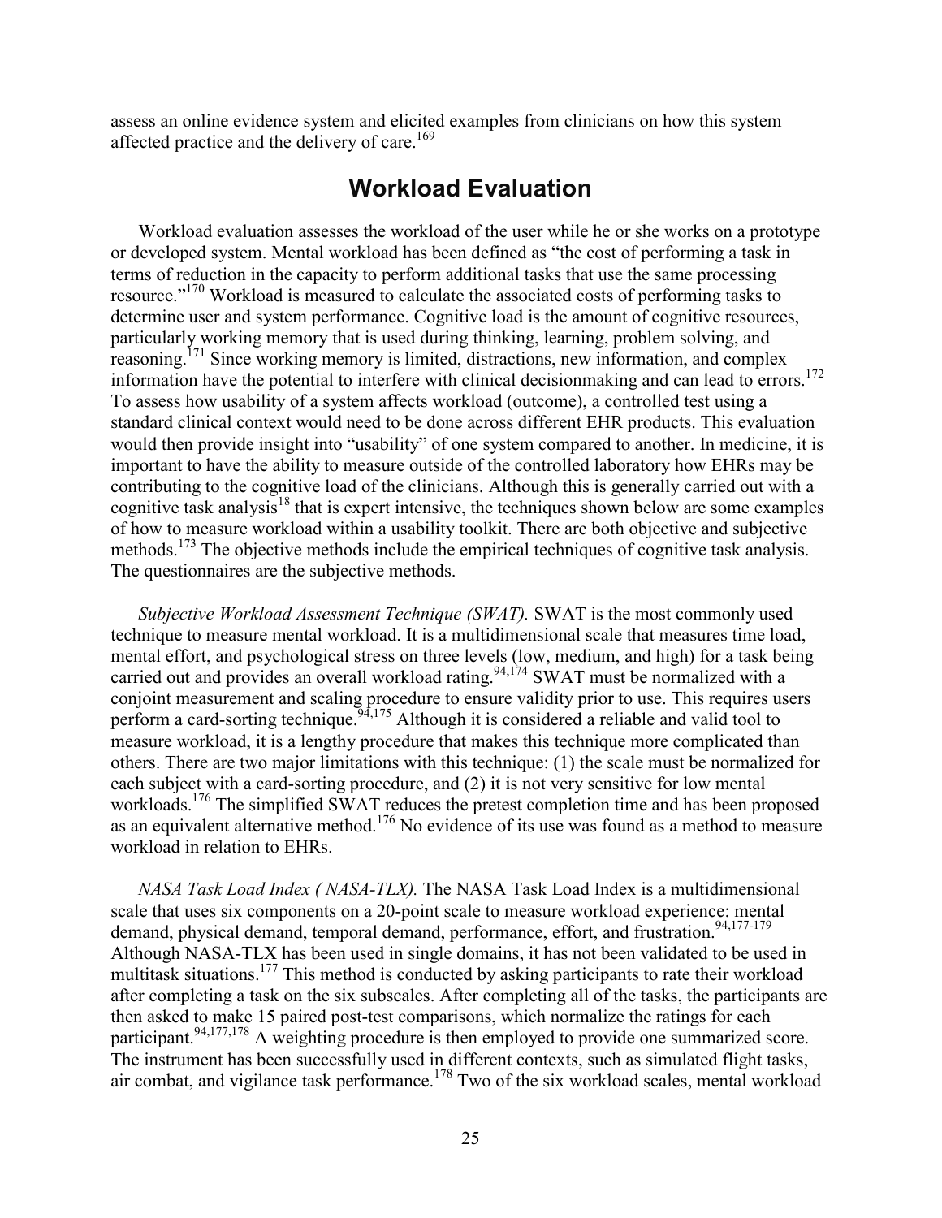assess an online evidence system and elicited examples from clinicians on how this system affected practice and the delivery of care.[169]

## Workload Evaluation

Workload evaluation assesses the workload of the user while he or she works on a prototype or developed system. Mental workload has been defined as "the cost of performing a task in terms of reduction in the capacity to perform additional tasks that use the same processing resource."[170] Workload is measured to calculate the associated costs of performing tasks to determine user and system performance. Cognitive load is the amount of cognitive resources, particularly working memory that is used during thinking, learning, problem solving, and reasoning.[171] Since working memory is limited, distractions, new information, and complex information have the potential to interfere with clinical decisionmaking and can lead to errors.[172] To assess how usability of a system affects workload (outcome), a controlled test using a standard clinical context would need to be done across different EHR products. This evaluation would then provide insight into "usability" of one system compared to another. In medicine, it is important to have the ability to measure outside of the controlled laboratory how EHRs may be contributing to the cognitive load of the clinicians. Although this is generally carried out with a cognitive task analysis[18] that is expert intensive, the techniques shown below are some examples of how to measure workload within a usability toolkit. There are both objective and subjective methods.[173] The objective methods include the empirical techniques of cognitive task analysis. The questionnaires are the subjective methods.

*Subjective Workload Assessment Technique (SWAT).* SWAT is the most commonly used technique to measure mental workload. It is a multidimensional scale that measures time load, mental effort, and psychological stress on three levels (low, medium, and high) for a task being carried out and provides an overall workload rating.[94,174] SWAT must be normalized with a conjoint measurement and scaling procedure to ensure validity prior to use. This requires users perform a card-sorting technique.[94,175] Although it is considered a reliable and valid tool to measure workload, it is a lengthy procedure that makes this technique more complicated than others. There are two major limitations with this technique: (1) the scale must be normalized for each subject with a card-sorting procedure, and (2) it is not very sensitive for low mental workloads.[176] The simplified SWAT reduces the pretest completion time and has been proposed as an equivalent alternative method.[176] No evidence of its use was found as a method to measure workload in relation to EHRs.

*NASA Task Load Index ( NASA-TLX).* The NASA Task Load Index is a multidimensional scale that uses six components on a 20-point scale to measure workload experience: mental demand, physical demand, temporal demand, performance, effort, and frustration.[94,177-179] Although NASA-TLX has been used in single domains, it has not been validated to be used in multitask situations.[177] This method is conducted by asking participants to rate their workload after completing a task on the six subscales. After completing all of the tasks, the participants are then asked to make 15 paired post-test comparisons, which normalize the ratings for each participant.[94,177,178] A weighting procedure is then employed to provide one summarized score. The instrument has been successfully used in different contexts, such as simulated flight tasks, air combat, and vigilance task performance.[178] Two of the six workload scales, mental workload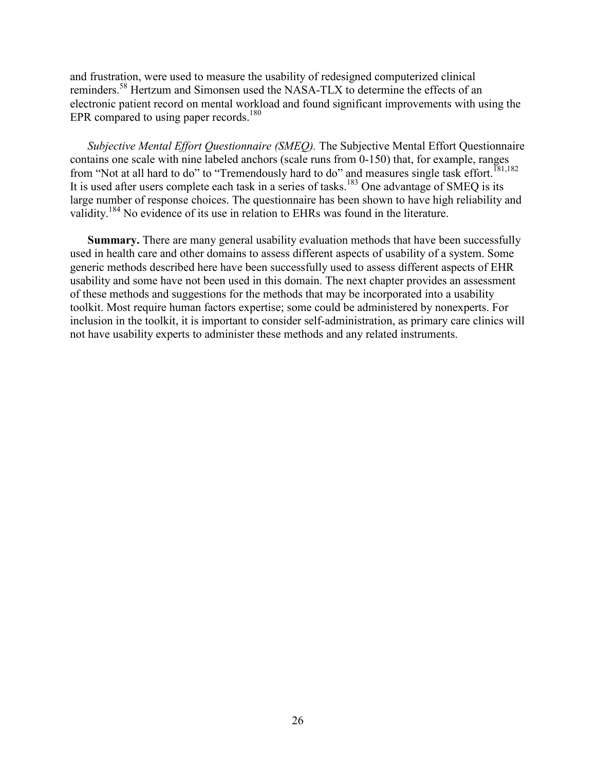and frustration, were used to measure the usability of redesigned computerized clinical reminders.[58] Hertzum and Simonsen used the NASA-TLX to determine the effects of an electronic patient record on mental workload and found significant improvements with using the EPR compared to using paper records.[180]

*Subjective Mental Effort Questionnaire (SMEQ).* The Subjective Mental Effort Questionnaire contains one scale with nine labeled anchors (scale runs from 0-150) that, for example, ranges from "Not at all hard to do" to "Tremendously hard to do" and measures single task effort.[181,182] It is used after users complete each task in a series of tasks.[183] One advantage of SMEQ is its large number of response choices. The questionnaire has been shown to have high reliability and validity.[184] No evidence of its use in relation to EHRs was found in the literature.

**Summary.** There are many general usability evaluation methods that have been successfully used in health care and other domains to assess different aspects of usability of a system. Some generic methods described here have been successfully used to assess different aspects of EHR usability and some have not been used in this domain. The next chapter provides an assessment of these methods and suggestions for the methods that may be incorporated into a usability toolkit. Most require human factors expertise; some could be administered by nonexperts. For inclusion in the toolkit, it is important to consider self-administration, as primary care clinics will not have usability experts to administer these methods and any related instruments.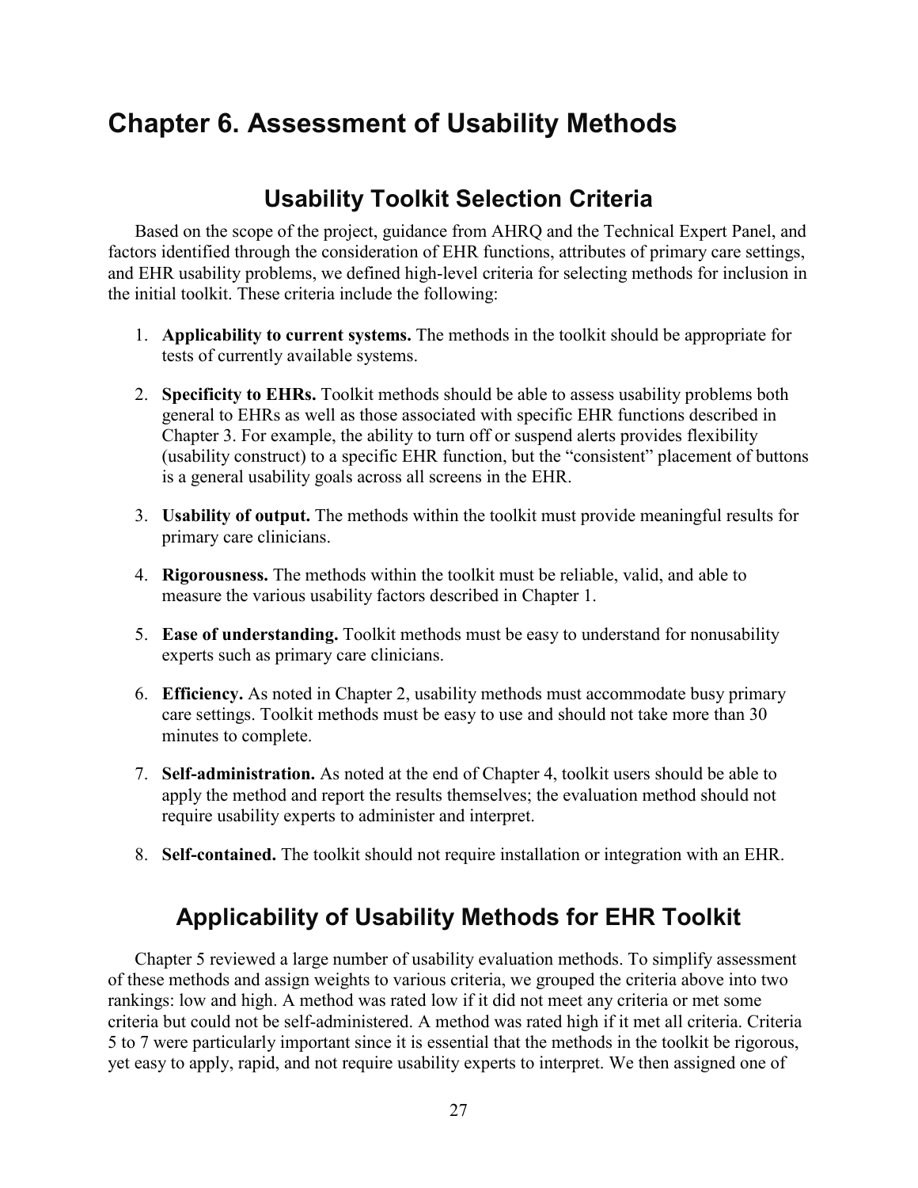# Chapter 6. Assessment of Usability Methods

## Usability Toolkit Selection Criteria

Based on the scope of the project, guidance from AHRQ and the Technical Expert Panel, and factors identified through the consideration of EHR functions, attributes of primary care settings, and EHR usability problems, we defined high-level criteria for selecting methods for inclusion in the initial toolkit. These criteria include the following:

1. **Applicability to current systems.** The methods in the toolkit should be appropriate for tests of currently available systems.

2. **Specificity to EHRs.** Toolkit methods should be able to assess usability problems both general to EHRs as well as those associated with specific EHR functions described in Chapter 3. For example, the ability to turn off or suspend alerts provides flexibility (usability construct) to a specific EHR function, but the "consistent" placement of buttons is a general usability goals across all screens in the EHR.

3. **Usability of output.** The methods within the toolkit must provide meaningful results for primary care clinicians.

4. **Rigorousness.** The methods within the toolkit must be reliable, valid, and able to measure the various usability factors described in Chapter 1.

5. **Ease of understanding.** Toolkit methods must be easy to understand for nonusability experts such as primary care clinicians.

6. **Efficiency.** As noted in Chapter 2, usability methods must accommodate busy primary care settings. Toolkit methods must be easy to use and should not take more than 30 minutes to complete.

7. **Self-administration.** As noted at the end of Chapter 4, toolkit users should be able to apply the method and report the results themselves; the evaluation method should not require usability experts to administer and interpret.

8. **Self-contained.** The toolkit should not require installation or integration with an EHR.

## Applicability of Usability Methods for EHR Toolkit

Chapter 5 reviewed a large number of usability evaluation methods. To simplify assessment of these methods and assign weights to various criteria, we grouped the criteria above into two rankings: low and high. A method was rated low if it did not meet any criteria or met some criteria but could not be self-administered. A method was rated high if it met all criteria. Criteria 5 to 7 were particularly important since it is essential that the methods in the toolkit be rigorous, yet easy to apply, rapid, and not require usability experts to interpret. We then assigned one of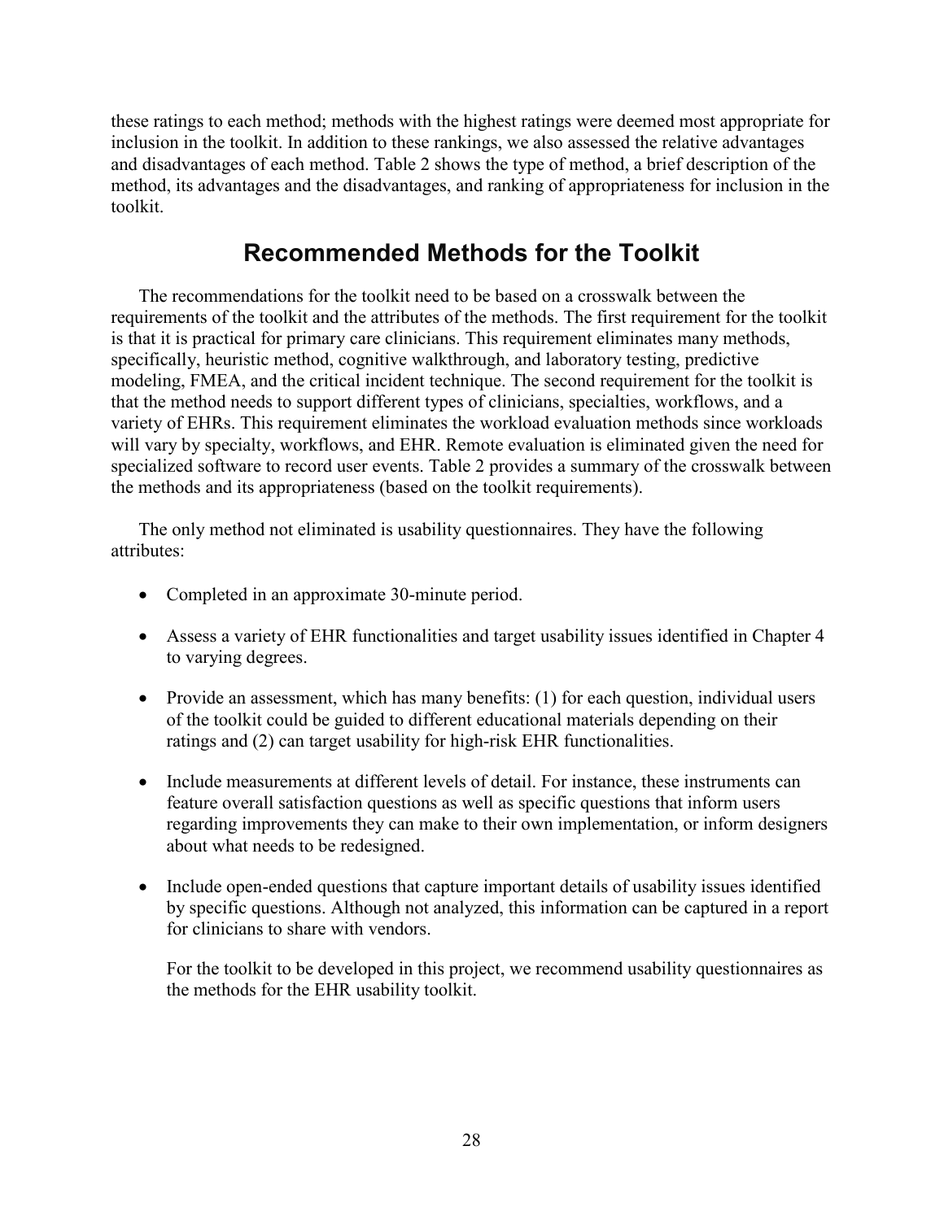these ratings to each method; methods with the highest ratings were deemed most appropriate for inclusion in the toolkit. In addition to these rankings, we also assessed the relative advantages and disadvantages of each method. Table 2 shows the type of method, a brief description of the method, its advantages and the disadvantages, and ranking of appropriateness for inclusion in the toolkit.

## Recommended Methods for the Toolkit

The recommendations for the toolkit need to be based on a crosswalk between the requirements of the toolkit and the attributes of the methods. The first requirement for the toolkit is that it is practical for primary care clinicians. This requirement eliminates many methods, specifically, heuristic method, cognitive walkthrough, and laboratory testing, predictive modeling, FMEA, and the critical incident technique. The second requirement for the toolkit is that the method needs to support different types of clinicians, specialties, workflows, and a variety of EHRs. This requirement eliminates the workload evaluation methods since workloads will vary by specialty, workflows, and EHR. Remote evaluation is eliminated given the need for specialized software to record user events. Table 2 provides a summary of the crosswalk between the methods and its appropriateness (based on the toolkit requirements).

The only method not eliminated is usability questionnaires. They have the following attributes:

- Completed in an approximate 30-minute period.
- Assess a variety of EHR functionalities and target usability issues identified in Chapter 4 to varying degrees.
- Provide an assessment, which has many benefits: (1) for each question, individual users of the toolkit could be guided to different educational materials depending on their ratings and (2) can target usability for high-risk EHR functionalities.
- Include measurements at different levels of detail. For instance, these instruments can feature overall satisfaction questions as well as specific questions that inform users regarding improvements they can make to their own implementation, or inform designers about what needs to be redesigned.
- Include open-ended questions that capture important details of usability issues identified by specific questions. Although not analyzed, this information can be captured in a report for clinicians to share with vendors.

For the toolkit to be developed in this project, we recommend usability questionnaires as the methods for the EHR usability toolkit.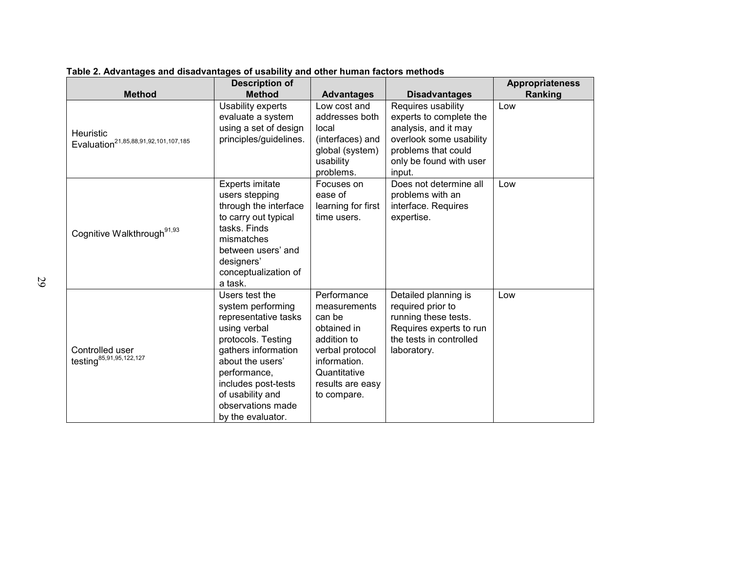**Table 2. Advantages and disadvantages of usability and other human factors methods**

| Method | Description of Method | Advantages | Disadvantages | Appropriateness Ranking |
|---|---|---|---|---|
| Heuristic Evaluation[21,85,88,91,92,101,107,185] | Usability experts evaluate a system using a set of design principles/guidelines. | Low cost and addresses both local (interfaces) and global (system) usability problems. | Requires usability experts to complete the analysis, and it may overlook some usability problems that could only be found with user input. | Low |
| Cognitive Walkthrough[91,93] | Experts imitate users stepping through the interface to carry out typical tasks. Finds mismatches between users' and designers' conceptualization of a task. | Focuses on ease of learning for first time users. | Does not determine all problems with an interface. Requires expertise. | Low |
| Controlled user testing[85,91,95,122,127] | Users test the system performing representative tasks using verbal protocols. Testing gathers information about the users' performance, includes post-tests of usability and observations made by the evaluator. | Performance measurements can be obtained in addition to verbal protocol information. Quantitative results are easy to compare. | Detailed planning is required prior to running these tests. Requires experts to run the tests in controlled laboratory. | Low |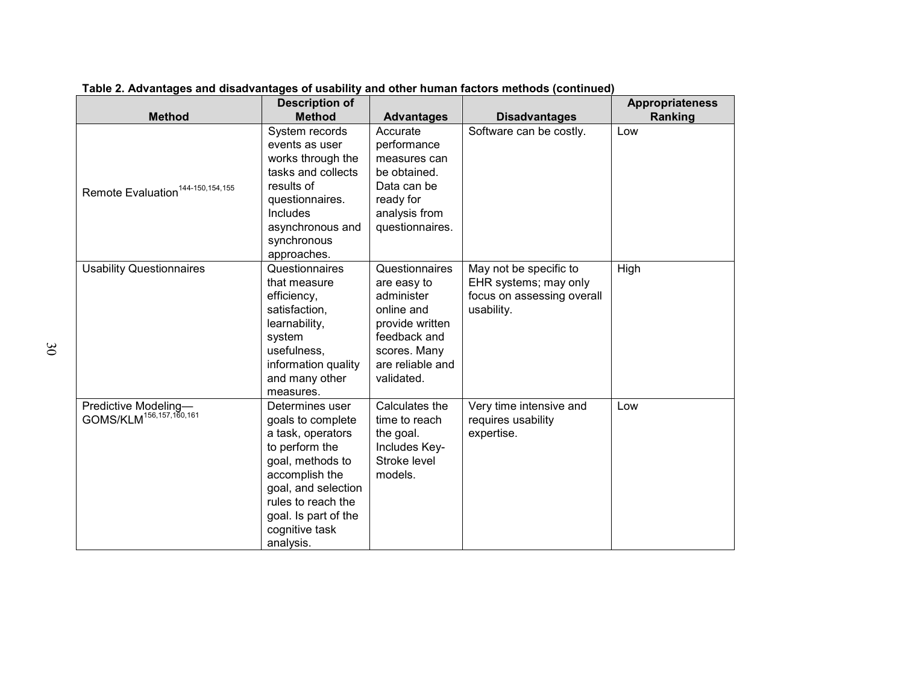**Table 2. Advantages and disadvantages of usability and other human factors methods (continued)**

| Method | Description of Method | Advantages | Disadvantages | Appropriateness Ranking |
|---|---|---|---|---|
| Remote Evaluation[144-150,154,155] | System records events as user works through the tasks and collects results of questionnaires. Includes asynchronous and synchronous approaches. | Accurate performance measures can be obtained. Data can be ready for analysis from questionnaires. | Software can be costly. | Low |
| Usability Questionnaires | Questionnaires that measure efficiency, satisfaction, learnability, system usefulness, information quality and many other measures. | Questionnaires are easy to administer online and provide written feedback and scores. Many are reliable and validated. | May not be specific to EHR systems; may only focus on assessing overall usability. | High |
| Predictive Modeling—GOMS/KLM[156,157,160,161] | Determines user goals to complete a task, operators to perform the goal, methods to accomplish the goal, and selection rules to reach the goal. Is part of the cognitive task analysis. | Calculates the time to reach the goal. Includes Key-Stroke level models. | Very time intensive and requires usability expertise. | Low |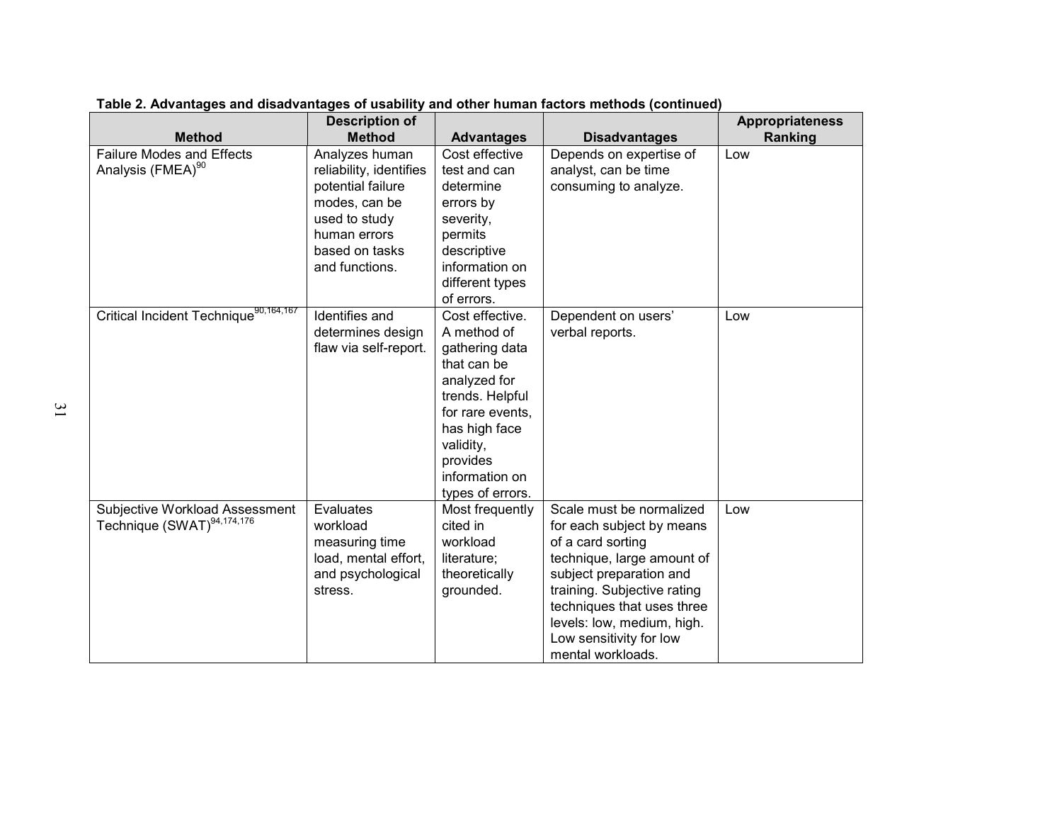**Table 2. Advantages and disadvantages of usability and other human factors methods (continued)**

| Method | Description of Method | Advantages | Disadvantages | Appropriateness Ranking |
|---|---|---|---|---|
| Failure Modes and Effects Analysis (FMEA)[90] | Analyzes human reliability, identifies potential failure modes, can be used to study human errors based on tasks and functions. | Cost effective test and can determine errors by severity, permits descriptive information on different types of errors. | Depends on expertise of analyst, can be time consuming to analyze. | Low |
| Critical Incident Technique[90,164,167] | Identifies and determines design flaw via self-report. | Cost effective. A method of gathering data that can be analyzed for trends. Helpful for rare events, has high face validity, provides information on types of errors. | Dependent on users' verbal reports. | Low |
| Subjective Workload Assessment Technique (SWAT)[94,174,176] | Evaluates workload measuring time load, mental effort, and psychological stress. | Most frequently cited in workload literature; theoretically grounded. | Scale must be normalized for each subject by means of a card sorting technique, large amount of subject preparation and training. Subjective rating techniques that uses three levels: low, medium, high. Low sensitivity for low mental workloads. | Low |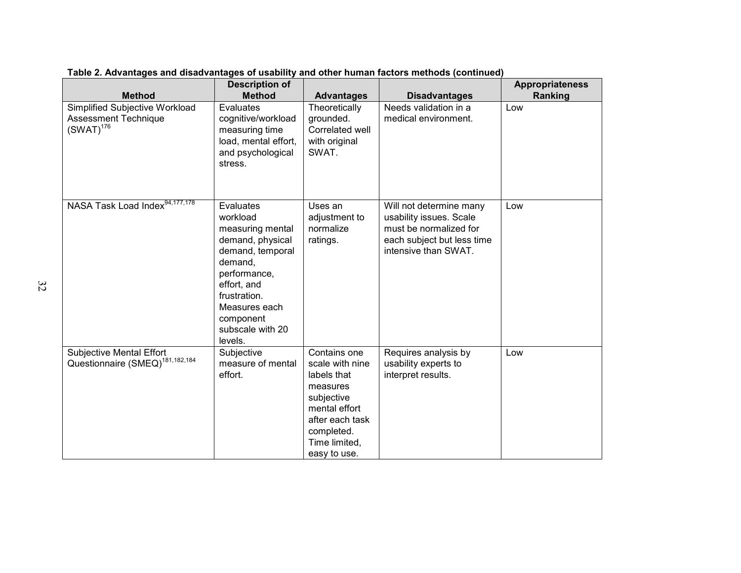**Table 2. Advantages and disadvantages of usability and other human factors methods (continued)**

| Method | Description of Method | Advantages | Disadvantages | Appropriateness Ranking |
|---|---|---|---|---|
| Simplified Subjective Workload Assessment Technique (SWAT)[176] | Evaluates cognitive/workload measuring time load, mental effort, and psychological stress. | Theoretically grounded. Correlated well with original SWAT. | Needs validation in a medical environment. | Low |
| NASA Task Load Index[94,177,178] | Evaluates workload measuring mental demand, physical demand, temporal demand, performance, effort, and frustration. Measures each component subscale with 20 levels. | Uses an adjustment to normalize ratings. | Will not determine many usability issues. Scale must be normalized for each subject but less time intensive than SWAT. | Low |
| Subjective Mental Effort Questionnaire (SMEQ)[181,182,184] | Subjective measure of mental effort. | Contains one scale with nine labels that measures subjective mental effort after each task completed. Time limited, easy to use. | Requires analysis by usability experts to interpret results. | Low |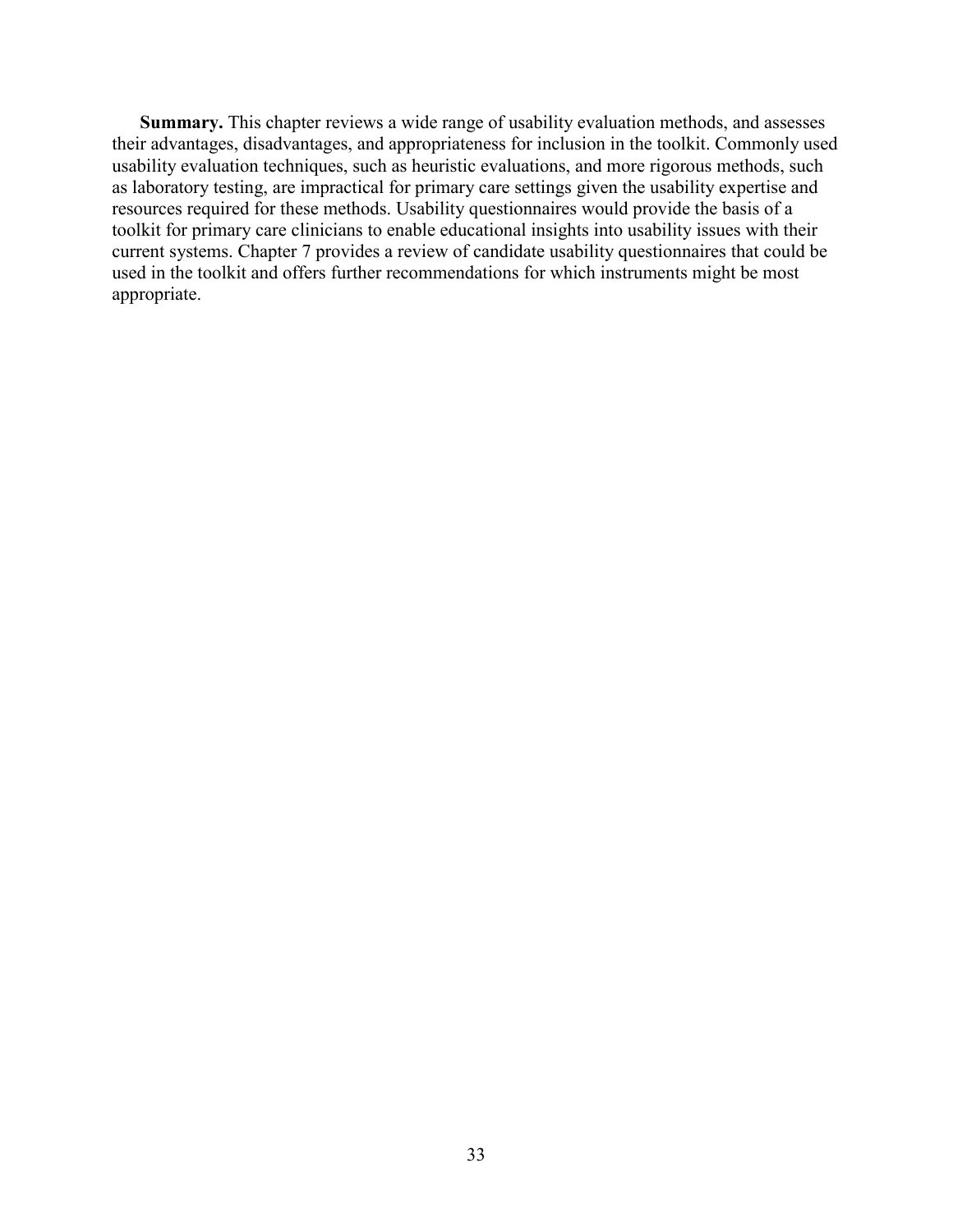**Summary.** This chapter reviews a wide range of usability evaluation methods, and assesses their advantages, disadvantages, and appropriateness for inclusion in the toolkit. Commonly used usability evaluation techniques, such as heuristic evaluations, and more rigorous methods, such as laboratory testing, are impractical for primary care settings given the usability expertise and resources required for these methods. Usability questionnaires would provide the basis of a toolkit for primary care clinicians to enable educational insights into usability issues with their current systems. Chapter 7 provides a review of candidate usability questionnaires that could be used in the toolkit and offers further recommendations for which instruments might be most appropriate.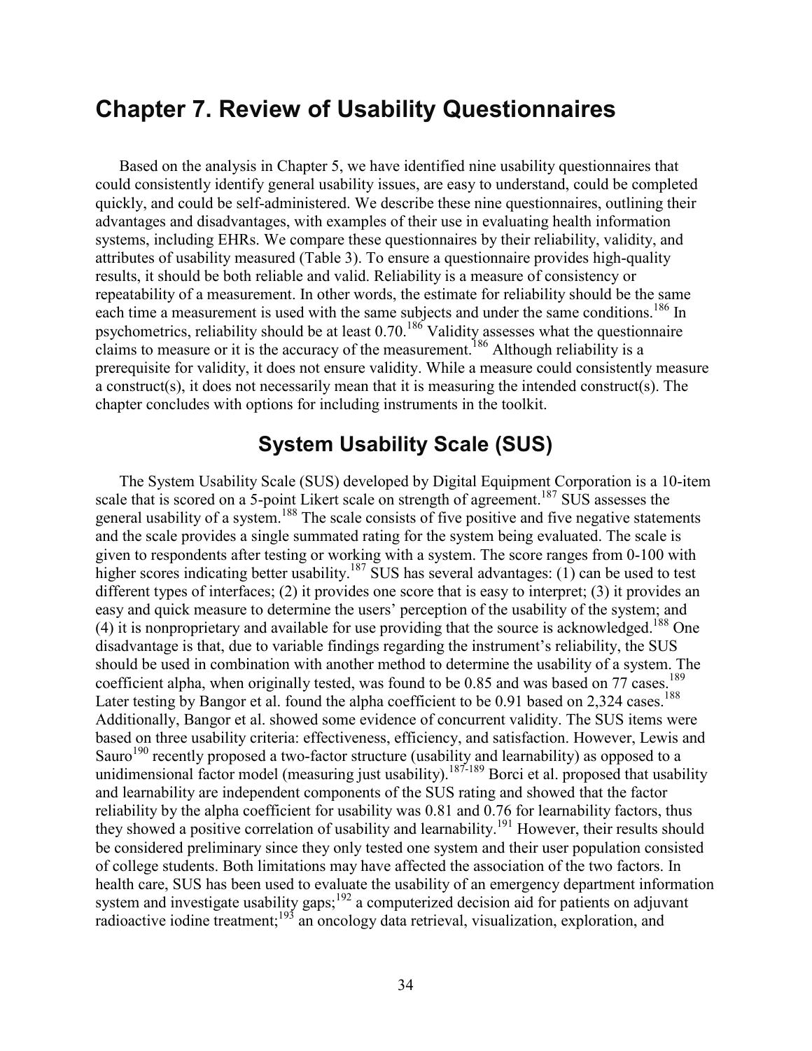# Chapter 7. Review of Usability Questionnaires

Based on the analysis in Chapter 5, we have identified nine usability questionnaires that could consistently identify general usability issues, are easy to understand, could be completed quickly, and could be self-administered. We describe these nine questionnaires, outlining their advantages and disadvantages, with examples of their use in evaluating health information systems, including EHRs. We compare these questionnaires by their reliability, validity, and attributes of usability measured (Table 3). To ensure a questionnaire provides high-quality results, it should be both reliable and valid. Reliability is a measure of consistency or repeatability of a measurement. In other words, the estimate for reliability should be the same each time a measurement is used with the same subjects and under the same conditions.[186] In psychometrics, reliability should be at least 0.70.[186] Validity assesses what the questionnaire claims to measure or it is the accuracy of the measurement.[186] Although reliability is a prerequisite for validity, it does not ensure validity. While a measure could consistently measure a construct(s), it does not necessarily mean that it is measuring the intended construct(s). The chapter concludes with options for including instruments in the toolkit.

## System Usability Scale (SUS)

The System Usability Scale (SUS) developed by Digital Equipment Corporation is a 10-item scale that is scored on a 5-point Likert scale on strength of agreement.[187] SUS assesses the general usability of a system.[188] The scale consists of five positive and five negative statements and the scale provides a single summated rating for the system being evaluated. The scale is given to respondents after testing or working with a system. The score ranges from 0-100 with higher scores indicating better usability.[187] SUS has several advantages: (1) can be used to test different types of interfaces; (2) it provides one score that is easy to interpret; (3) it provides an easy and quick measure to determine the users' perception of the usability of the system; and (4) it is nonproprietary and available for use providing that the source is acknowledged.[188] One disadvantage is that, due to variable findings regarding the instrument's reliability, the SUS should be used in combination with another method to determine the usability of a system. The coefficient alpha, when originally tested, was found to be 0.85 and was based on 77 cases.[189] Later testing by Bangor et al. found the alpha coefficient to be 0.91 based on 2,324 cases.[188] Additionally, Bangor et al. showed some evidence of concurrent validity. The SUS items were based on three usability criteria: effectiveness, efficiency, and satisfaction. However, Lewis and Sauro[190] recently proposed a two-factor structure (usability and learnability) as opposed to a unidimensional factor model (measuring just usability).[187-189] Borci et al. proposed that usability and learnability are independent components of the SUS rating and showed that the factor reliability by the alpha coefficient for usability was 0.81 and 0.76 for learnability factors, thus they showed a positive correlation of usability and learnability.[191] However, their results should be considered preliminary since they only tested one system and their user population consisted of college students. Both limitations may have affected the association of the two factors. In health care, SUS has been used to evaluate the usability of an emergency department information system and investigate usability gaps;[192] a computerized decision aid for patients on adjuvant radioactive iodine treatment;[193] an oncology data retrieval, visualization, exploration, and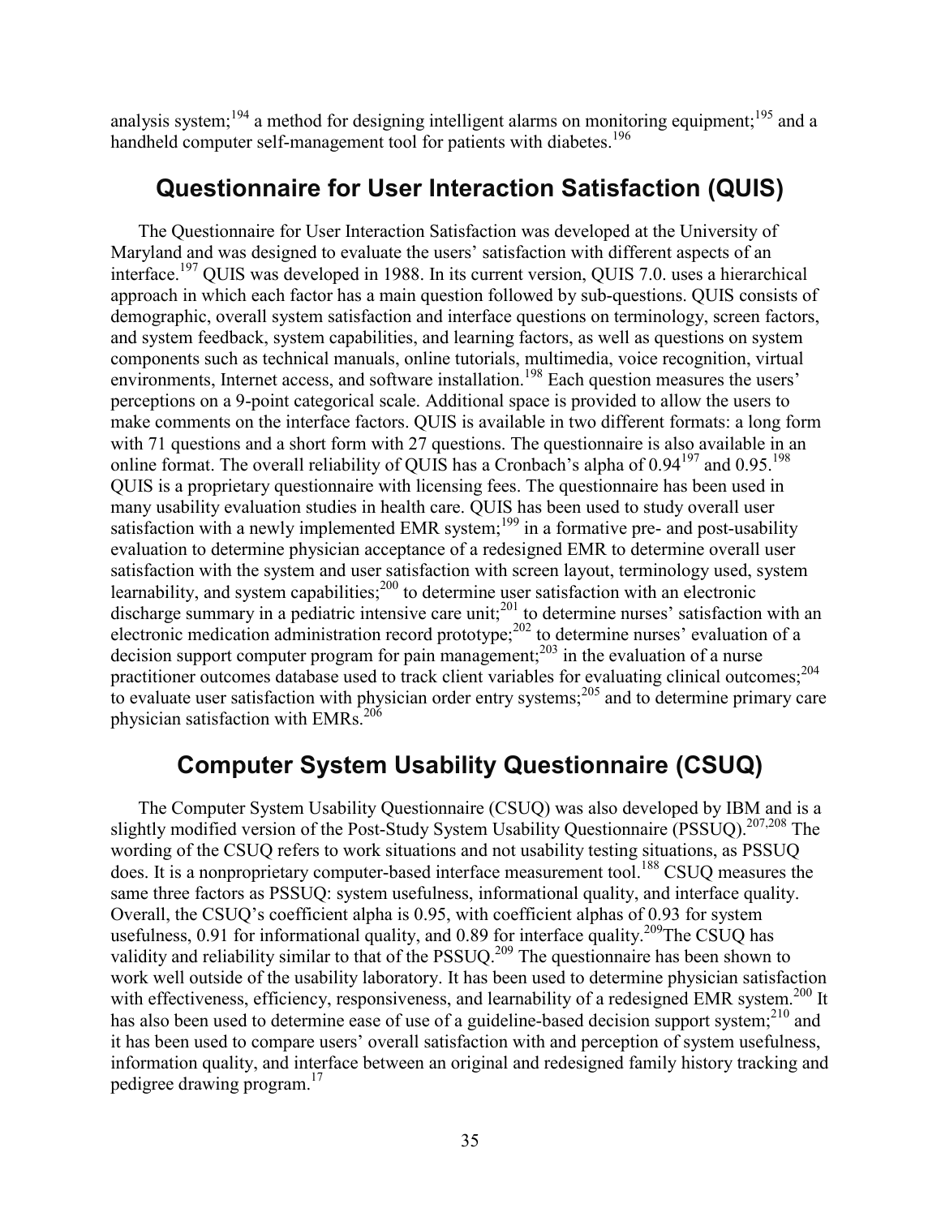analysis system;[194] a method for designing intelligent alarms on monitoring equipment;[195] and a handheld computer self-management tool for patients with diabetes.[196]

## Questionnaire for User Interaction Satisfaction (QUIS)

The Questionnaire for User Interaction Satisfaction was developed at the University of Maryland and was designed to evaluate the users' satisfaction with different aspects of an interface.[197] QUIS was developed in 1988. In its current version, QUIS 7.0. uses a hierarchical approach in which each factor has a main question followed by sub-questions. QUIS consists of demographic, overall system satisfaction and interface questions on terminology, screen factors, and system feedback, system capabilities, and learning factors, as well as questions on system components such as technical manuals, online tutorials, multimedia, voice recognition, virtual environments, Internet access, and software installation.[198] Each question measures the users' perceptions on a 9-point categorical scale. Additional space is provided to allow the users to make comments on the interface factors. QUIS is available in two different formats: a long form with 71 questions and a short form with 27 questions. The questionnaire is also available in an online format. The overall reliability of QUIS has a Cronbach's alpha of 0.94[197] and 0.95.[198] QUIS is a proprietary questionnaire with licensing fees. The questionnaire has been used in many usability evaluation studies in health care. QUIS has been used to study overall user satisfaction with a newly implemented EMR system;[199] in a formative pre- and post-usability evaluation to determine physician acceptance of a redesigned EMR to determine overall user satisfaction with the system and user satisfaction with screen layout, terminology used, system learnability, and system capabilities;[200] to determine user satisfaction with an electronic discharge summary in a pediatric intensive care unit;[201] to determine nurses' satisfaction with an electronic medication administration record prototype;[202] to determine nurses' evaluation of a decision support computer program for pain management;[203] in the evaluation of a nurse practitioner outcomes database used to track client variables for evaluating clinical outcomes;[204] to evaluate user satisfaction with physician order entry systems;[205] and to determine primary care physician satisfaction with EMRs.[206]

## Computer System Usability Questionnaire (CSUQ)

The Computer System Usability Questionnaire (CSUQ) was also developed by IBM and is a slightly modified version of the Post-Study System Usability Questionnaire (PSSUQ).[207,208] The wording of the CSUQ refers to work situations and not usability testing situations, as PSSUQ does. It is a nonproprietary computer-based interface measurement tool.[188] CSUQ measures the same three factors as PSSUQ: system usefulness, informational quality, and interface quality. Overall, the CSUQ's coefficient alpha is 0.95, with coefficient alphas of 0.93 for system usefulness, 0.91 for informational quality, and 0.89 for interface quality.[209]The CSUQ has validity and reliability similar to that of the PSSUQ.[209] The questionnaire has been shown to work well outside of the usability laboratory. It has been used to determine physician satisfaction with effectiveness, efficiency, responsiveness, and learnability of a redesigned EMR system.[200] It has also been used to determine ease of use of a guideline-based decision support system;[210] and it has been used to compare users' overall satisfaction with and perception of system usefulness, information quality, and interface between an original and redesigned family history tracking and pedigree drawing program.[17]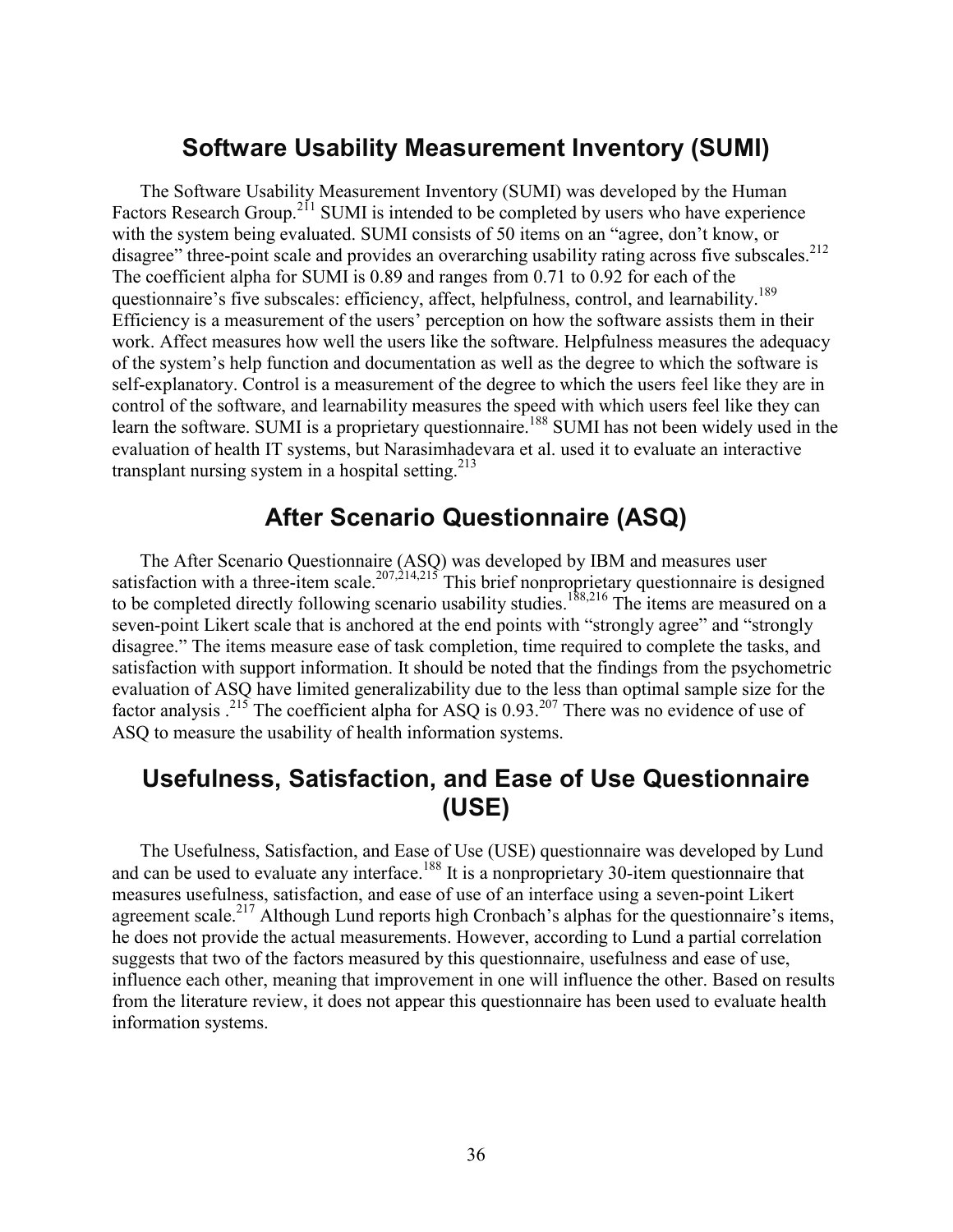## Software Usability Measurement Inventory (SUMI)

The Software Usability Measurement Inventory (SUMI) was developed by the Human Factors Research Group.[211] SUMI is intended to be completed by users who have experience with the system being evaluated. SUMI consists of 50 items on an "agree, don't know, or disagree" three-point scale and provides an overarching usability rating across five subscales.[212] The coefficient alpha for SUMI is 0.89 and ranges from 0.71 to 0.92 for each of the questionnaire's five subscales: efficiency, affect, helpfulness, control, and learnability.[189] Efficiency is a measurement of the users' perception on how the software assists them in their work. Affect measures how well the users like the software. Helpfulness measures the adequacy of the system's help function and documentation as well as the degree to which the software is self-explanatory. Control is a measurement of the degree to which the users feel like they are in control of the software, and learnability measures the speed with which users feel like they can learn the software. SUMI is a proprietary questionnaire.[188] SUMI has not been widely used in the evaluation of health IT systems, but Narasimhadevara et al. used it to evaluate an interactive transplant nursing system in a hospital setting.[213]

## After Scenario Questionnaire (ASQ)

The After Scenario Questionnaire (ASQ) was developed by IBM and measures user satisfaction with a three-item scale.[207,214,215] This brief nonproprietary questionnaire is designed to be completed directly following scenario usability studies.[188,216] The items are measured on a seven-point Likert scale that is anchored at the end points with "strongly agree" and "strongly disagree." The items measure ease of task completion, time required to complete the tasks, and satisfaction with support information. It should be noted that the findings from the psychometric evaluation of ASQ have limited generalizability due to the less than optimal sample size for the factor analysis .[215] The coefficient alpha for ASQ is 0.93.[207] There was no evidence of use of ASQ to measure the usability of health information systems.

## Usefulness, Satisfaction, and Ease of Use Questionnaire (USE)

The Usefulness, Satisfaction, and Ease of Use (USE) questionnaire was developed by Lund and can be used to evaluate any interface.[188] It is a nonproprietary 30-item questionnaire that measures usefulness, satisfaction, and ease of use of an interface using a seven-point Likert agreement scale.[217] Although Lund reports high Cronbach's alphas for the questionnaire's items, he does not provide the actual measurements. However, according to Lund a partial correlation suggests that two of the factors measured by this questionnaire, usefulness and ease of use, influence each other, meaning that improvement in one will influence the other. Based on results from the literature review, it does not appear this questionnaire has been used to evaluate health information systems.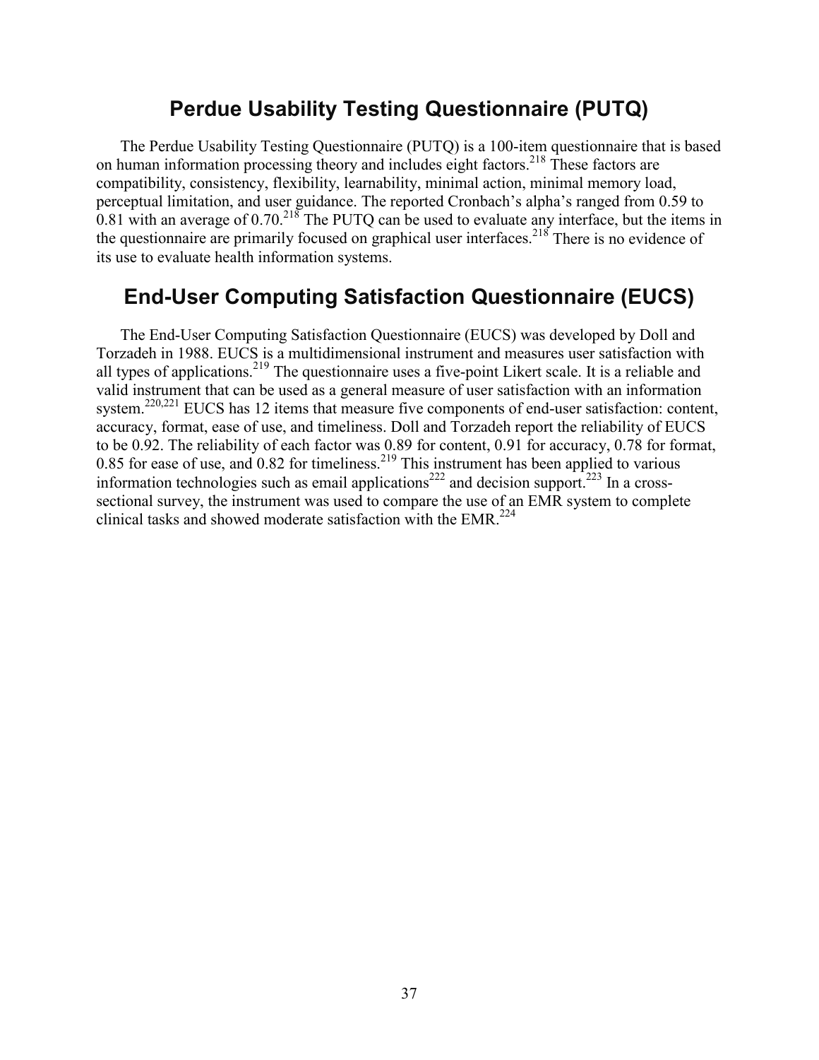## Perdue Usability Testing Questionnaire (PUTQ)

The Perdue Usability Testing Questionnaire (PUTQ) is a 100-item questionnaire that is based on human information processing theory and includes eight factors.[218] These factors are compatibility, consistency, flexibility, learnability, minimal action, minimal memory load, perceptual limitation, and user guidance. The reported Cronbach's alpha's ranged from 0.59 to 0.81 with an average of 0.70.[218] The PUTQ can be used to evaluate any interface, but the items in the questionnaire are primarily focused on graphical user interfaces.[218] There is no evidence of its use to evaluate health information systems.

## End-User Computing Satisfaction Questionnaire (EUCS)

The End-User Computing Satisfaction Questionnaire (EUCS) was developed by Doll and Torzadeh in 1988. EUCS is a multidimensional instrument and measures user satisfaction with all types of applications.[219] The questionnaire uses a five-point Likert scale. It is a reliable and valid instrument that can be used as a general measure of user satisfaction with an information system.[220,221] EUCS has 12 items that measure five components of end-user satisfaction: content, accuracy, format, ease of use, and timeliness. Doll and Torzadeh report the reliability of EUCS to be 0.92. The reliability of each factor was 0.89 for content, 0.91 for accuracy, 0.78 for format, 0.85 for ease of use, and 0.82 for timeliness.[219] This instrument has been applied to various information technologies such as email applications[222] and decision support.[223] In a cross-sectional survey, the instrument was used to compare the use of an EMR system to complete clinical tasks and showed moderate satisfaction with the EMR.[224]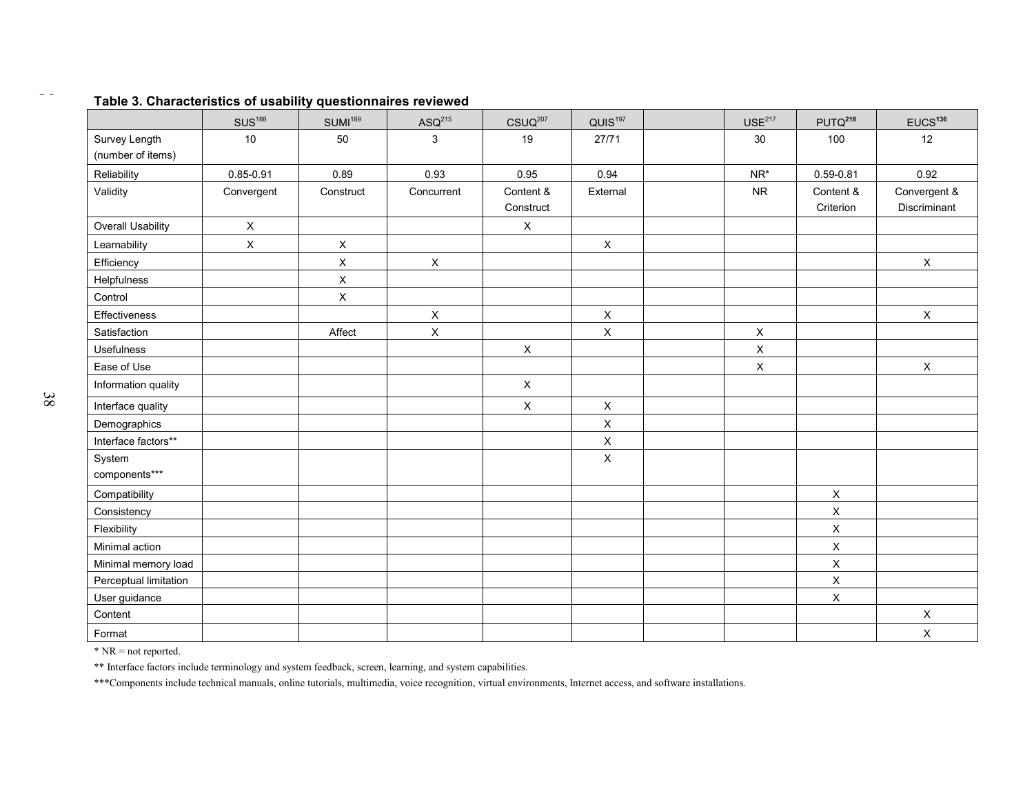**Table 3. Characteristics of usability questionnaires reviewed**

| | SUS[188] | SUMI[189] | ASQ[215] | CSUQ[207] | QUIS[197] | | USE[217] | PUTQ[218] | EUCS[136] |
|---|---|---|---|---|---|---|---|---|---|
| Survey Length (number of items) | 10 | 50 | 3 | 19 | 27/71 | | 30 | 100 | 12 |
| Reliability | 0.85-0.91 | 0.89 | 0.93 | 0.95 | 0.94 | | NR* | 0.59-0.81 | 0.92 |
| Validity | Convergent | Construct | Concurrent | Content & Construct | External | | NR | Content & Criterion | Convergent & Discriminant |
| Overall Usability | X | | | X | | | | | |
| Learnability | X | X | | | X | | | | |
| Efficiency | | X | X | | | | | | X |
| Helpfulness | | X | | | | | | | |
| Control | | X | | | | | | | |
| Effectiveness | | | X | | X | | | | X |
| Satisfaction | | Affect | X | | X | | X | | |
| Usefulness | | | | X | | | X | | |
| Ease of Use | | | | | | | X | | X |
| Information quality | | | | X | | | | | |
| Interface quality | | | | X | X | | | | |
| Demographics | | | | | X | | | | |
| Interface factors** | | | | | X | | | | |
| System components*** | | | | | X | | | | |
| Compatibility | | | | | | | | X | |
| Consistency | | | | | | | | X | |
| Flexibility | | | | | | | | X | |
| Minimal action | | | | | | | | X | |
| Minimal memory load | | | | | | | | X | |
| Perceptual limitation | | | | | | | | X | |
| User guidance | | | | | | | | X | |
| Content | | | | | | | | | X |
| Format | | | | | | | | | X |

\* NR = not reported.

** Interface factors include terminology and system feedback, screen, learning, and system capabilities.

***Components include technical manuals, online tutorials, multimedia, voice recognition, virtual environments, Internet access, and software installations.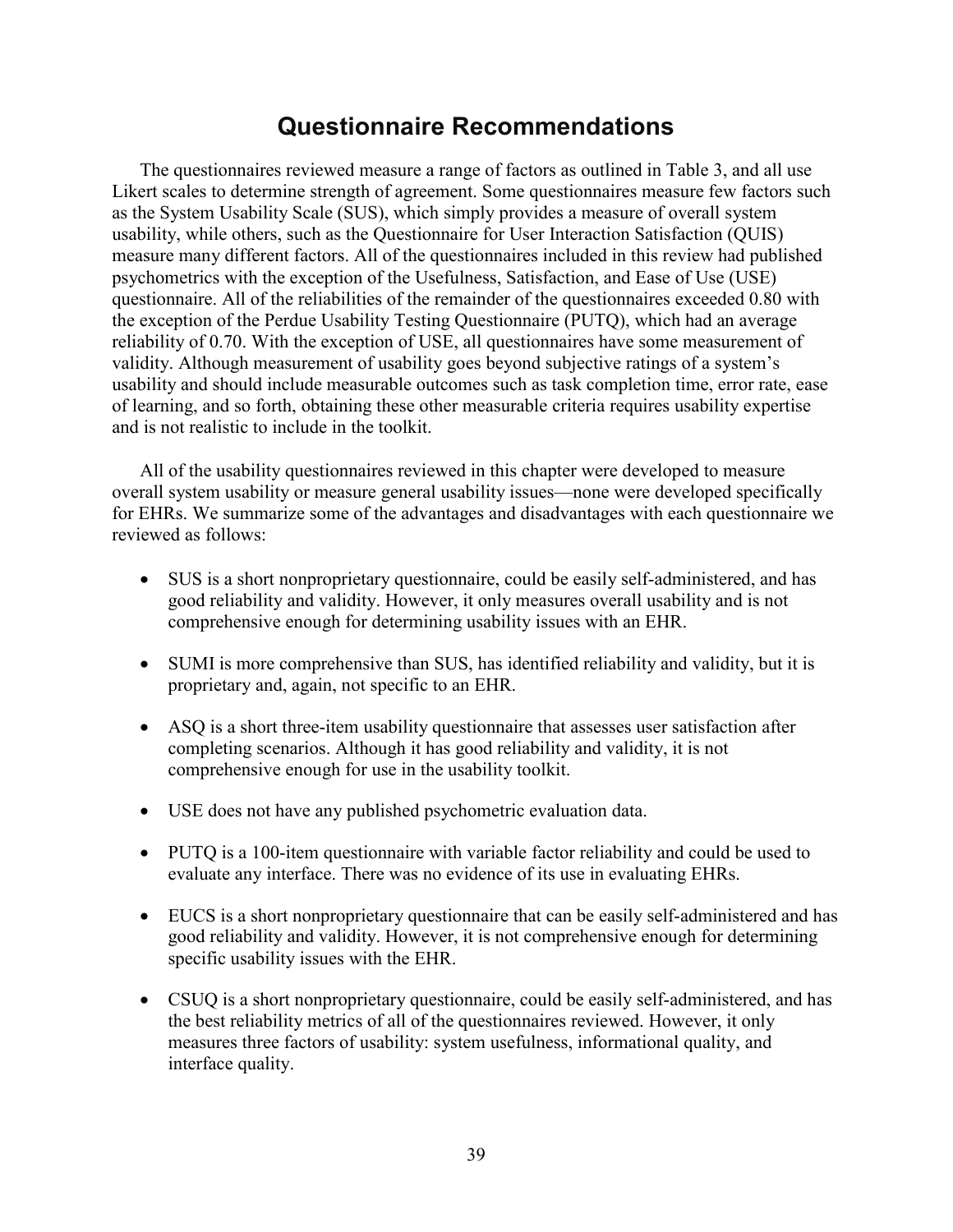# Questionnaire Recommendations

The questionnaires reviewed measure a range of factors as outlined in Table 3, and all use Likert scales to determine strength of agreement. Some questionnaires measure few factors such as the System Usability Scale (SUS), which simply provides a measure of overall system usability, while others, such as the Questionnaire for User Interaction Satisfaction (QUIS) measure many different factors. All of the questionnaires included in this review had published psychometrics with the exception of the Usefulness, Satisfaction, and Ease of Use (USE) questionnaire. All of the reliabilities of the remainder of the questionnaires exceeded 0.80 with the exception of the Perdue Usability Testing Questionnaire (PUTQ), which had an average reliability of 0.70. With the exception of USE, all questionnaires have some measurement of validity. Although measurement of usability goes beyond subjective ratings of a system's usability and should include measurable outcomes such as task completion time, error rate, ease of learning, and so forth, obtaining these other measurable criteria requires usability expertise and is not realistic to include in the toolkit.

All of the usability questionnaires reviewed in this chapter were developed to measure overall system usability or measure general usability issues—none were developed specifically for EHRs. We summarize some of the advantages and disadvantages with each questionnaire we reviewed as follows:

- SUS is a short nonproprietary questionnaire, could be easily self-administered, and has good reliability and validity. However, it only measures overall usability and is not comprehensive enough for determining usability issues with an EHR.
- SUMI is more comprehensive than SUS, has identified reliability and validity, but it is proprietary and, again, not specific to an EHR.
- ASQ is a short three-item usability questionnaire that assesses user satisfaction after completing scenarios. Although it has good reliability and validity, it is not comprehensive enough for use in the usability toolkit.
- USE does not have any published psychometric evaluation data.
- PUTQ is a 100-item questionnaire with variable factor reliability and could be used to evaluate any interface. There was no evidence of its use in evaluating EHRs.
- EUCS is a short nonproprietary questionnaire that can be easily self-administered and has good reliability and validity. However, it is not comprehensive enough for determining specific usability issues with the EHR.
- CSUQ is a short nonproprietary questionnaire, could be easily self-administered, and has the best reliability metrics of all of the questionnaires reviewed. However, it only measures three factors of usability: system usefulness, informational quality, and interface quality.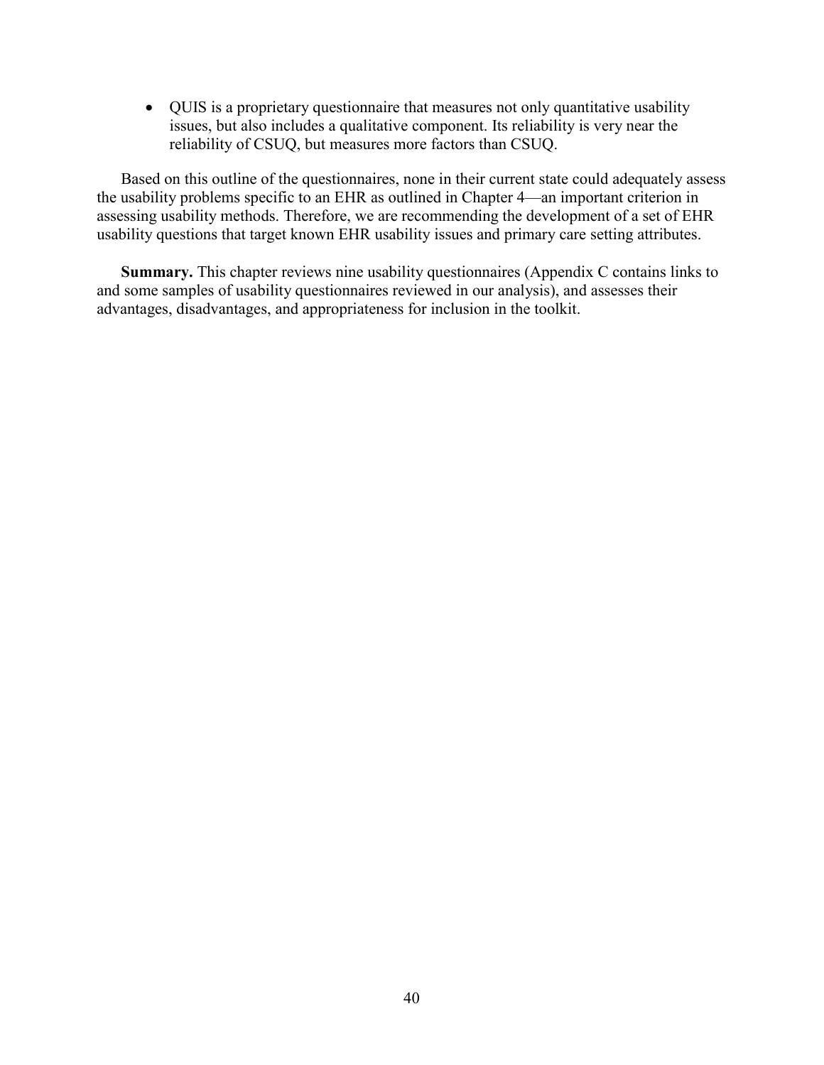- QUIS is a proprietary questionnaire that measures not only quantitative usability issues, but also includes a qualitative component. Its reliability is very near the reliability of CSUQ, but measures more factors than CSUQ.

Based on this outline of the questionnaires, none in their current state could adequately assess the usability problems specific to an EHR as outlined in Chapter 4—an important criterion in assessing usability methods. Therefore, we are recommending the development of a set of EHR usability questions that target known EHR usability issues and primary care setting attributes.

**Summary.** This chapter reviews nine usability questionnaires (Appendix C contains links to and some samples of usability questionnaires reviewed in our analysis), and assesses their advantages, disadvantages, and appropriateness for inclusion in the toolkit.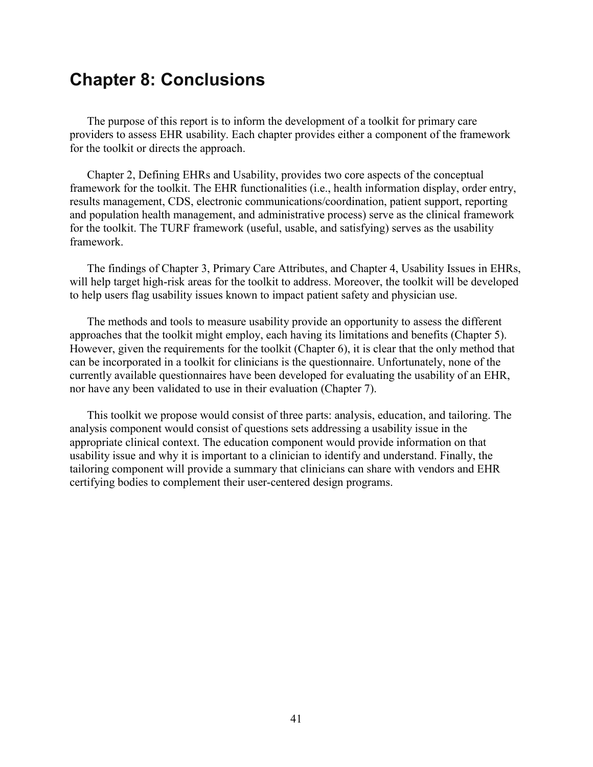# Chapter 8: Conclusions

The purpose of this report is to inform the development of a toolkit for primary care providers to assess EHR usability. Each chapter provides either a component of the framework for the toolkit or directs the approach.

Chapter 2, Defining EHRs and Usability, provides two core aspects of the conceptual framework for the toolkit. The EHR functionalities (i.e., health information display, order entry, results management, CDS, electronic communications/coordination, patient support, reporting and population health management, and administrative process) serve as the clinical framework for the toolkit. The TURF framework (useful, usable, and satisfying) serves as the usability framework.

The findings of Chapter 3, Primary Care Attributes, and Chapter 4, Usability Issues in EHRs, will help target high-risk areas for the toolkit to address. Moreover, the toolkit will be developed to help users flag usability issues known to impact patient safety and physician use.

The methods and tools to measure usability provide an opportunity to assess the different approaches that the toolkit might employ, each having its limitations and benefits (Chapter 5). However, given the requirements for the toolkit (Chapter 6), it is clear that the only method that can be incorporated in a toolkit for clinicians is the questionnaire. Unfortunately, none of the currently available questionnaires have been developed for evaluating the usability of an EHR, nor have any been validated to use in their evaluation (Chapter 7).

This toolkit we propose would consist of three parts: analysis, education, and tailoring. The analysis component would consist of questions sets addressing a usability issue in the appropriate clinical context. The education component would provide information on that usability issue and why it is important to a clinician to identify and understand. Finally, the tailoring component will provide a summary that clinicians can share with vendors and EHR certifying bodies to complement their user-centered design programs.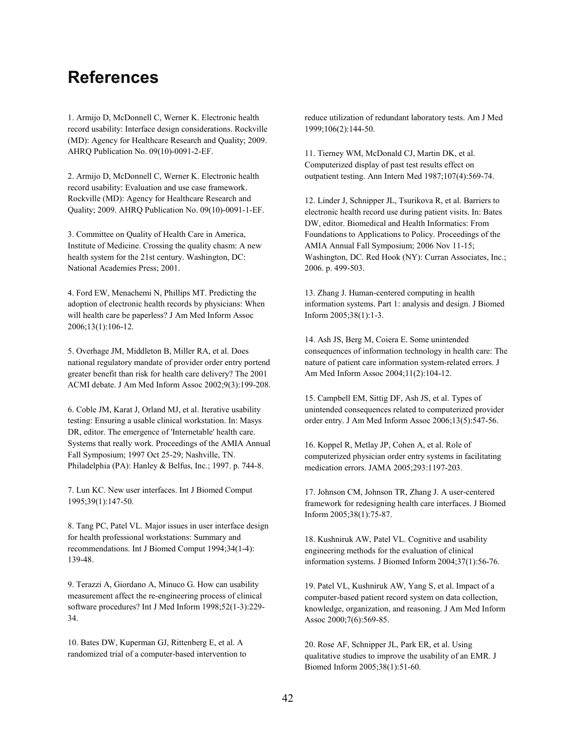# References

1. Armijo D, McDonnell C, Werner K. Electronic health record usability: Interface design considerations. Rockville (MD): Agency for Healthcare Research and Quality; 2009. AHRQ Publication No. 09(10)-0091-2-EF.

2. Armijo D, McDonnell C, Werner K. Electronic health record usability: Evaluation and use case framework. Rockville (MD): Agency for Healthcare Research and Quality; 2009. AHRQ Publication No. 09(10)-0091-1-EF.

3. Committee on Quality of Health Care in America, Institute of Medicine. Crossing the quality chasm: A new health system for the 21st century. Washington, DC: National Academies Press; 2001.

4. Ford EW, Menachemi N, Phillips MT. Predicting the adoption of electronic health records by physicians: When will health care be paperless? J Am Med Inform Assoc 2006;13(1):106-12.

5. Overhage JM, Middleton B, Miller RA, et al. Does national regulatory mandate of provider order entry portend greater benefit than risk for health care delivery? The 2001 ACMI debate. J Am Med Inform Assoc 2002;9(3):199-208.

6. Coble JM, Karat J, Orland MJ, et al. Iterative usability testing: Ensuring a usable clinical workstation. In: Masys DR, editor. The emergence of 'Internetable' health care. Systems that really work. Proceedings of the AMIA Annual Fall Symposium; 1997 Oct 25-29; Nashville, TN. Philadelphia (PA): Hanley & Belfus, Inc.; 1997. p. 744-8.

7. Lun KC. New user interfaces. Int J Biomed Comput 1995;39(1):147-50.

8. Tang PC, Patel VL. Major issues in user interface design for health professional workstations: Summary and recommendations. Int J Biomed Comput 1994;34(1-4): 139-48.

9. Terazzi A, Giordano A, Minuco G. How can usability measurement affect the re-engineering process of clinical software procedures? Int J Med Inform 1998;52(1-3):229-34.

10. Bates DW, Kuperman GJ, Rittenberg E, et al. A randomized trial of a computer-based intervention to reduce utilization of redundant laboratory tests. Am J Med 1999;106(2):144-50.

11. Tierney WM, McDonald CJ, Martin DK, et al. Computerized display of past test results effect on outpatient testing. Ann Intern Med 1987;107(4):569-74.

12. Linder J, Schnipper JL, Tsurikova R, et al. Barriers to electronic health record use during patient visits. In: Bates DW, editor. Biomedical and Health Informatics: From Foundations to Applications to Policy. Proceedings of the AMIA Annual Fall Symposium; 2006 Nov 11-15; Washington, DC. Red Hook (NY): Curran Associates, Inc.; 2006. p. 499-503.

13. Zhang J. Human-centered computing in health information systems. Part 1: analysis and design. J Biomed Inform 2005;38(1):1-3.

14. Ash JS, Berg M, Coiera E. Some unintended consequences of information technology in health care: The nature of patient care information system-related errors. J Am Med Inform Assoc 2004;11(2):104-12.

15. Campbell EM, Sittig DF, Ash JS, et al. Types of unintended consequences related to computerized provider order entry. J Am Med Inform Assoc 2006;13(5):547-56.

16. Koppel R, Metlay JP, Cohen A, et al. Role of computerized physician order entry systems in facilitating medication errors. JAMA 2005;293:1197-203.

17. Johnson CM, Johnson TR, Zhang J. A user-centered framework for redesigning health care interfaces. J Biomed Inform 2005;38(1):75-87.

18. Kushniruk AW, Patel VL. Cognitive and usability engineering methods for the evaluation of clinical information systems. J Biomed Inform 2004;37(1):56-76.

19. Patel VL, Kushniruk AW, Yang S, et al. Impact of a computer-based patient record system on data collection, knowledge, organization, and reasoning. J Am Med Inform Assoc 2000;7(6):569-85.

20. Rose AF, Schnipper JL, Park ER, et al. Using qualitative studies to improve the usability of an EMR. J Biomed Inform 2005;38(1):51-60.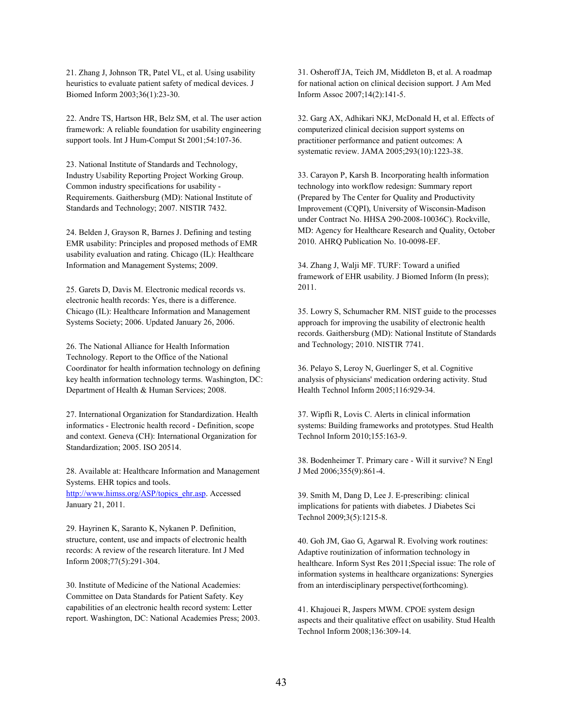21. Zhang J, Johnson TR, Patel VL, et al. Using usability heuristics to evaluate patient safety of medical devices. J Biomed Inform 2003;36(1):23-30.

22. Andre TS, Hartson HR, Belz SM, et al. The user action framework: A reliable foundation for usability engineering support tools. Int J Hum-Comput St 2001;54:107-36.

23. National Institute of Standards and Technology, Industry Usability Reporting Project Working Group. Common industry specifications for usability - Requirements. Gaithersburg (MD): National Institute of Standards and Technology; 2007. NISTIR 7432.

24. Belden J, Grayson R, Barnes J. Defining and testing EMR usability: Principles and proposed methods of EMR usability evaluation and rating. Chicago (IL): Healthcare Information and Management Systems; 2009.

25. Garets D, Davis M. Electronic medical records vs. electronic health records: Yes, there is a difference. Chicago (IL): Healthcare Information and Management Systems Society; 2006. Updated January 26, 2006.

26. The National Alliance for Health Information Technology. Report to the Office of the National Coordinator for health information technology on defining key health information technology terms. Washington, DC: Department of Health & Human Services; 2008.

27. International Organization for Standardization. Health informatics - Electronic health record - Definition, scope and context. Geneva (CH): International Organization for Standardization; 2005. ISO 20514.

28. Available at: Healthcare Information and Management Systems. EHR topics and tools. http://www.himss.org/ASP/topics_ehr.asp. Accessed January 21, 2011.

29. Hayrinen K, Saranto K, Nykanen P. Definition, structure, content, use and impacts of electronic health records: A review of the research literature. Int J Med Inform 2008;77(5):291-304.

30. Institute of Medicine of the National Academies: Committee on Data Standards for Patient Safety. Key capabilities of an electronic health record system: Letter report. Washington, DC: National Academies Press; 2003.

31. Osheroff JA, Teich JM, Middleton B, et al. A roadmap for national action on clinical decision support. J Am Med Inform Assoc 2007;14(2):141-5.

32. Garg AX, Adhikari NKJ, McDonald H, et al. Effects of computerized clinical decision support systems on practitioner performance and patient outcomes: A systematic review. JAMA 2005;293(10):1223-38.

33. Carayon P, Karsh B. Incorporating health information technology into workflow redesign: Summary report (Prepared by The Center for Quality and Productivity Improvement (CQPI), University of Wisconsin-Madison under Contract No. HHSA 290-2008-10036C). Rockville, MD: Agency for Healthcare Research and Quality, October 2010. AHRQ Publication No. 10-0098-EF.

34. Zhang J, Walji MF. TURF: Toward a unified framework of EHR usability. J Biomed Inform (In press); 2011.

35. Lowry S, Schumacher RM. NIST guide to the processes approach for improving the usability of electronic health records. Gaithersburg (MD): National Institute of Standards and Technology; 2010. NISTIR 7741.

36. Pelayo S, Leroy N, Guerlinger S, et al. Cognitive analysis of physicians' medication ordering activity. Stud Health Technol Inform 2005;116:929-34.

37. Wipfli R, Lovis C. Alerts in clinical information systems: Building frameworks and prototypes. Stud Health Technol Inform 2010;155:163-9.

38. Bodenheimer T. Primary care - Will it survive? N Engl J Med 2006;355(9):861-4.

39. Smith M, Dang D, Lee J. E-prescribing: clinical implications for patients with diabetes. J Diabetes Sci Technol 2009;3(5):1215-8.

40. Goh JM, Gao G, Agarwal R. Evolving work routines: Adaptive routinization of information technology in healthcare. Inform Syst Res 2011;Special issue: The role of information systems in healthcare organizations: Synergies from an interdisciplinary perspective(forthcoming).

41. Khajouei R, Jaspers MWM. CPOE system design aspects and their qualitative effect on usability. Stud Health Technol Inform 2008;136:309-14.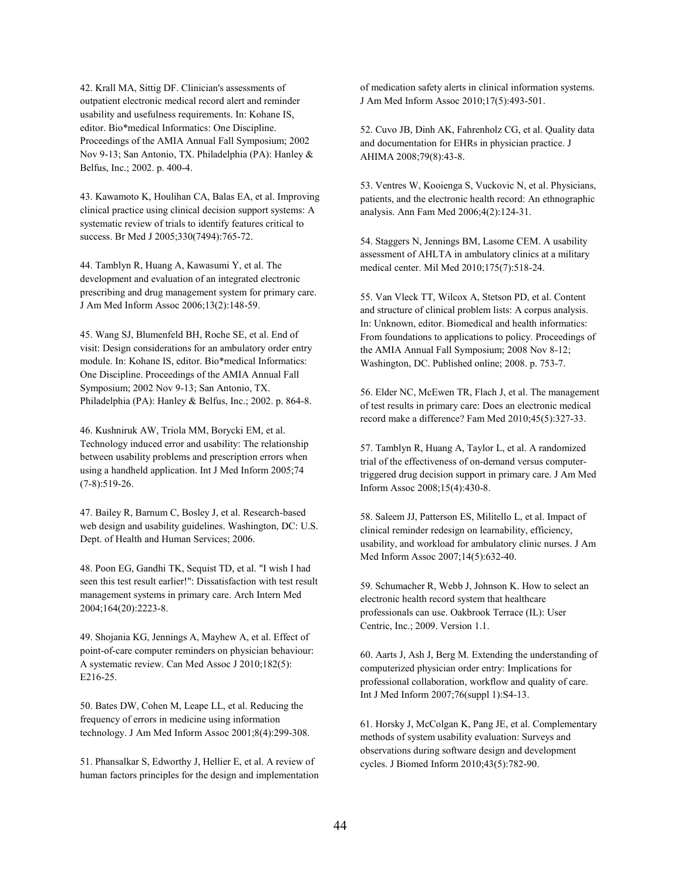42. Krall MA, Sittig DF. Clinician's assessments of outpatient electronic medical record alert and reminder usability and usefulness requirements. In: Kohane IS, editor. Bio*medical Informatics: One Discipline. Proceedings of the AMIA Annual Fall Symposium; 2002 Nov 9-13; San Antonio, TX. Philadelphia (PA): Hanley & Belfus, Inc.; 2002. p. 400-4.

43. Kawamoto K, Houlihan CA, Balas EA, et al. Improving clinical practice using clinical decision support systems: A systematic review of trials to identify features critical to success. Br Med J 2005;330(7494):765-72.

44. Tamblyn R, Huang A, Kawasumi Y, et al. The development and evaluation of an integrated electronic prescribing and drug management system for primary care. J Am Med Inform Assoc 2006;13(2):148-59.

45. Wang SJ, Blumenfeld BH, Roche SE, et al. End of visit: Design considerations for an ambulatory order entry module. In: Kohane IS, editor. Bio*medical Informatics: One Discipline. Proceedings of the AMIA Annual Fall Symposium; 2002 Nov 9-13; San Antonio, TX. Philadelphia (PA): Hanley & Belfus, Inc.; 2002. p. 864-8.

46. Kushniruk AW, Triola MM, Borycki EM, et al. Technology induced error and usability: The relationship between usability problems and prescription errors when using a handheld application. Int J Med Inform 2005;74 (7-8):519-26.

47. Bailey R, Barnum C, Bosley J, et al. Research-based web design and usability guidelines. Washington, DC: U.S. Dept. of Health and Human Services; 2006.

48. Poon EG, Gandhi TK, Sequist TD, et al. "I wish I had seen this test result earlier!": Dissatisfaction with test result management systems in primary care. Arch Intern Med 2004;164(20):2223-8.

49. Shojania KG, Jennings A, Mayhew A, et al. Effect of point-of-care computer reminders on physician behaviour: A systematic review. Can Med Assoc J 2010;182(5): E216-25.

50. Bates DW, Cohen M, Leape LL, et al. Reducing the frequency of errors in medicine using information technology. J Am Med Inform Assoc 2001;8(4):299-308.

51. Phansalkar S, Edworthy J, Hellier E, et al. A review of human factors principles for the design and implementation of medication safety alerts in clinical information systems. J Am Med Inform Assoc 2010;17(5):493-501.

52. Cuvo JB, Dinh AK, Fahrenholz CG, et al. Quality data and documentation for EHRs in physician practice. J AHIMA 2008;79(8):43-8.

53. Ventres W, Kooienga S, Vuckovic N, et al. Physicians, patients, and the electronic health record: An ethnographic analysis. Ann Fam Med 2006;4(2):124-31.

54. Staggers N, Jennings BM, Lasome CEM. A usability assessment of AHLTA in ambulatory clinics at a military medical center. Mil Med 2010;175(7):518-24.

55. Van Vleck TT, Wilcox A, Stetson PD, et al. Content and structure of clinical problem lists: A corpus analysis. In: Unknown, editor. Biomedical and health informatics: From foundations to applications to policy. Proceedings of the AMIA Annual Fall Symposium; 2008 Nov 8-12; Washington, DC. Published online; 2008. p. 753-7.

56. Elder NC, McEwen TR, Flach J, et al. The management of test results in primary care: Does an electronic medical record make a difference? Fam Med 2010;45(5):327-33.

57. Tamblyn R, Huang A, Taylor L, et al. A randomized trial of the effectiveness of on-demand versus computer-triggered drug decision support in primary care. J Am Med Inform Assoc 2008;15(4):430-8.

58. Saleem JJ, Patterson ES, Militello L, et al. Impact of clinical reminder redesign on learnability, efficiency, usability, and workload for ambulatory clinic nurses. J Am Med Inform Assoc 2007;14(5):632-40.

59. Schumacher R, Webb J, Johnson K. How to select an electronic health record system that healthcare professionals can use. Oakbrook Terrace (IL): User Centric, Inc.; 2009. Version 1.1.

60. Aarts J, Ash J, Berg M. Extending the understanding of computerized physician order entry: Implications for professional collaboration, workflow and quality of care. Int J Med Inform 2007;76(suppl 1):S4-13.

61. Horsky J, McColgan K, Pang JE, et al. Complementary methods of system usability evaluation: Surveys and observations during software design and development cycles. J Biomed Inform 2010;43(5):782-90.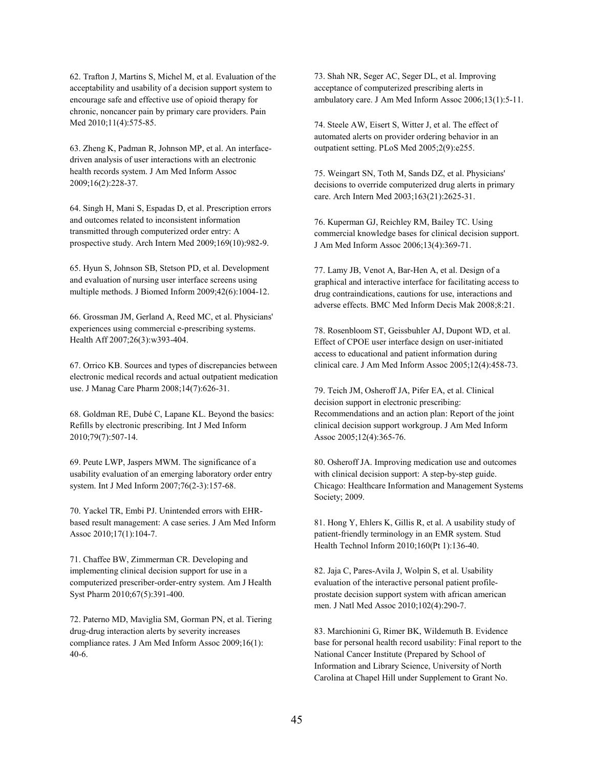62. Trafton J, Martins S, Michel M, et al. Evaluation of the acceptability and usability of a decision support system to encourage safe and effective use of opioid therapy for chronic, noncancer pain by primary care providers. Pain Med 2010;11(4):575-85.

63. Zheng K, Padman R, Johnson MP, et al. An interface-driven analysis of user interactions with an electronic health records system. J Am Med Inform Assoc 2009;16(2):228-37.

64. Singh H, Mani S, Espadas D, et al. Prescription errors and outcomes related to inconsistent information transmitted through computerized order entry: A prospective study. Arch Intern Med 2009;169(10):982-9.

65. Hyun S, Johnson SB, Stetson PD, et al. Development and evaluation of nursing user interface screens using multiple methods. J Biomed Inform 2009;42(6):1004-12.

66. Grossman JM, Gerland A, Reed MC, et al. Physicians' experiences using commercial e-prescribing systems. Health Aff 2007;26(3):w393-404.

67. Orrico KB. Sources and types of discrepancies between electronic medical records and actual outpatient medication use. J Manag Care Pharm 2008;14(7):626-31.

68. Goldman RE, Dubé C, Lapane KL. Beyond the basics: Refills by electronic prescribing. Int J Med Inform 2010;79(7):507-14.

69. Peute LWP, Jaspers MWM. The significance of a usability evaluation of an emerging laboratory order entry system. Int J Med Inform 2007;76(2-3):157-68.

70. Yackel TR, Embi PJ. Unintended errors with EHR-based result management: A case series. J Am Med Inform Assoc 2010;17(1):104-7.

71. Chaffee BW, Zimmerman CR. Developing and implementing clinical decision support for use in a computerized prescriber-order-entry system. Am J Health Syst Pharm 2010;67(5):391-400.

72. Paterno MD, Maviglia SM, Gorman PN, et al. Tiering drug-drug interaction alerts by severity increases compliance rates. J Am Med Inform Assoc 2009;16(1): 40-6.

73. Shah NR, Seger AC, Seger DL, et al. Improving acceptance of computerized prescribing alerts in ambulatory care. J Am Med Inform Assoc 2006;13(1):5-11.

74. Steele AW, Eisert S, Witter J, et al. The effect of automated alerts on provider ordering behavior in an outpatient setting. PLoS Med 2005;2(9):e255.

75. Weingart SN, Toth M, Sands DZ, et al. Physicians' decisions to override computerized drug alerts in primary care. Arch Intern Med 2003;163(21):2625-31.

76. Kuperman GJ, Reichley RM, Bailey TC. Using commercial knowledge bases for clinical decision support. J Am Med Inform Assoc 2006;13(4):369-71.

77. Lamy JB, Venot A, Bar-Hen A, et al. Design of a graphical and interactive interface for facilitating access to drug contraindications, cautions for use, interactions and adverse effects. BMC Med Inform Decis Mak 2008;8:21.

78. Rosenbloom ST, Geissbuhler AJ, Dupont WD, et al. Effect of CPOE user interface design on user-initiated access to educational and patient information during clinical care. J Am Med Inform Assoc 2005;12(4):458-73.

79. Teich JM, Osheroff JA, Pifer EA, et al. Clinical decision support in electronic prescribing: Recommendations and an action plan: Report of the joint clinical decision support workgroup. J Am Med Inform Assoc 2005;12(4):365-76.

80. Osheroff JA. Improving medication use and outcomes with clinical decision support: A step-by-step guide. Chicago: Healthcare Information and Management Systems Society; 2009.

81. Hong Y, Ehlers K, Gillis R, et al. A usability study of patient-friendly terminology in an EMR system. Stud Health Technol Inform 2010;160(Pt 1):136-40.

82. Jaja C, Pares-Avila J, Wolpin S, et al. Usability evaluation of the interactive personal patient profile-prostate decision support system with african american men. J Natl Med Assoc 2010;102(4):290-7.

83. Marchionini G, Rimer BK, Wildemuth B. Evidence base for personal health record usability: Final report to the National Cancer Institute (Prepared by School of Information and Library Science, University of North Carolina at Chapel Hill under Supplement to Grant No.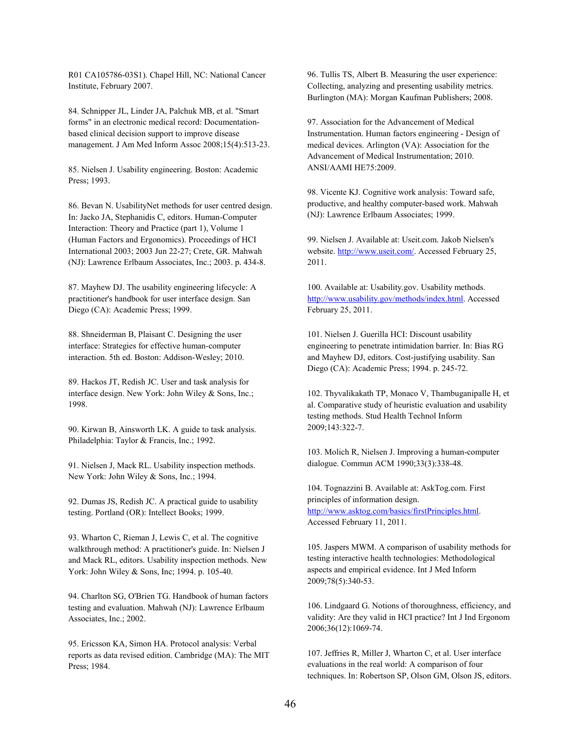R01 CA105786-03S1). Chapel Hill, NC: National Cancer Institute, February 2007.

84. Schnipper JL, Linder JA, Palchuk MB, et al. "Smart forms" in an electronic medical record: Documentation-based clinical decision support to improve disease management. J Am Med Inform Assoc 2008;15(4):513-23.

85. Nielsen J. Usability engineering. Boston: Academic Press; 1993.

86. Bevan N. UsabilityNet methods for user centred design. In: Jacko JA, Stephanidis C, editors. Human-Computer Interaction: Theory and Practice (part 1), Volume 1 (Human Factors and Ergonomics). Proceedings of HCI International 2003; 2003 Jun 22-27; Crete, GR. Mahwah (NJ): Lawrence Erlbaum Associates, Inc.; 2003. p. 434-8.

87. Mayhew DJ. The usability engineering lifecycle: A practitioner's handbook for user interface design. San Diego (CA): Academic Press; 1999.

88. Shneiderman B, Plaisant C. Designing the user interface: Strategies for effective human-computer interaction. 5th ed. Boston: Addison-Wesley; 2010.

89. Hackos JT, Redish JC. User and task analysis for interface design. New York: John Wiley & Sons, Inc.; 1998.

90. Kirwan B, Ainsworth LK. A guide to task analysis. Philadelphia: Taylor & Francis, Inc.; 1992.

91. Nielsen J, Mack RL. Usability inspection methods. New York: John Wiley & Sons, Inc.; 1994.

92. Dumas JS, Redish JC. A practical guide to usability testing. Portland (OR): Intellect Books; 1999.

93. Wharton C, Rieman J, Lewis C, et al. The cognitive walkthrough method: A practitioner's guide. In: Nielsen J and Mack RL, editors. Usability inspection methods. New York: John Wiley & Sons, Inc; 1994. p. 105-40.

94. Charlton SG, O'Brien TG. Handbook of human factors testing and evaluation. Mahwah (NJ): Lawrence Erlbaum Associates, Inc.; 2002.

95. Ericsson KA, Simon HA. Protocol analysis: Verbal reports as data revised edition. Cambridge (MA): The MIT Press; 1984.

96. Tullis TS, Albert B. Measuring the user experience: Collecting, analyzing and presenting usability metrics. Burlington (MA): Morgan Kaufman Publishers; 2008.

97. Association for the Advancement of Medical Instrumentation. Human factors engineering - Design of medical devices. Arlington (VA): Association for the Advancement of Medical Instrumentation; 2010. ANSI/AAMI HE75:2009.

98. Vicente KJ. Cognitive work analysis: Toward safe, productive, and healthy computer-based work. Mahwah (NJ): Lawrence Erlbaum Associates; 1999.

99. Nielsen J. Available at: Useit.com. Jakob Nielsen's website. http://www.useit.com/. Accessed February 25, 2011.

100. Available at: Usability.gov. Usability methods. http://www.usability.gov/methods/index.html. Accessed February 25, 2011.

101. Nielsen J. Guerilla HCI: Discount usability engineering to penetrate intimidation barrier. In: Bias RG and Mayhew DJ, editors. Cost-justifying usability. San Diego (CA): Academic Press; 1994. p. 245-72.

102. Thyvalikakath TP, Monaco V, Thambuganipalle H, et al. Comparative study of heuristic evaluation and usability testing methods. Stud Health Technol Inform 2009;143:322-7.

103. Molich R, Nielsen J. Improving a human-computer dialogue. Commun ACM 1990;33(3):338-48.

104. Tognazzini B. Available at: AskTog.com. First principles of information design. http://www.asktog.com/basics/firstPrinciples.html. Accessed February 11, 2011.

105. Jaspers MWM. A comparison of usability methods for testing interactive health technologies: Methodological aspects and empirical evidence. Int J Med Inform 2009;78(5):340-53.

106. Lindgaard G. Notions of thoroughness, efficiency, and validity: Are they valid in HCI practice? Int J Ind Ergonom 2006;36(12):1069-74.

107. Jeffries R, Miller J, Wharton C, et al. User interface evaluations in the real world: A comparison of four techniques. In: Robertson SP, Olson GM, Olson JS, editors.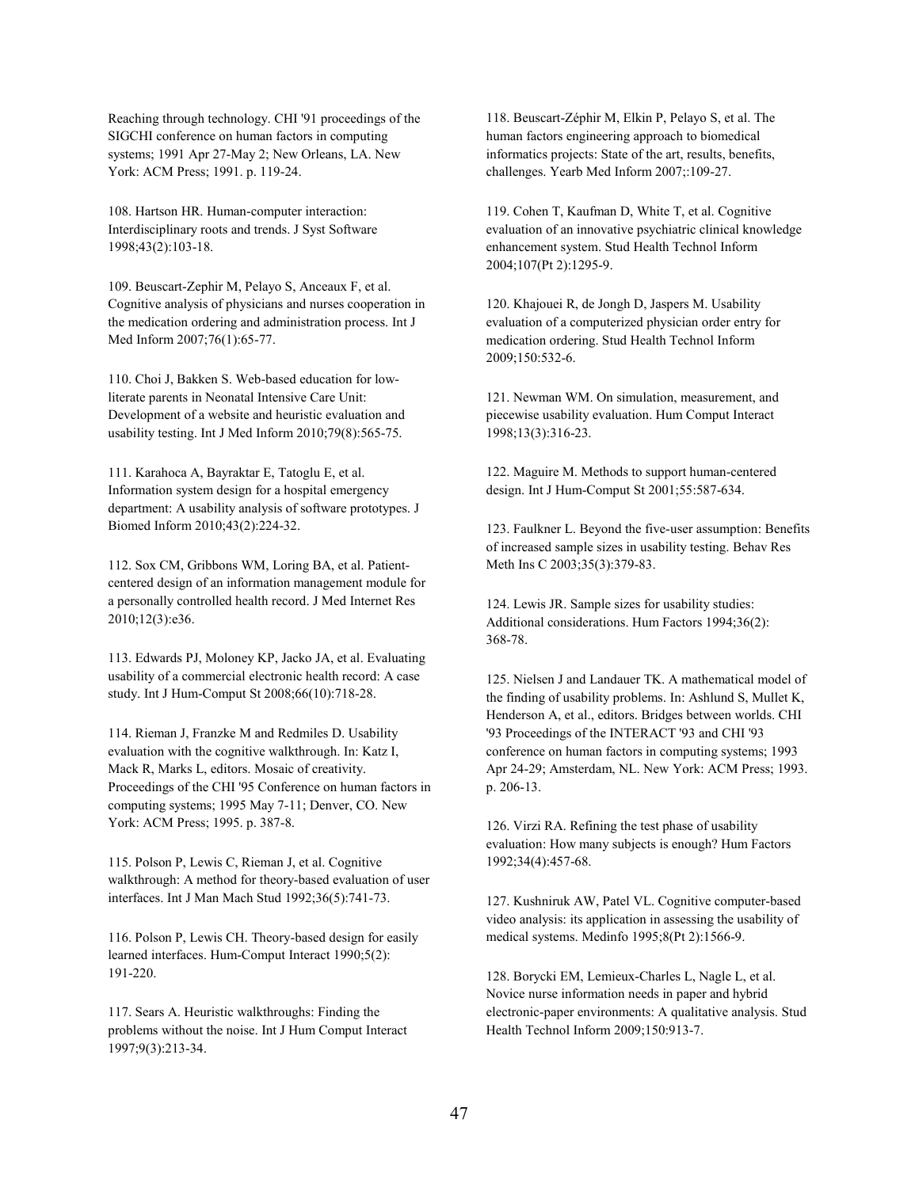Reaching through technology. CHI '91 proceedings of the SIGCHI conference on human factors in computing systems; 1991 Apr 27-May 2; New Orleans, LA. New York: ACM Press; 1991. p. 119-24.

108. Hartson HR. Human-computer interaction: Interdisciplinary roots and trends. J Syst Software 1998;43(2):103-18.

109. Beuscart-Zephir M, Pelayo S, Anceaux F, et al. Cognitive analysis of physicians and nurses cooperation in the medication ordering and administration process. Int J Med Inform 2007;76(1):65-77.

110. Choi J, Bakken S. Web-based education for low-literate parents in Neonatal Intensive Care Unit: Development of a website and heuristic evaluation and usability testing. Int J Med Inform 2010;79(8):565-75.

111. Karahoca A, Bayraktar E, Tatoglu E, et al. Information system design for a hospital emergency department: A usability analysis of software prototypes. J Biomed Inform 2010;43(2):224-32.

112. Sox CM, Gribbons WM, Loring BA, et al. Patient-centered design of an information management module for a personally controlled health record. J Med Internet Res 2010;12(3):e36.

113. Edwards PJ, Moloney KP, Jacko JA, et al. Evaluating usability of a commercial electronic health record: A case study. Int J Hum-Comput St 2008;66(10):718-28.

114. Rieman J, Franzke M and Redmiles D. Usability evaluation with the cognitive walkthrough. In: Katz I, Mack R, Marks L, editors. Mosaic of creativity. Proceedings of the CHI '95 Conference on human factors in computing systems; 1995 May 7-11; Denver, CO. New York: ACM Press; 1995. p. 387-8.

115. Polson P, Lewis C, Rieman J, et al. Cognitive walkthrough: A method for theory-based evaluation of user interfaces. Int J Man Mach Stud 1992;36(5):741-73.

116. Polson P, Lewis CH. Theory-based design for easily learned interfaces. Hum-Comput Interact 1990;5(2): 191-220.

117. Sears A. Heuristic walkthroughs: Finding the problems without the noise. Int J Hum Comput Interact 1997;9(3):213-34.

118. Beuscart-Zéphir M, Elkin P, Pelayo S, et al. The human factors engineering approach to biomedical informatics projects: State of the art, results, benefits, challenges. Yearb Med Inform 2007;:109-27.

119. Cohen T, Kaufman D, White T, et al. Cognitive evaluation of an innovative psychiatric clinical knowledge enhancement system. Stud Health Technol Inform 2004;107(Pt 2):1295-9.

120. Khajouei R, de Jongh D, Jaspers M. Usability evaluation of a computerized physician order entry for medication ordering. Stud Health Technol Inform 2009;150:532-6.

121. Newman WM. On simulation, measurement, and piecewise usability evaluation. Hum Comput Interact 1998;13(3):316-23.

122. Maguire M. Methods to support human-centered design. Int J Hum-Comput St 2001;55:587-634.

123. Faulkner L. Beyond the five-user assumption: Benefits of increased sample sizes in usability testing. Behav Res Meth Ins C 2003;35(3):379-83.

124. Lewis JR. Sample sizes for usability studies: Additional considerations. Hum Factors 1994;36(2): 368-78.

125. Nielsen J and Landauer TK. A mathematical model of the finding of usability problems. In: Ashlund S, Mullet K, Henderson A, et al., editors. Bridges between worlds. CHI '93 Proceedings of the INTERACT '93 and CHI '93 conference on human factors in computing systems; 1993 Apr 24-29; Amsterdam, NL. New York: ACM Press; 1993. p. 206-13.

126. Virzi RA. Refining the test phase of usability evaluation: How many subjects is enough? Hum Factors 1992;34(4):457-68.

127. Kushniruk AW, Patel VL. Cognitive computer-based video analysis: its application in assessing the usability of medical systems. Medinfo 1995;8(Pt 2):1566-9.

128. Borycki EM, Lemieux-Charles L, Nagle L, et al. Novice nurse information needs in paper and hybrid electronic-paper environments: A qualitative analysis. Stud Health Technol Inform 2009;150:913-7.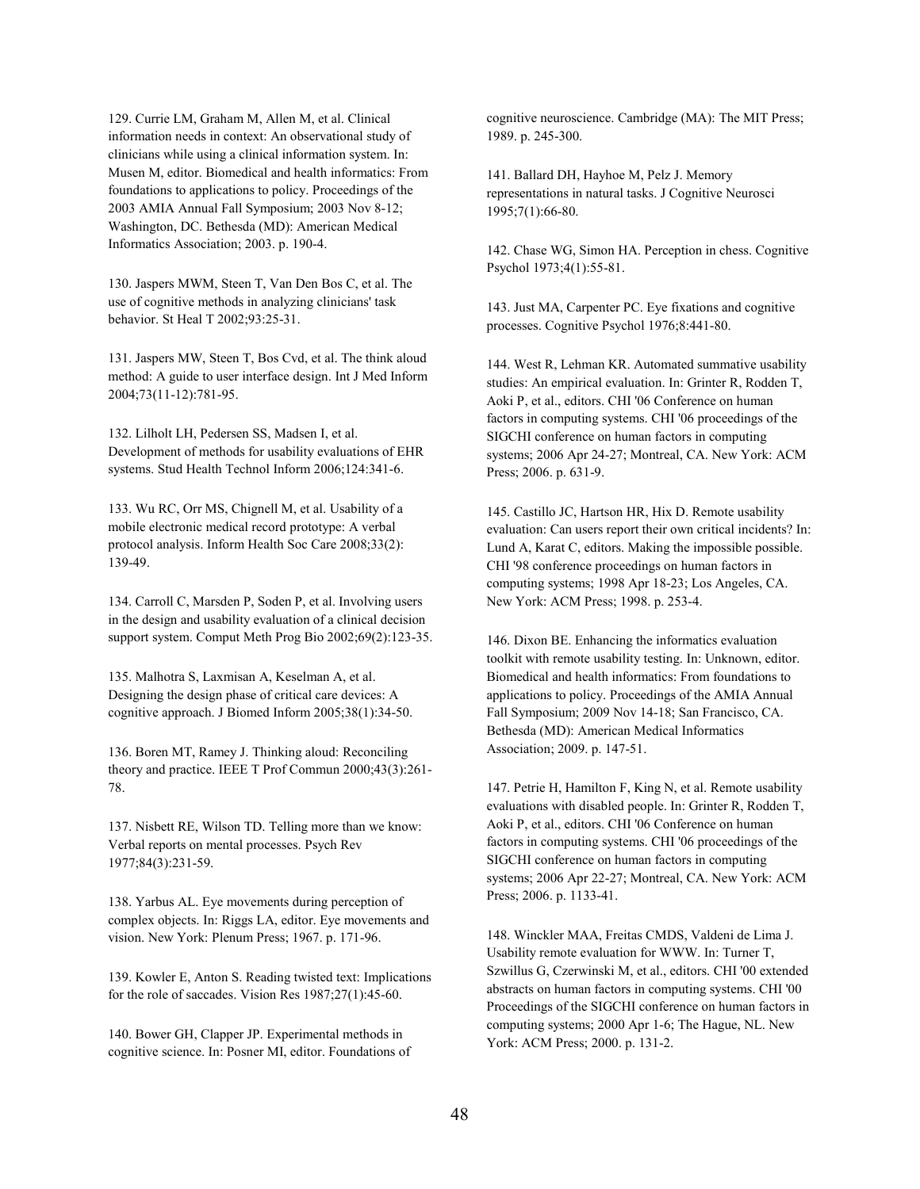129. Currie LM, Graham M, Allen M, et al. Clinical information needs in context: An observational study of clinicians while using a clinical information system. In: Musen M, editor. Biomedical and health informatics: From foundations to applications to policy. Proceedings of the 2003 AMIA Annual Fall Symposium; 2003 Nov 8-12; Washington, DC. Bethesda (MD): American Medical Informatics Association; 2003. p. 190-4.

130. Jaspers MWM, Steen T, Van Den Bos C, et al. The use of cognitive methods in analyzing clinicians' task behavior. St Heal T 2002;93:25-31.

131. Jaspers MW, Steen T, Bos Cvd, et al. The think aloud method: A guide to user interface design. Int J Med Inform 2004;73(11-12):781-95.

132. Lilholt LH, Pedersen SS, Madsen I, et al. Development of methods for usability evaluations of EHR systems. Stud Health Technol Inform 2006;124:341-6.

133. Wu RC, Orr MS, Chignell M, et al. Usability of a mobile electronic medical record prototype: A verbal protocol analysis. Inform Health Soc Care 2008;33(2): 139-49.

134. Carroll C, Marsden P, Soden P, et al. Involving users in the design and usability evaluation of a clinical decision support system. Comput Meth Prog Bio 2002;69(2):123-35.

135. Malhotra S, Laxmisan A, Keselman A, et al. Designing the design phase of critical care devices: A cognitive approach. J Biomed Inform 2005;38(1):34-50.

136. Boren MT, Ramey J. Thinking aloud: Reconciling theory and practice. IEEE T Prof Commun 2000;43(3):261-78.

137. Nisbett RE, Wilson TD. Telling more than we know: Verbal reports on mental processes. Psych Rev 1977;84(3):231-59.

138. Yarbus AL. Eye movements during perception of complex objects. In: Riggs LA, editor. Eye movements and vision. New York: Plenum Press; 1967. p. 171-96.

139. Kowler E, Anton S. Reading twisted text: Implications for the role of saccades. Vision Res 1987;27(1):45-60.

140. Bower GH, Clapper JP. Experimental methods in cognitive science. In: Posner MI, editor. Foundations of cognitive neuroscience. Cambridge (MA): The MIT Press; 1989. p. 245-300.

141. Ballard DH, Hayhoe M, Pelz J. Memory representations in natural tasks. J Cognitive Neurosci 1995;7(1):66-80.

142. Chase WG, Simon HA. Perception in chess. Cognitive Psychol 1973;4(1):55-81.

143. Just MA, Carpenter PC. Eye fixations and cognitive processes. Cognitive Psychol 1976;8:441-80.

144. West R, Lehman KR. Automated summative usability studies: An empirical evaluation. In: Grinter R, Rodden T, Aoki P, et al., editors. CHI '06 Conference on human factors in computing systems. CHI '06 proceedings of the SIGCHI conference on human factors in computing systems; 2006 Apr 24-27; Montreal, CA. New York: ACM Press; 2006. p. 631-9.

145. Castillo JC, Hartson HR, Hix D. Remote usability evaluation: Can users report their own critical incidents? In: Lund A, Karat C, editors. Making the impossible possible. CHI '98 conference proceedings on human factors in computing systems; 1998 Apr 18-23; Los Angeles, CA. New York: ACM Press; 1998. p. 253-4.

146. Dixon BE. Enhancing the informatics evaluation toolkit with remote usability testing. In: Unknown, editor. Biomedical and health informatics: From foundations to applications to policy. Proceedings of the AMIA Annual Fall Symposium; 2009 Nov 14-18; San Francisco, CA. Bethesda (MD): American Medical Informatics Association; 2009. p. 147-51.

147. Petrie H, Hamilton F, King N, et al. Remote usability evaluations with disabled people. In: Grinter R, Rodden T, Aoki P, et al., editors. CHI '06 Conference on human factors in computing systems. CHI '06 proceedings of the SIGCHI conference on human factors in computing systems; 2006 Apr 22-27; Montreal, CA. New York: ACM Press; 2006. p. 1133-41.

148. Winckler MAA, Freitas CMDS, Valdeni de Lima J. Usability remote evaluation for WWW. In: Turner T, Szwillus G, Czerwinski M, et al., editors. CHI '00 extended abstracts on human factors in computing systems. CHI '00 Proceedings of the SIGCHI conference on human factors in computing systems; 2000 Apr 1-6; The Hague, NL. New York: ACM Press; 2000. p. 131-2.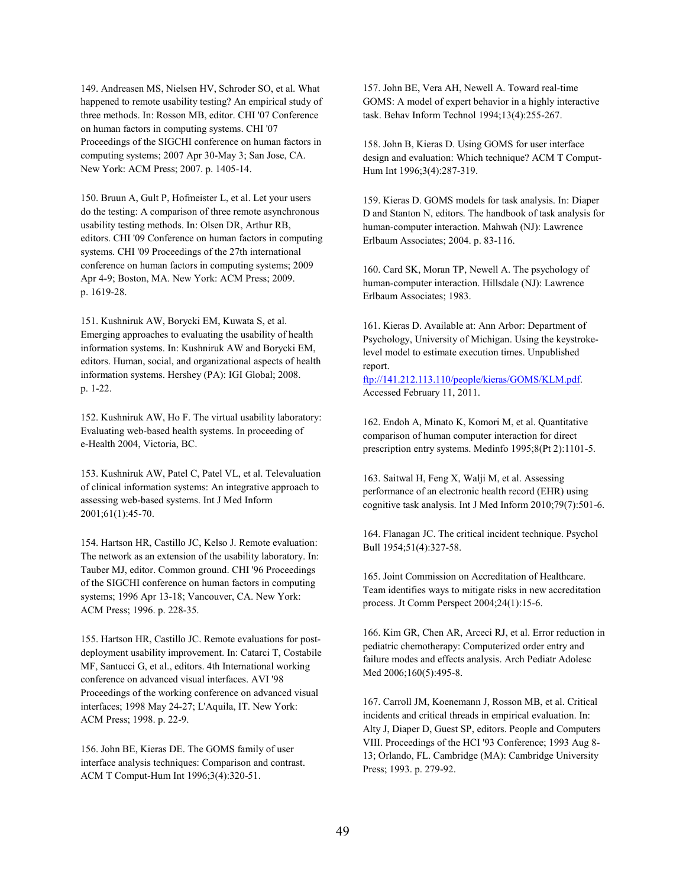149. Andreasen MS, Nielsen HV, Schroder SO, et al. What happened to remote usability testing? An empirical study of three methods. In: Rosson MB, editor. CHI '07 Conference on human factors in computing systems. CHI '07 Proceedings of the SIGCHI conference on human factors in computing systems; 2007 Apr 30-May 3; San Jose, CA. New York: ACM Press; 2007. p. 1405-14.

150. Bruun A, Gult P, Hofmeister L, et al. Let your users do the testing: A comparison of three remote asynchronous usability testing methods. In: Olsen DR, Arthur RB, editors. CHI '09 Conference on human factors in computing systems. CHI '09 Proceedings of the 27th international conference on human factors in computing systems; 2009 Apr 4-9; Boston, MA. New York: ACM Press; 2009. p. 1619-28.

151. Kushniruk AW, Borycki EM, Kuwata S, et al. Emerging approaches to evaluating the usability of health information systems. In: Kushniruk AW and Borycki EM, editors. Human, social, and organizational aspects of health information systems. Hershey (PA): IGI Global; 2008. p. 1-22.

152. Kushniruk AW, Ho F. The virtual usability laboratory: Evaluating web-based health systems. In proceeding of e-Health 2004, Victoria, BC.

153. Kushniruk AW, Patel C, Patel VL, et al. Televaluation of clinical information systems: An integrative approach to assessing web-based systems. Int J Med Inform 2001;61(1):45-70.

154. Hartson HR, Castillo JC, Kelso J. Remote evaluation: The network as an extension of the usability laboratory. In: Tauber MJ, editor. Common ground. CHI '96 Proceedings of the SIGCHI conference on human factors in computing systems; 1996 Apr 13-18; Vancouver, CA. New York: ACM Press; 1996. p. 228-35.

155. Hartson HR, Castillo JC. Remote evaluations for post-deployment usability improvement. In: Catarci T, Costabile MF, Santucci G, et al., editors. 4th International working conference on advanced visual interfaces. AVI '98 Proceedings of the working conference on advanced visual interfaces; 1998 May 24-27; L'Aquila, IT. New York: ACM Press; 1998. p. 22-9.

156. John BE, Kieras DE. The GOMS family of user interface analysis techniques: Comparison and contrast. ACM T Comput-Hum Int 1996;3(4):320-51.

157. John BE, Vera AH, Newell A. Toward real-time GOMS: A model of expert behavior in a highly interactive task. Behav Inform Technol 1994;13(4):255-267.

158. John B, Kieras D. Using GOMS for user interface design and evaluation: Which technique? ACM T Comput-Hum Int 1996;3(4):287-319.

159. Kieras D. GOMS models for task analysis. In: Diaper D and Stanton N, editors. The handbook of task analysis for human-computer interaction. Mahwah (NJ): Lawrence Erlbaum Associates; 2004. p. 83-116.

160. Card SK, Moran TP, Newell A. The psychology of human-computer interaction. Hillsdale (NJ): Lawrence Erlbaum Associates; 1983.

161. Kieras D. Available at: Ann Arbor: Department of Psychology, University of Michigan. Using the keystroke-level model to estimate execution times. Unpublished report. ftp://141.212.113.110/people/kieras/GOMS/KLM.pdf. Accessed February 11, 2011.

162. Endoh A, Minato K, Komori M, et al. Quantitative comparison of human computer interaction for direct prescription entry systems. Medinfo 1995;8(Pt 2):1101-5.

163. Saitwal H, Feng X, Walji M, et al. Assessing performance of an electronic health record (EHR) using cognitive task analysis. Int J Med Inform 2010;79(7):501-6.

164. Flanagan JC. The critical incident technique. Psychol Bull 1954;51(4):327-58.

165. Joint Commission on Accreditation of Healthcare. Team identifies ways to mitigate risks in new accreditation process. Jt Comm Perspect 2004;24(1):15-6.

166. Kim GR, Chen AR, Arceci RJ, et al. Error reduction in pediatric chemotherapy: Computerized order entry and failure modes and effects analysis. Arch Pediatr Adolesc Med 2006;160(5):495-8.

167. Carroll JM, Koenemann J, Rosson MB, et al. Critical incidents and critical threads in empirical evaluation. In: Alty J, Diaper D, Guest SP, editors. People and Computers VIII. Proceedings of the HCI '93 Conference; 1993 Aug 8-13; Orlando, FL. Cambridge (MA): Cambridge University Press; 1993. p. 279-92.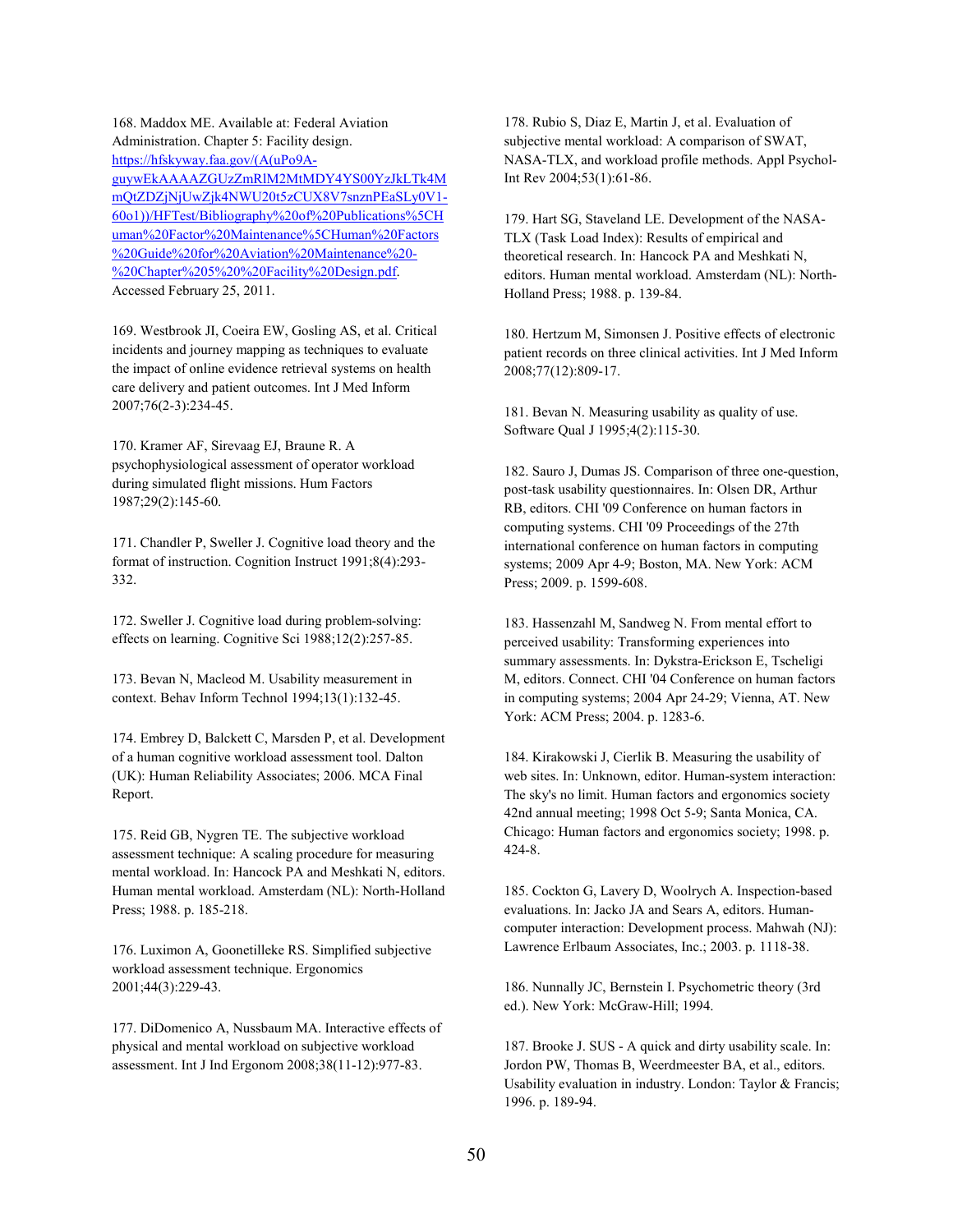168. Maddox ME. Available at: Federal Aviation Administration. Chapter 5: Facility design. https://hfskyway.faa.gov/(A(uPo9A-guywEkAAAAZGUzZmRlM2MtMDY4YS00YzJkLTk4MmQtZDZjNjUwZjk4NWU20t5zCUX8V7snznPEaSLy0V1-60o1))/HFTest/Bibliography%20of%20Publications%5CHuman%20Factor%20Maintenance%5CHuman%20Factors%20Guide%20for%20Aviation%20Maintenance%20-%20Chapter%205%20%20Facility%20Design.pdf. Accessed February 25, 2011.

169. Westbrook JI, Coeira EW, Gosling AS, et al. Critical incidents and journey mapping as techniques to evaluate the impact of online evidence retrieval systems on health care delivery and patient outcomes. Int J Med Inform 2007;76(2-3):234-45.

170. Kramer AF, Sirevaag EJ, Braune R. A psychophysiological assessment of operator workload during simulated flight missions. Hum Factors 1987;29(2):145-60.

171. Chandler P, Sweller J. Cognitive load theory and the format of instruction. Cognition Instruct 1991;8(4):293-332.

172. Sweller J. Cognitive load during problem-solving: effects on learning. Cognitive Sci 1988;12(2):257-85.

173. Bevan N, Macleod M. Usability measurement in context. Behav Inform Technol 1994;13(1):132-45.

174. Embrey D, Balckett C, Marsden P, et al. Development of a human cognitive workload assessment tool. Dalton (UK): Human Reliability Associates; 2006. MCA Final Report.

175. Reid GB, Nygren TE. The subjective workload assessment technique: A scaling procedure for measuring mental workload. In: Hancock PA and Meshkati N, editors. Human mental workload. Amsterdam (NL): North-Holland Press; 1988. p. 185-218.

176. Luximon A, Goonetilleke RS. Simplified subjective workload assessment technique. Ergonomics 2001;44(3):229-43.

177. DiDomenico A, Nussbaum MA. Interactive effects of physical and mental workload on subjective workload assessment. Int J Ind Ergonom 2008;38(11-12):977-83.

178. Rubio S, Diaz E, Martin J, et al. Evaluation of subjective mental workload: A comparison of SWAT, NASA-TLX, and workload profile methods. Appl Psychol-Int Rev 2004;53(1):61-86.

179. Hart SG, Staveland LE. Development of the NASA-TLX (Task Load Index): Results of empirical and theoretical research. In: Hancock PA and Meshkati N, editors. Human mental workload. Amsterdam (NL): North-Holland Press; 1988. p. 139-84.

180. Hertzum M, Simonsen J. Positive effects of electronic patient records on three clinical activities. Int J Med Inform 2008;77(12):809-17.

181. Bevan N. Measuring usability as quality of use. Software Qual J 1995;4(2):115-30.

182. Sauro J, Dumas JS. Comparison of three one-question, post-task usability questionnaires. In: Olsen DR, Arthur RB, editors. CHI '09 Conference on human factors in computing systems. CHI '09 Proceedings of the 27th international conference on human factors in computing systems; 2009 Apr 4-9; Boston, MA. New York: ACM Press; 2009. p. 1599-608.

183. Hassenzahl M, Sandweg N. From mental effort to perceived usability: Transforming experiences into summary assessments. In: Dykstra-Erickson E, Tscheligi M, editors. Connect. CHI '04 Conference on human factors in computing systems; 2004 Apr 24-29; Vienna, AT. New York: ACM Press; 2004. p. 1283-6.

184. Kirakowski J, Cierlik B. Measuring the usability of web sites. In: Unknown, editor. Human-system interaction: The sky's no limit. Human factors and ergonomics society 42nd annual meeting; 1998 Oct 5-9; Santa Monica, CA. Chicago: Human factors and ergonomics society; 1998. p. 424-8.

185. Cockton G, Lavery D, Woolrych A. Inspection-based evaluations. In: Jacko JA and Sears A, editors. Human-computer interaction: Development process. Mahwah (NJ): Lawrence Erlbaum Associates, Inc.; 2003. p. 1118-38.

186. Nunnally JC, Bernstein I. Psychometric theory (3rd ed.). New York: McGraw-Hill; 1994.

187. Brooke J. SUS - A quick and dirty usability scale. In: Jordon PW, Thomas B, Weerdmeester BA, et al., editors. Usability evaluation in industry. London: Taylor & Francis; 1996. p. 189-94.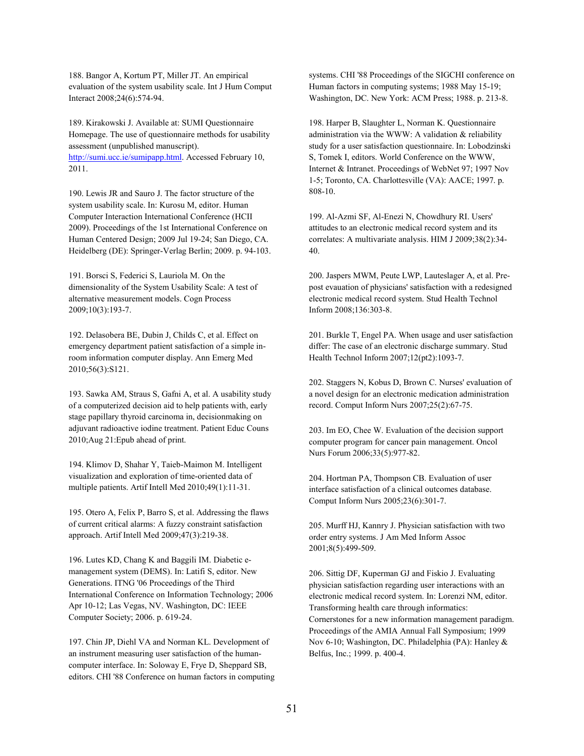188. Bangor A, Kortum PT, Miller JT. An empirical evaluation of the system usability scale. Int J Hum Comput Interact 2008;24(6):574-94.

189. Kirakowski J. Available at: SUMI Questionnaire Homepage. The use of questionnaire methods for usability assessment (unpublished manuscript). http://sumi.ucc.ie/sumipapp.html. Accessed February 10, 2011.

190. Lewis JR and Sauro J. The factor structure of the system usability scale. In: Kurosu M, editor. Human Computer Interaction International Conference (HCII 2009). Proceedings of the 1st International Conference on Human Centered Design; 2009 Jul 19-24; San Diego, CA. Heidelberg (DE): Springer-Verlag Berlin; 2009. p. 94-103.

191. Borsci S, Federici S, Lauriola M. On the dimensionality of the System Usability Scale: A test of alternative measurement models. Cogn Process 2009;10(3):193-7.

192. Delasobera BE, Dubin J, Childs C, et al. Effect on emergency department patient satisfaction of a simple in-room information computer display. Ann Emerg Med 2010;56(3):S121.

193. Sawka AM, Straus S, Gafni A, et al. A usability study of a computerized decision aid to help patients with, early stage papillary thyroid carcinoma in, decisionmaking on adjuvant radioactive iodine treatment. Patient Educ Couns 2010;Aug 21:Epub ahead of print.

194. Klimov D, Shahar Y, Taieb-Maimon M. Intelligent visualization and exploration of time-oriented data of multiple patients. Artif Intell Med 2010;49(1):11-31.

195. Otero A, Felix P, Barro S, et al. Addressing the flaws of current critical alarms: A fuzzy constraint satisfaction approach. Artif Intell Med 2009;47(3):219-38.

196. Lutes KD, Chang K and Baggili IM. Diabetic e-management system (DEMS). In: Latifi S, editor. New Generations. ITNG '06 Proceedings of the Third International Conference on Information Technology; 2006 Apr 10-12; Las Vegas, NV. Washington, DC: IEEE Computer Society; 2006. p. 619-24.

197. Chin JP, Diehl VA and Norman KL. Development of an instrument measuring user satisfaction of the human-computer interface. In: Soloway E, Frye D, Sheppard SB, editors. CHI '88 Conference on human factors in computing systems. CHI '88 Proceedings of the SIGCHI conference on Human factors in computing systems; 1988 May 15-19; Washington, DC. New York: ACM Press; 1988. p. 213-8.

198. Harper B, Slaughter L, Norman K. Questionnaire administration via the WWW: A validation & reliability study for a user satisfaction questionnaire. In: Lobodzinski S, Tomek I, editors. World Conference on the WWW, Internet & Intranet. Proceedings of WebNet 97; 1997 Nov 1-5; Toronto, CA. Charlottesville (VA): AACE; 1997. p. 808-10.

199. Al-Azmi SF, Al-Enezi N, Chowdhury RI. Users' attitudes to an electronic medical record system and its correlates: A multivariate analysis. HIM J 2009;38(2):34-40.

200. Jaspers MWM, Peute LWP, Lauteslager A, et al. Pre-post evauation of physicians' satisfaction with a redesigned electronic medical record system. Stud Health Technol Inform 2008;136:303-8.

201. Burkle T, Engel PA. When usage and user satisfaction differ: The case of an electronic discharge summary. Stud Health Technol Inform 2007;12(pt2):1093-7.

202. Staggers N, Kobus D, Brown C. Nurses' evaluation of a novel design for an electronic medication administration record. Comput Inform Nurs 2007;25(2):67-75.

203. Im EO, Chee W. Evaluation of the decision support computer program for cancer pain management. Oncol Nurs Forum 2006;33(5):977-82.

204. Hortman PA, Thompson CB. Evaluation of user interface satisfaction of a clinical outcomes database. Comput Inform Nurs 2005;23(6):301-7.

205. Murff HJ, Kannry J. Physician satisfaction with two order entry systems. J Am Med Inform Assoc 2001;8(5):499-509.

206. Sittig DF, Kuperman GJ and Fiskio J. Evaluating physician satisfaction regarding user interactions with an electronic medical record system. In: Lorenzi NM, editor. Transforming health care through informatics: Cornerstones for a new information management paradigm. Proceedings of the AMIA Annual Fall Symposium; 1999 Nov 6-10; Washington, DC. Philadelphia (PA): Hanley & Belfus, Inc.; 1999. p. 400-4.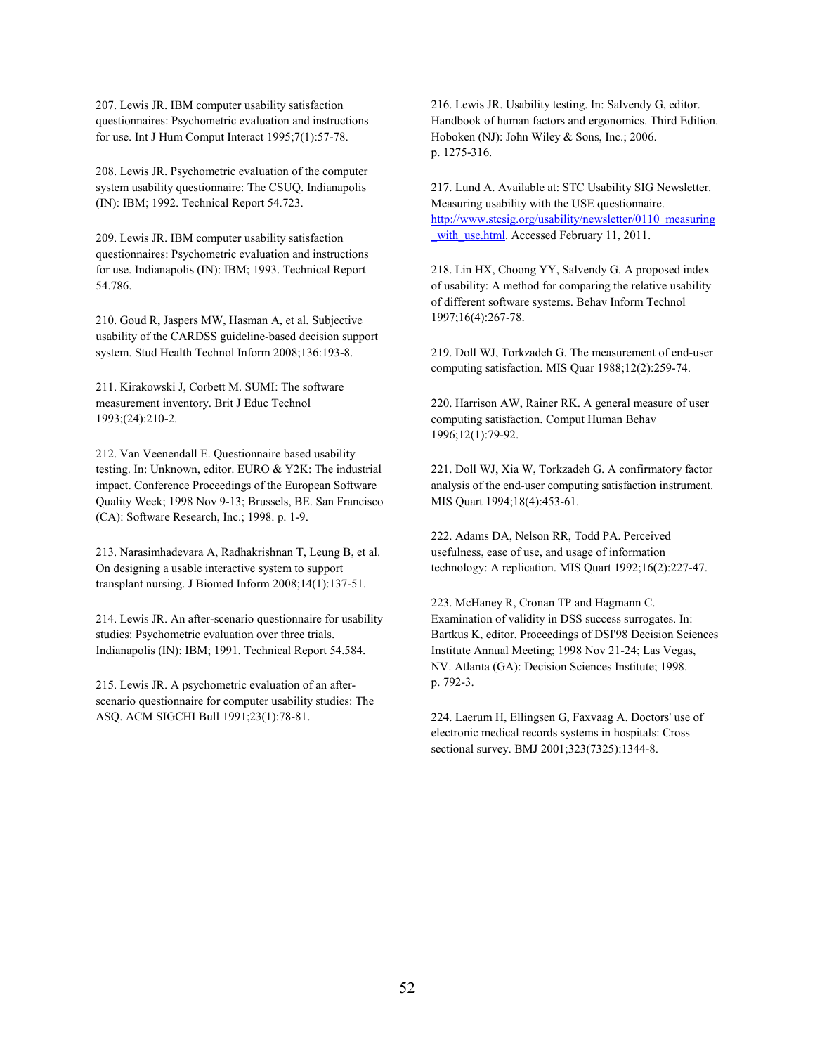207. Lewis JR. IBM computer usability satisfaction questionnaires: Psychometric evaluation and instructions for use. Int J Hum Comput Interact 1995;7(1):57-78.

208. Lewis JR. Psychometric evaluation of the computer system usability questionnaire: The CSUQ. Indianapolis (IN): IBM; 1992. Technical Report 54.723.

209. Lewis JR. IBM computer usability satisfaction questionnaires: Psychometric evaluation and instructions for use. Indianapolis (IN): IBM; 1993. Technical Report 54.786.

210. Goud R, Jaspers MW, Hasman A, et al. Subjective usability of the CARDSS guideline-based decision support system. Stud Health Technol Inform 2008;136:193-8.

211. Kirakowski J, Corbett M. SUMI: The software measurement inventory. Brit J Educ Technol 1993;(24):210-2.

212. Van Veenendall E. Questionnaire based usability testing. In: Unknown, editor. EURO & Y2K: The industrial impact. Conference Proceedings of the European Software Quality Week; 1998 Nov 9-13; Brussels, BE. San Francisco (CA): Software Research, Inc.; 1998. p. 1-9.

213. Narasimhadevara A, Radhakrishnan T, Leung B, et al. On designing a usable interactive system to support transplant nursing. J Biomed Inform 2008;14(1):137-51.

214. Lewis JR. An after-scenario questionnaire for usability studies: Psychometric evaluation over three trials. Indianapolis (IN): IBM; 1991. Technical Report 54.584.

215. Lewis JR. A psychometric evaluation of an after-scenario questionnaire for computer usability studies: The ASQ. ACM SIGCHI Bull 1991;23(1):78-81.

216. Lewis JR. Usability testing. In: Salvendy G, editor. Handbook of human factors and ergonomics. Third Edition. Hoboken (NJ): John Wiley & Sons, Inc.; 2006. p. 1275-316.

217. Lund A. Available at: STC Usability SIG Newsletter. Measuring usability with the USE questionnaire. http://www.stcsig.org/usability/newsletter/0110_measuring_with_use.html. Accessed February 11, 2011.

218. Lin HX, Choong YY, Salvendy G. A proposed index of usability: A method for comparing the relative usability of different software systems. Behav Inform Technol 1997;16(4):267-78.

219. Doll WJ, Torkzadeh G. The measurement of end-user computing satisfaction. MIS Quar 1988;12(2):259-74.

220. Harrison AW, Rainer RK. A general measure of user computing satisfaction. Comput Human Behav 1996;12(1):79-92.

221. Doll WJ, Xia W, Torkzadeh G. A confirmatory factor analysis of the end-user computing satisfaction instrument. MIS Quart 1994;18(4):453-61.

222. Adams DA, Nelson RR, Todd PA. Perceived usefulness, ease of use, and usage of information technology: A replication. MIS Quart 1992;16(2):227-47.

223. McHaney R, Cronan TP and Hagmann C. Examination of validity in DSS success surrogates. In: Bartkus K, editor. Proceedings of DSI'98 Decision Sciences Institute Annual Meeting; 1998 Nov 21-24; Las Vegas, NV. Atlanta (GA): Decision Sciences Institute; 1998. p. 792-3.

224. Laerum H, Ellingsen G, Faxvaag A. Doctors' use of electronic medical records systems in hospitals: Cross sectional survey. BMJ 2001;323(7325):1344-8.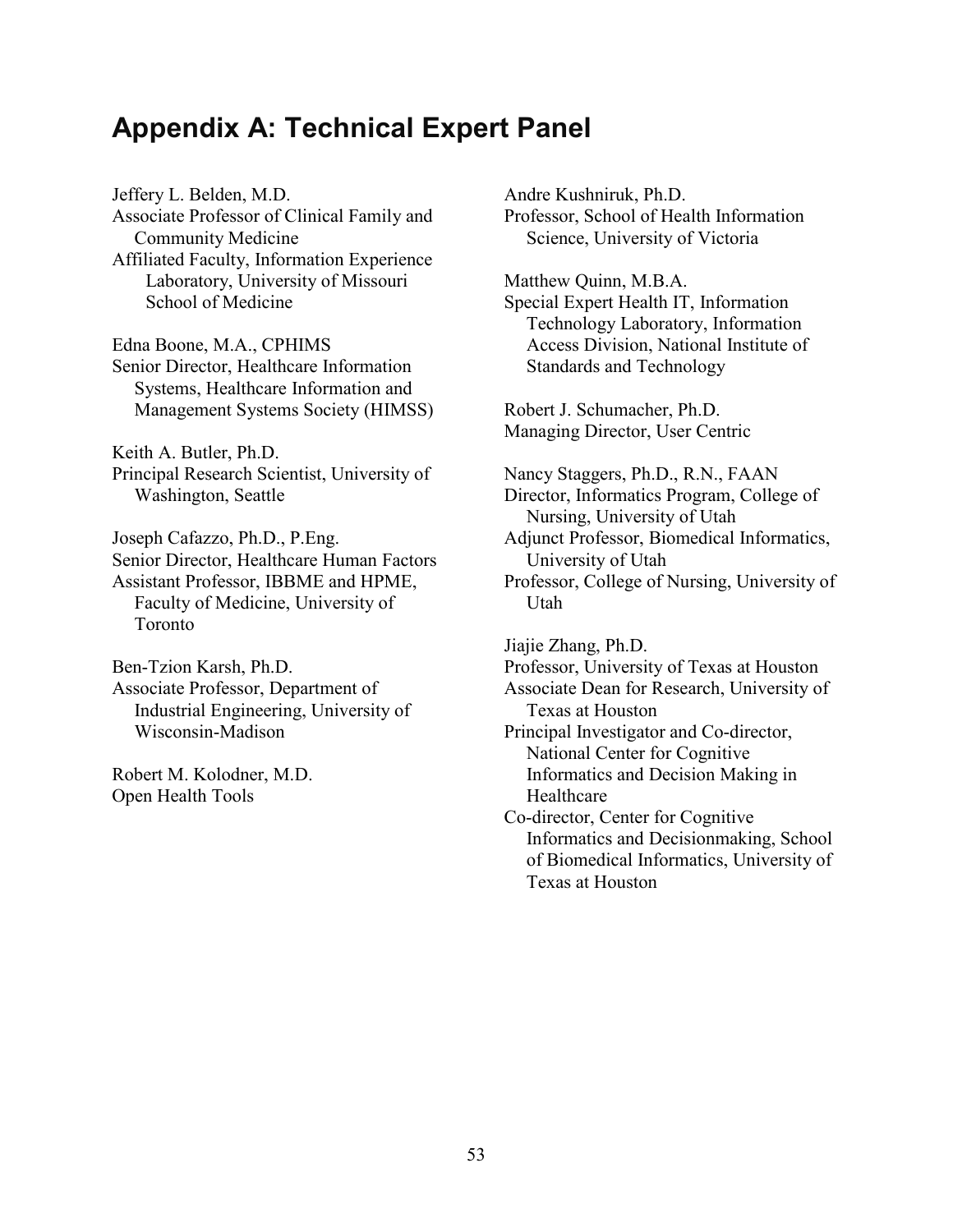# Appendix A: Technical Expert Panel

Jeffery L. Belden, M.D.
Associate Professor of Clinical Family and Community Medicine
Affiliated Faculty, Information Experience Laboratory, University of Missouri School of Medicine

Edna Boone, M.A., CPHIMS
Senior Director, Healthcare Information Systems, Healthcare Information and Management Systems Society (HIMSS)

Keith A. Butler, Ph.D.
Principal Research Scientist, University of Washington, Seattle

Joseph Cafazzo, Ph.D., P.Eng.
Senior Director, Healthcare Human Factors
Assistant Professor, IBBME and HPME, Faculty of Medicine, University of Toronto

Ben-Tzion Karsh, Ph.D.
Associate Professor, Department of Industrial Engineering, University of Wisconsin-Madison

Robert M. Kolodner, M.D.
Open Health Tools

Andre Kushniruk, Ph.D.
Professor, School of Health Information Science, University of Victoria

Matthew Quinn, M.B.A.
Special Expert Health IT, Information Technology Laboratory, Information Access Division, National Institute of Standards and Technology

Robert J. Schumacher, Ph.D.
Managing Director, User Centric

Nancy Staggers, Ph.D., R.N., FAAN
Director, Informatics Program, College of Nursing, University of Utah
Adjunct Professor, Biomedical Informatics, University of Utah
Professor, College of Nursing, University of Utah

Jiajie Zhang, Ph.D.
Professor, University of Texas at Houston
Associate Dean for Research, University of Texas at Houston
Principal Investigator and Co-director, National Center for Cognitive Informatics and Decision Making in Healthcare
Co-director, Center for Cognitive Informatics and Decisionmaking, School of Biomedical Informatics, University of Texas at Houston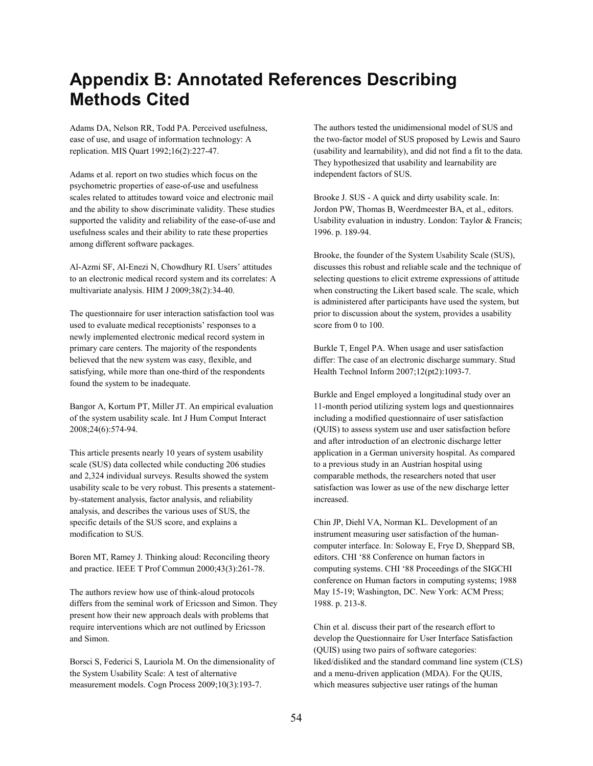# Appendix B: Annotated References Describing Methods Cited

Adams DA, Nelson RR, Todd PA. Perceived usefulness, ease of use, and usage of information technology: A replication. MIS Quart 1992;16(2):227-47.

Adams et al. report on two studies which focus on the psychometric properties of ease-of-use and usefulness scales related to attitudes toward voice and electronic mail and the ability to show discriminate validity. These studies supported the validity and reliability of the ease-of-use and usefulness scales and their ability to rate these properties among different software packages.

Al-Azmi SF, Al-Enezi N, Chowdhury RI. Users' attitudes to an electronic medical record system and its correlates: A multivariate analysis. HIM J 2009;38(2):34-40.

The questionnaire for user interaction satisfaction tool was used to evaluate medical receptionists' responses to a newly implemented electronic medical record system in primary care centers. The majority of the respondents believed that the new system was easy, flexible, and satisfying, while more than one-third of the respondents found the system to be inadequate.

Bangor A, Kortum PT, Miller JT. An empirical evaluation of the system usability scale. Int J Hum Comput Interact 2008;24(6):574-94.

This article presents nearly 10 years of system usability scale (SUS) data collected while conducting 206 studies and 2,324 individual surveys. Results showed the system usability scale to be very robust. This presents a statement-by-statement analysis, factor analysis, and reliability analysis, and describes the various uses of SUS, the specific details of the SUS score, and explains a modification to SUS.

Boren MT, Ramey J. Thinking aloud: Reconciling theory and practice. IEEE T Prof Commun 2000;43(3):261-78.

The authors review how use of think-aloud protocols differs from the seminal work of Ericsson and Simon. They present how their new approach deals with problems that require interventions which are not outlined by Ericsson and Simon.

Borsci S, Federici S, Lauriola M. On the dimensionality of the System Usability Scale: A test of alternative measurement models. Cogn Process 2009;10(3):193-7.

The authors tested the unidimensional model of SUS and the two-factor model of SUS proposed by Lewis and Sauro (usability and learnability), and did not find a fit to the data. They hypothesized that usability and learnability are independent factors of SUS.

Brooke J. SUS - A quick and dirty usability scale. In: Jordon PW, Thomas B, Weerdmeester BA, et al., editors. Usability evaluation in industry. London: Taylor & Francis; 1996. p. 189-94.

Brooke, the founder of the System Usability Scale (SUS), discusses this robust and reliable scale and the technique of selecting questions to elicit extreme expressions of attitude when constructing the Likert based scale. The scale, which is administered after participants have used the system, but prior to discussion about the system, provides a usability score from 0 to 100.

Burkle T, Engel PA. When usage and user satisfaction differ: The case of an electronic discharge summary. Stud Health Technol Inform 2007;12(pt2):1093-7.

Burkle and Engel employed a longitudinal study over an 11-month period utilizing system logs and questionnaires including a modified questionnaire of user satisfaction (QUIS) to assess system use and user satisfaction before and after introduction of an electronic discharge letter application in a German university hospital. As compared to a previous study in an Austrian hospital using comparable methods, the researchers noted that user satisfaction was lower as use of the new discharge letter increased.

Chin JP, Diehl VA, Norman KL. Development of an instrument measuring user satisfaction of the human-computer interface. In: Soloway E, Frye D, Sheppard SB, editors. CHI '88 Conference on human factors in computing systems. CHI '88 Proceedings of the SIGCHI conference on Human factors in computing systems; 1988 May 15-19; Washington, DC. New York: ACM Press; 1988. p. 213-8.

Chin et al. discuss their part of the research effort to develop the Questionnaire for User Interface Satisfaction (QUIS) using two pairs of software categories: liked/disliked and the standard command line system (CLS) and a menu-driven application (MDA). For the QUIS, which measures subjective user ratings of the human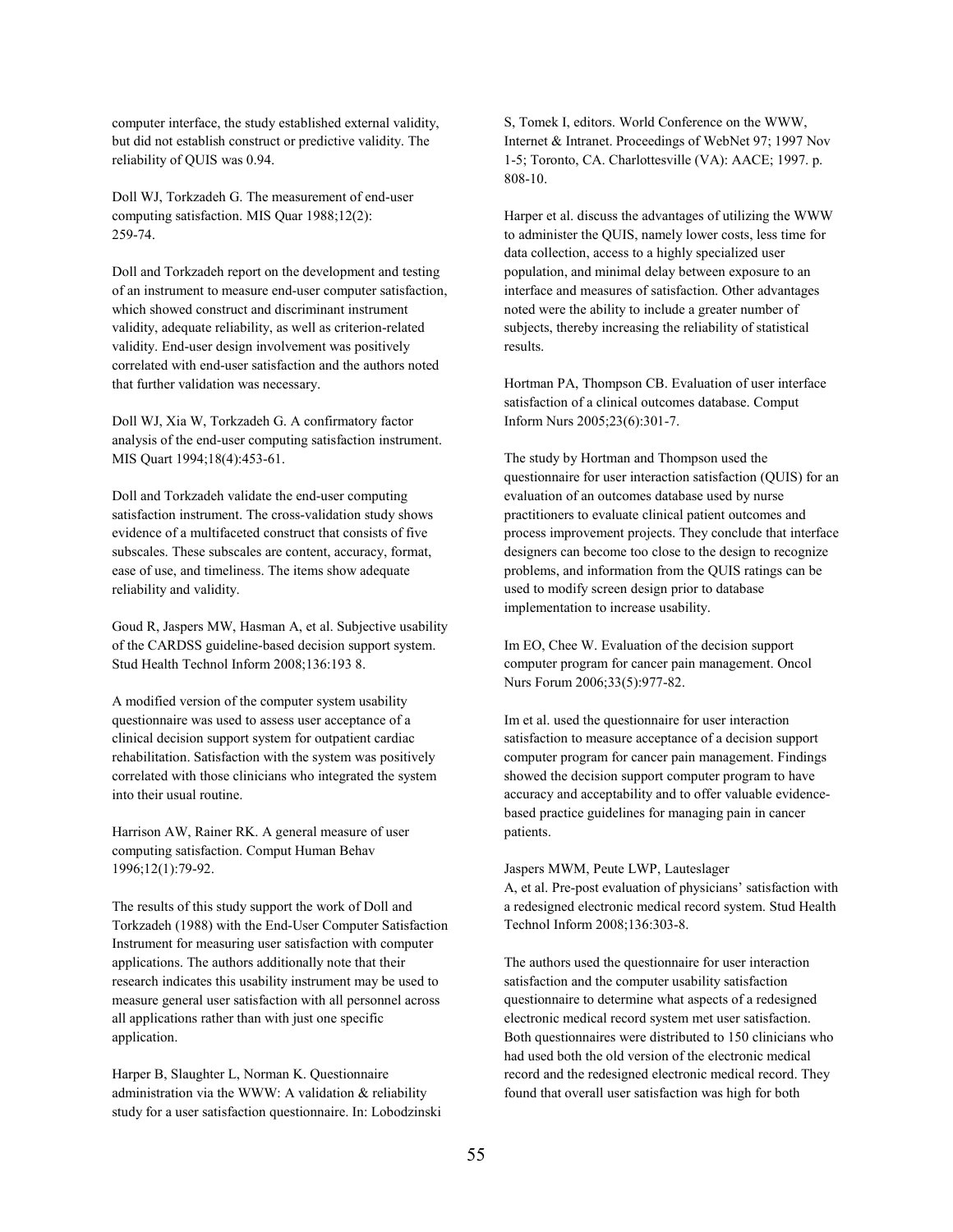computer interface, the study established external validity, but did not establish construct or predictive validity. The reliability of QUIS was 0.94.

Doll WJ, Torkzadeh G. The measurement of end-user computing satisfaction. MIS Quar 1988;12(2): 259-74.

Doll and Torkzadeh report on the development and testing of an instrument to measure end-user computer satisfaction, which showed construct and discriminant instrument validity, adequate reliability, as well as criterion-related validity. End-user design involvement was positively correlated with end-user satisfaction and the authors noted that further validation was necessary.

Doll WJ, Xia W, Torkzadeh G. A confirmatory factor analysis of the end-user computing satisfaction instrument. MIS Quart 1994;18(4):453-61.

Doll and Torkzadeh validate the end-user computing satisfaction instrument. The cross-validation study shows evidence of a multifaceted construct that consists of five subscales. These subscales are content, accuracy, format, ease of use, and timeliness. The items show adequate reliability and validity.

Goud R, Jaspers MW, Hasman A, et al. Subjective usability of the CARDSS guideline-based decision support system. Stud Health Technol Inform 2008;136:193 8.

A modified version of the computer system usability questionnaire was used to assess user acceptance of a clinical decision support system for outpatient cardiac rehabilitation. Satisfaction with the system was positively correlated with those clinicians who integrated the system into their usual routine.

Harrison AW, Rainer RK. A general measure of user computing satisfaction. Comput Human Behav 1996;12(1):79-92.

The results of this study support the work of Doll and Torkzadeh (1988) with the End-User Computer Satisfaction Instrument for measuring user satisfaction with computer applications. The authors additionally note that their research indicates this usability instrument may be used to measure general user satisfaction with all personnel across all applications rather than with just one specific application.

Harper B, Slaughter L, Norman K. Questionnaire administration via the WWW: A validation & reliability study for a user satisfaction questionnaire. In: Lobodzinski S, Tomek I, editors. World Conference on the WWW, Internet & Intranet. Proceedings of WebNet 97; 1997 Nov 1-5; Toronto, CA. Charlottesville (VA): AACE; 1997. p. 808-10.

Harper et al. discuss the advantages of utilizing the WWW to administer the QUIS, namely lower costs, less time for data collection, access to a highly specialized user population, and minimal delay between exposure to an interface and measures of satisfaction. Other advantages noted were the ability to include a greater number of subjects, thereby increasing the reliability of statistical results.

Hortman PA, Thompson CB. Evaluation of user interface satisfaction of a clinical outcomes database. Comput Inform Nurs 2005;23(6):301-7.

The study by Hortman and Thompson used the questionnaire for user interaction satisfaction (QUIS) for an evaluation of an outcomes database used by nurse practitioners to evaluate clinical patient outcomes and process improvement projects. They conclude that interface designers can become too close to the design to recognize problems, and information from the QUIS ratings can be used to modify screen design prior to database implementation to increase usability.

Im EO, Chee W. Evaluation of the decision support computer program for cancer pain management. Oncol Nurs Forum 2006;33(5):977-82.

Im et al. used the questionnaire for user interaction satisfaction to measure acceptance of a decision support computer program for cancer pain management. Findings showed the decision support computer program to have accuracy and acceptability and to offer valuable evidence-based practice guidelines for managing pain in cancer patients.

Jaspers MWM, Peute LWP, Lauteslager A, et al. Pre-post evaluation of physicians' satisfaction with a redesigned electronic medical record system. Stud Health Technol Inform 2008;136:303-8.

The authors used the questionnaire for user interaction satisfaction and the computer usability satisfaction questionnaire to determine what aspects of a redesigned electronic medical record system met user satisfaction. Both questionnaires were distributed to 150 clinicians who had used both the old version of the electronic medical record and the redesigned electronic medical record. They found that overall user satisfaction was high for both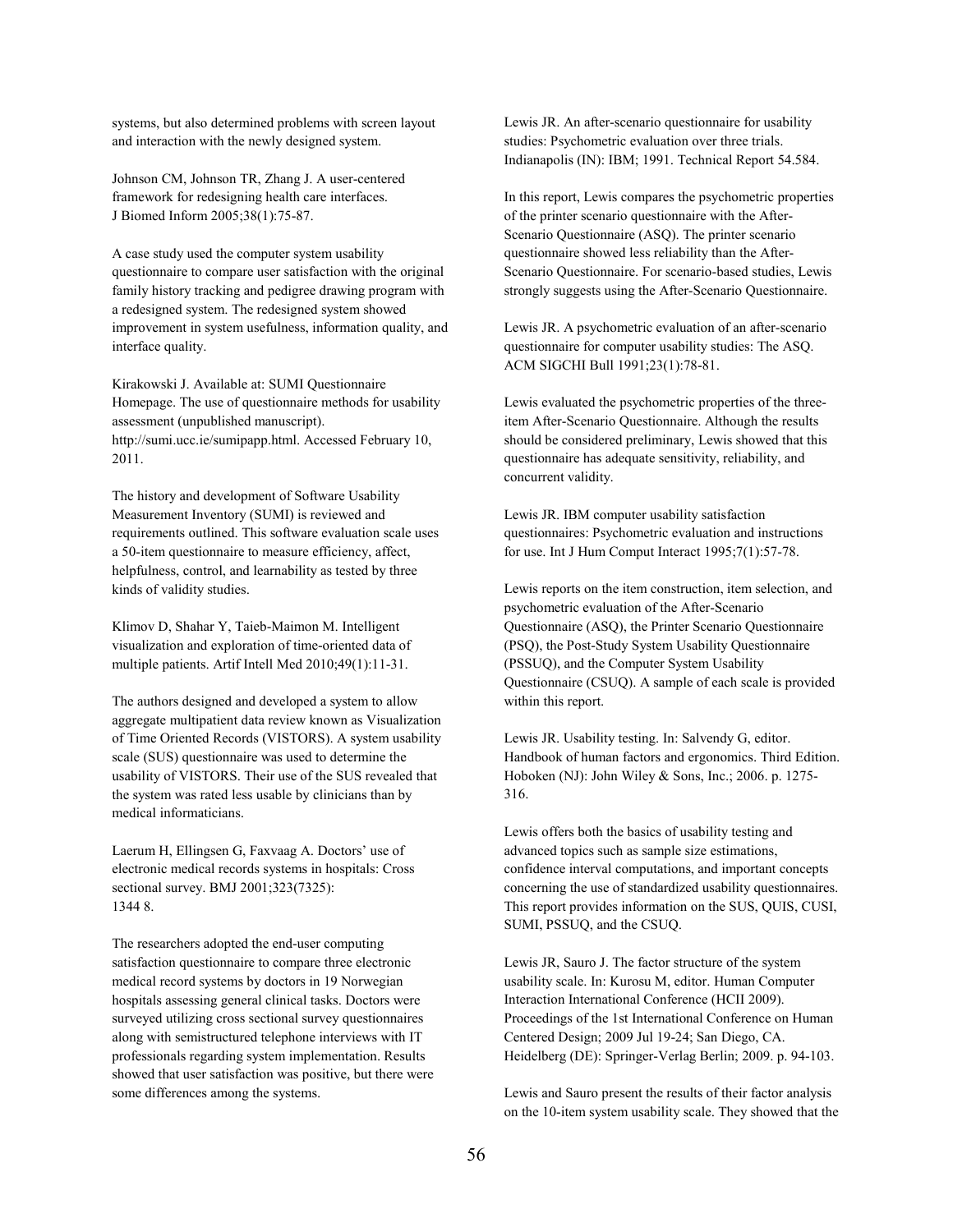systems, but also determined problems with screen layout and interaction with the newly designed system.

Johnson CM, Johnson TR, Zhang J. A user-centered framework for redesigning health care interfaces. J Biomed Inform 2005;38(1):75-87.

A case study used the computer system usability questionnaire to compare user satisfaction with the original family history tracking and pedigree drawing program with a redesigned system. The redesigned system showed improvement in system usefulness, information quality, and interface quality.

Kirakowski J. Available at: SUMI Questionnaire Homepage. The use of questionnaire methods for usability assessment (unpublished manuscript). http://sumi.ucc.ie/sumipapp.html. Accessed February 10, 2011.

The history and development of Software Usability Measurement Inventory (SUMI) is reviewed and requirements outlined. This software evaluation scale uses a 50-item questionnaire to measure efficiency, affect, helpfulness, control, and learnability as tested by three kinds of validity studies.

Klimov D, Shahar Y, Taieb-Maimon M. Intelligent visualization and exploration of time-oriented data of multiple patients. Artif Intell Med 2010;49(1):11-31.

The authors designed and developed a system to allow aggregate multipatient data review known as Visualization of Time Oriented Records (VISTORS). A system usability scale (SUS) questionnaire was used to determine the usability of VISTORS. Their use of the SUS revealed that the system was rated less usable by clinicians than by medical informaticians.

Laerum H, Ellingsen G, Faxvaag A. Doctors' use of electronic medical records systems in hospitals: Cross sectional survey. BMJ 2001;323(7325): 1344 8.

The researchers adopted the end-user computing satisfaction questionnaire to compare three electronic medical record systems by doctors in 19 Norwegian hospitals assessing general clinical tasks. Doctors were surveyed utilizing cross sectional survey questionnaires along with semistructured telephone interviews with IT professionals regarding system implementation. Results showed that user satisfaction was positive, but there were some differences among the systems.

Lewis JR. An after-scenario questionnaire for usability studies: Psychometric evaluation over three trials. Indianapolis (IN): IBM; 1991. Technical Report 54.584.

In this report, Lewis compares the psychometric properties of the printer scenario questionnaire with the After-Scenario Questionnaire (ASQ). The printer scenario questionnaire showed less reliability than the After-Scenario Questionnaire. For scenario-based studies, Lewis strongly suggests using the After-Scenario Questionnaire.

Lewis JR. A psychometric evaluation of an after-scenario questionnaire for computer usability studies: The ASQ. ACM SIGCHI Bull 1991;23(1):78-81.

Lewis evaluated the psychometric properties of the three-item After-Scenario Questionnaire. Although the results should be considered preliminary, Lewis showed that this questionnaire has adequate sensitivity, reliability, and concurrent validity.

Lewis JR. IBM computer usability satisfaction questionnaires: Psychometric evaluation and instructions for use. Int J Hum Comput Interact 1995;7(1):57-78.

Lewis reports on the item construction, item selection, and psychometric evaluation of the After-Scenario Questionnaire (ASQ), the Printer Scenario Questionnaire (PSQ), the Post-Study System Usability Questionnaire (PSSUQ), and the Computer System Usability Questionnaire (CSUQ). A sample of each scale is provided within this report.

Lewis JR. Usability testing. In: Salvendy G, editor. Handbook of human factors and ergonomics. Third Edition. Hoboken (NJ): John Wiley & Sons, Inc.; 2006. p. 1275-316.

Lewis offers both the basics of usability testing and advanced topics such as sample size estimations, confidence interval computations, and important concepts concerning the use of standardized usability questionnaires. This report provides information on the SUS, QUIS, CUSI, SUMI, PSSUQ, and the CSUQ.

Lewis JR, Sauro J. The factor structure of the system usability scale. In: Kurosu M, editor. Human Computer Interaction International Conference (HCII 2009). Proceedings of the 1st International Conference on Human Centered Design; 2009 Jul 19-24; San Diego, CA. Heidelberg (DE): Springer-Verlag Berlin; 2009. p. 94-103.

Lewis and Sauro present the results of their factor analysis on the 10-item system usability scale. They showed that the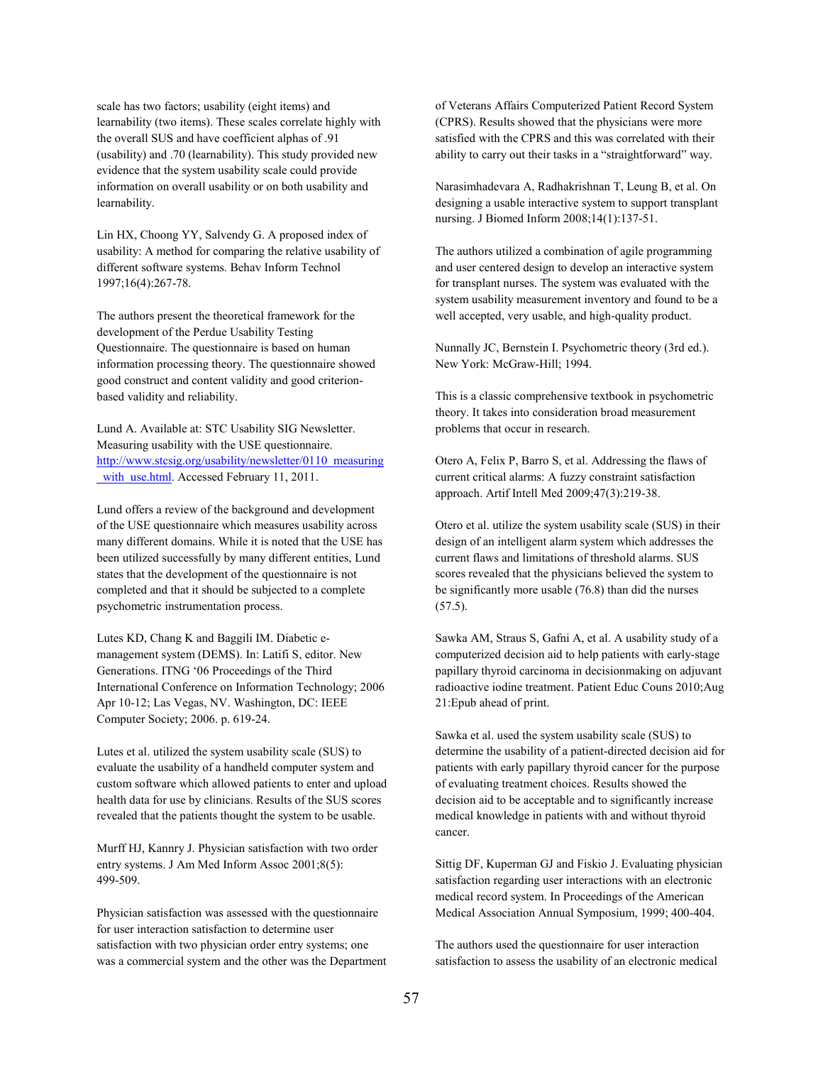scale has two factors; usability (eight items) and learnability (two items). These scales correlate highly with the overall SUS and have coefficient alphas of .91 (usability) and .70 (learnability). This study provided new evidence that the system usability scale could provide information on overall usability or on both usability and learnability.

Lin HX, Choong YY, Salvendy G. A proposed index of usability: A method for comparing the relative usability of different software systems. Behav Inform Technol 1997;16(4):267-78.

The authors present the theoretical framework for the development of the Perdue Usability Testing Questionnaire. The questionnaire is based on human information processing theory. The questionnaire showed good construct and content validity and good criterion-based validity and reliability.

Lund A. Available at: STC Usability SIG Newsletter. Measuring usability with the USE questionnaire. http://www.stcsig.org/usability/newsletter/0110_measuring_with_use.html. Accessed February 11, 2011.

Lund offers a review of the background and development of the USE questionnaire which measures usability across many different domains. While it is noted that the USE has been utilized successfully by many different entities, Lund states that the development of the questionnaire is not completed and that it should be subjected to a complete psychometric instrumentation process.

Lutes KD, Chang K and Baggili IM. Diabetic e-management system (DEMS). In: Latifi S, editor. New Generations. ITNG '06 Proceedings of the Third International Conference on Information Technology; 2006 Apr 10-12; Las Vegas, NV. Washington, DC: IEEE Computer Society; 2006. p. 619-24.

Lutes et al. utilized the system usability scale (SUS) to evaluate the usability of a handheld computer system and custom software which allowed patients to enter and upload health data for use by clinicians. Results of the SUS scores revealed that the patients thought the system to be usable.

Murff HJ, Kannry J. Physician satisfaction with two order entry systems. J Am Med Inform Assoc 2001;8(5): 499-509.

Physician satisfaction was assessed with the questionnaire for user interaction satisfaction to determine user satisfaction with two physician order entry systems; one was a commercial system and the other was the Department of Veterans Affairs Computerized Patient Record System (CPRS). Results showed that the physicians were more satisfied with the CPRS and this was correlated with their ability to carry out their tasks in a "straightforward" way.

Narasimhadevara A, Radhakrishnan T, Leung B, et al. On designing a usable interactive system to support transplant nursing. J Biomed Inform 2008;14(1):137-51.

The authors utilized a combination of agile programming and user centered design to develop an interactive system for transplant nurses. The system was evaluated with the system usability measurement inventory and found to be a well accepted, very usable, and high-quality product.

Nunnally JC, Bernstein I. Psychometric theory (3rd ed.). New York: McGraw-Hill; 1994.

This is a classic comprehensive textbook in psychometric theory. It takes into consideration broad measurement problems that occur in research.

Otero A, Felix P, Barro S, et al. Addressing the flaws of current critical alarms: A fuzzy constraint satisfaction approach. Artif Intell Med 2009;47(3):219-38.

Otero et al. utilize the system usability scale (SUS) in their design of an intelligent alarm system which addresses the current flaws and limitations of threshold alarms. SUS scores revealed that the physicians believed the system to be significantly more usable (76.8) than did the nurses (57.5).

Sawka AM, Straus S, Gafni A, et al. A usability study of a computerized decision aid to help patients with early-stage papillary thyroid carcinoma in decisionmaking on adjuvant radioactive iodine treatment. Patient Educ Couns 2010;Aug 21:Epub ahead of print.

Sawka et al. used the system usability scale (SUS) to determine the usability of a patient-directed decision aid for patients with early papillary thyroid cancer for the purpose of evaluating treatment choices. Results showed the decision aid to be acceptable and to significantly increase medical knowledge in patients with and without thyroid cancer.

Sittig DF, Kuperman GJ and Fiskio J. Evaluating physician satisfaction regarding user interactions with an electronic medical record system. In Proceedings of the American Medical Association Annual Symposium, 1999; 400-404.

The authors used the questionnaire for user interaction satisfaction to assess the usability of an electronic medical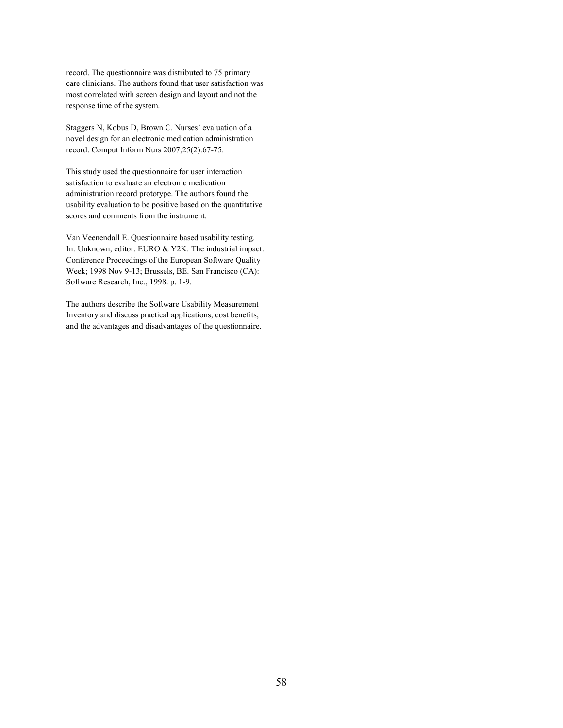record. The questionnaire was distributed to 75 primary care clinicians. The authors found that user satisfaction was most correlated with screen design and layout and not the response time of the system.

Staggers N, Kobus D, Brown C. Nurses' evaluation of a novel design for an electronic medication administration record. Comput Inform Nurs 2007;25(2):67-75.

This study used the questionnaire for user interaction satisfaction to evaluate an electronic medication administration record prototype. The authors found the usability evaluation to be positive based on the quantitative scores and comments from the instrument.

Van Veenendall E. Questionnaire based usability testing. In: Unknown, editor. EURO & Y2K: The industrial impact. Conference Proceedings of the European Software Quality Week; 1998 Nov 9-13; Brussels, BE. San Francisco (CA): Software Research, Inc.; 1998. p. 1-9.

The authors describe the Software Usability Measurement Inventory and discuss practical applications, cost benefits, and the advantages and disadvantages of the questionnaire.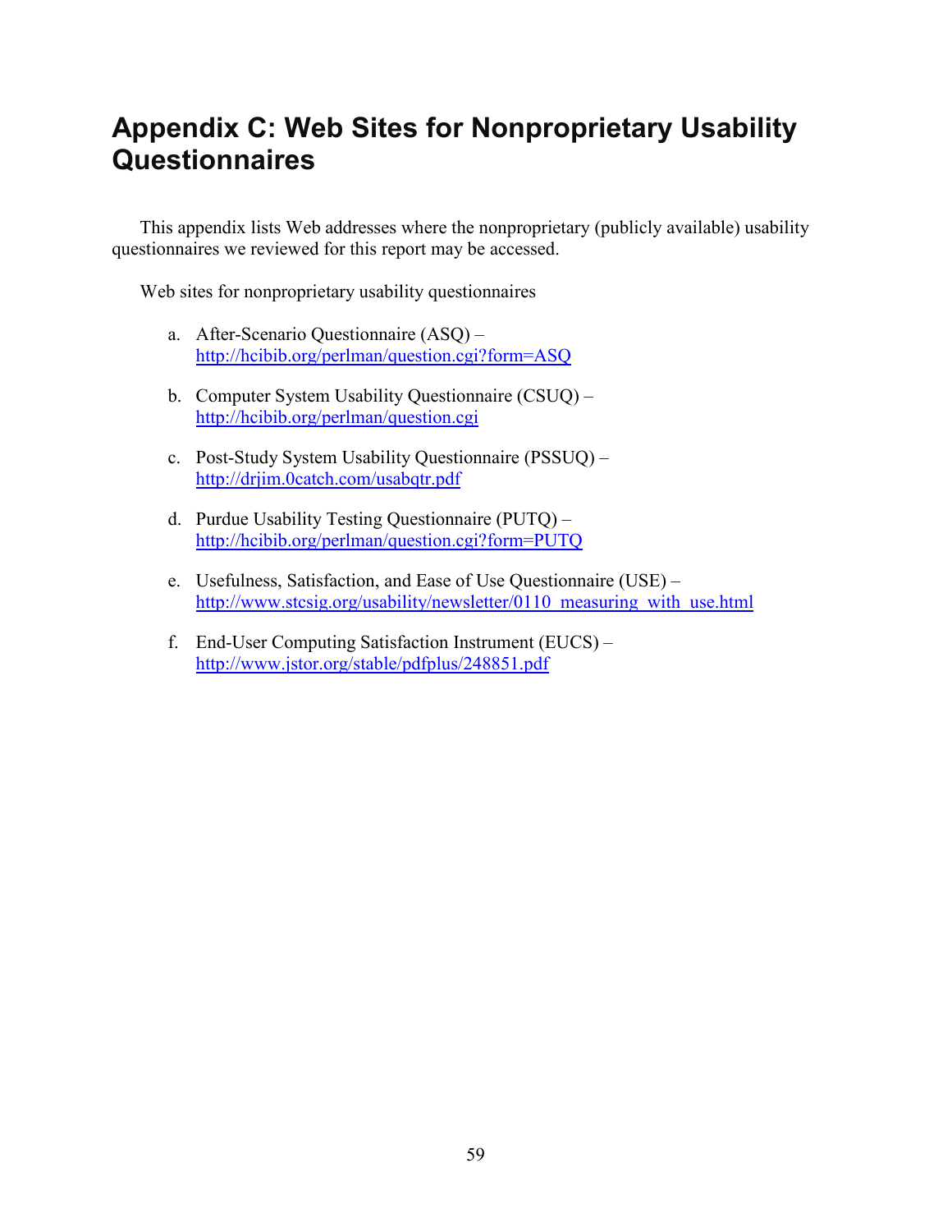# Appendix C: Web Sites for Nonproprietary Usability Questionnaires

This appendix lists Web addresses where the nonproprietary (publicly available) usability questionnaires we reviewed for this report may be accessed.

Web sites for nonproprietary usability questionnaires

a. After-Scenario Questionnaire (ASQ) – http://hcibib.org/perlman/question.cgi?form=ASQ

b. Computer System Usability Questionnaire (CSUQ) – http://hcibib.org/perlman/question.cgi

c. Post-Study System Usability Questionnaire (PSSUQ) – http://drjim.0catch.com/usabqtr.pdf

d. Purdue Usability Testing Questionnaire (PUTQ) – http://hcibib.org/perlman/question.cgi?form=PUTQ

e. Usefulness, Satisfaction, and Ease of Use Questionnaire (USE) – http://www.stcsig.org/usability/newsletter/0110_measuring_with_use.html

f. End-User Computing Satisfaction Instrument (EUCS) – http://www.jstor.org/stable/pdfplus/248851.pdf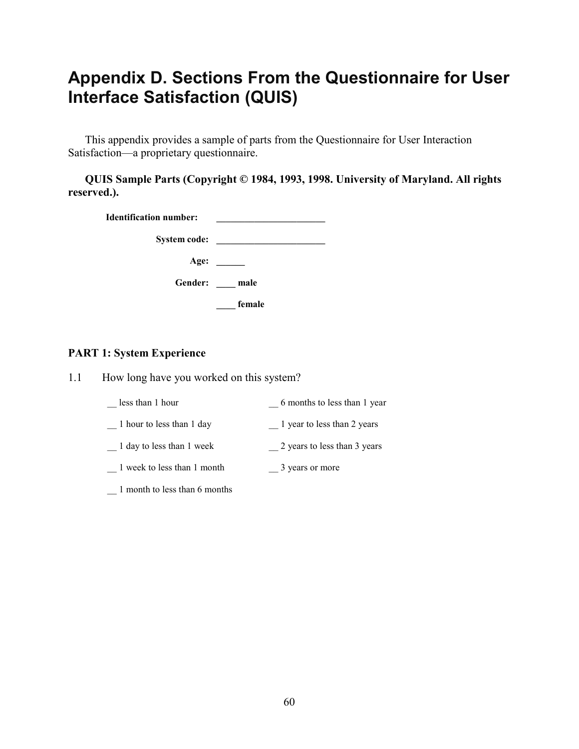# Appendix D. Sections From the Questionnaire for User Interface Satisfaction (QUIS)

This appendix provides a sample of parts from the Questionnaire for User Interaction Satisfaction—a proprietary questionnaire.

**QUIS Sample Parts (Copyright © 1984, 1993, 1998. University of Maryland. All rights reserved.).**

**Identification number:** ______________________

**System code:** ______________________

**Age:** ______

**Gender:** ____ male

____ female

**PART 1: System Experience**

1.1 How long have you worked on this system?

__ less than 1 hour

__ 1 hour to less than 1 day

__ 1 day to less than 1 week

__ 1 week to less than 1 month

__ 1 month to less than 6 months

__ 6 months to less than 1 year

__ 1 year to less than 2 years

__ 2 years to less than 3 years

__ 3 years or more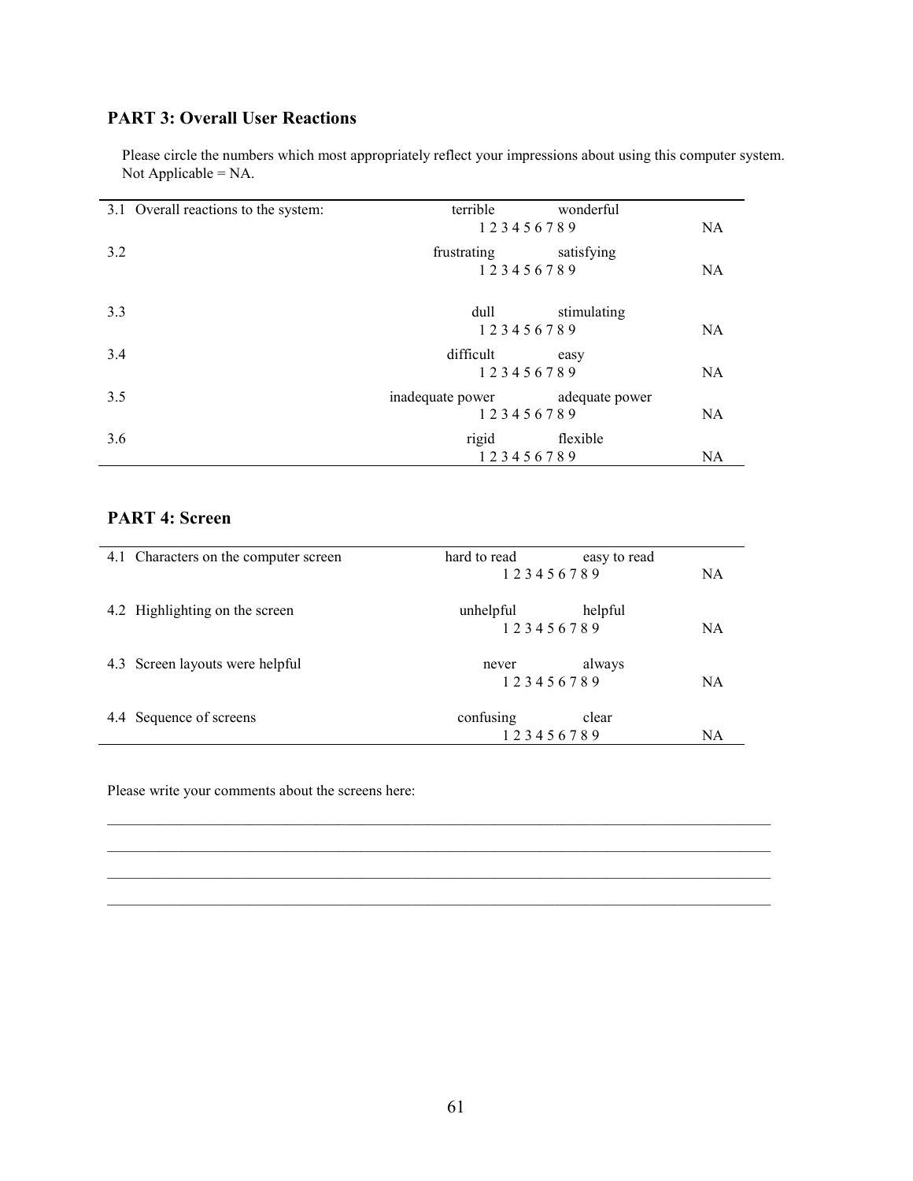## PART 3: Overall User Reactions

Please circle the numbers which most appropriately reflect your impressions about using this computer system. Not Applicable = NA.

| | | | |
|---|---|---|---|
| 3.1 Overall reactions to the system: | terrible | wonderful | |
| | 1 2 3 4 5 6 7 8 9 | | NA |
| 3.2 | frustrating | satisfying | |
| | 1 2 3 4 5 6 7 8 9 | | NA |
| 3.3 | dull | stimulating | |
| | 1 2 3 4 5 6 7 8 9 | | NA |
| 3.4 | difficult | easy | |
| | 1 2 3 4 5 6 7 8 9 | | NA |
| 3.5 | inadequate power | adequate power | |
| | 1 2 3 4 5 6 7 8 9 | | NA |
| 3.6 | rigid | flexible | |
| | 1 2 3 4 5 6 7 8 9 | | NA |

## PART 4: Screen

| | | | |
|---|---|---|---|
| 4.1 Characters on the computer screen | hard to read | easy to read | |
| | 1 2 3 4 5 6 7 8 9 | | NA |
| 4.2 Highlighting on the screen | unhelpful | helpful | |
| | 1 2 3 4 5 6 7 8 9 | | NA |
| 4.3 Screen layouts were helpful | never | always | |
| | 1 2 3 4 5 6 7 8 9 | | NA |
| 4.4 Sequence of screens | confusing | clear | |
| | 1 2 3 4 5 6 7 8 9 | | NA |

Please write your comments about the screens here:

______________________________________________________________________________

______________________________________________________________________________

______________________________________________________________________________

______________________________________________________________________________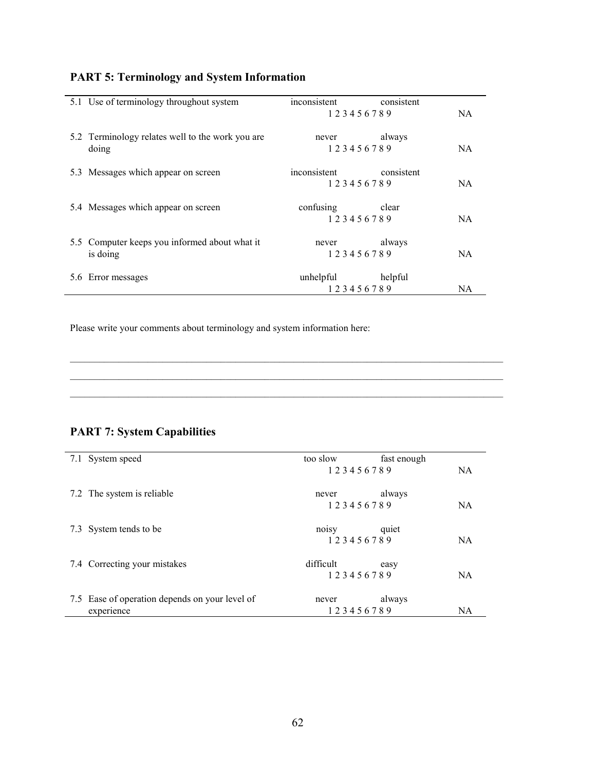## PART 5: Terminology and System Information

| | | | |
|---|---|---|---|
| 5.1 | Use of terminology throughout system | inconsistent &nbsp;&nbsp;&nbsp;&nbsp; consistent<br>1 2 3 4 5 6 7 8 9 | NA |
| 5.2 | Terminology relates well to the work you are doing | never &nbsp;&nbsp;&nbsp;&nbsp; always<br>1 2 3 4 5 6 7 8 9 | NA |
| 5.3 | Messages which appear on screen | inconsistent &nbsp;&nbsp;&nbsp;&nbsp; consistent<br>1 2 3 4 5 6 7 8 9 | NA |
| 5.4 | Messages which appear on screen | confusing &nbsp;&nbsp;&nbsp;&nbsp; clear<br>1 2 3 4 5 6 7 8 9 | NA |
| 5.5 | Computer keeps you informed about what it is doing | never &nbsp;&nbsp;&nbsp;&nbsp; always<br>1 2 3 4 5 6 7 8 9 | NA |
| 5.6 | Error messages | unhelpful &nbsp;&nbsp;&nbsp;&nbsp; helpful<br>1 2 3 4 5 6 7 8 9 | NA |

Please write your comments about terminology and system information here:

______________________________________________________________________________

______________________________________________________________________________

______________________________________________________________________________

## PART 7: System Capabilities

| | | | |
|---|---|---|---|
| 7.1 | System speed | too slow &nbsp;&nbsp;&nbsp;&nbsp; fast enough<br>1 2 3 4 5 6 7 8 9 | NA |
| 7.2 | The system is reliable | never &nbsp;&nbsp;&nbsp;&nbsp; always<br>1 2 3 4 5 6 7 8 9 | NA |
| 7.3 | System tends to be | noisy &nbsp;&nbsp;&nbsp;&nbsp; quiet<br>1 2 3 4 5 6 7 8 9 | NA |
| 7.4 | Correcting your mistakes | difficult &nbsp;&nbsp;&nbsp;&nbsp; easy<br>1 2 3 4 5 6 7 8 9 | NA |
| 7.5 | Ease of operation depends on your level of experience | never &nbsp;&nbsp;&nbsp;&nbsp; always<br>1 2 3 4 5 6 7 8 9 | NA |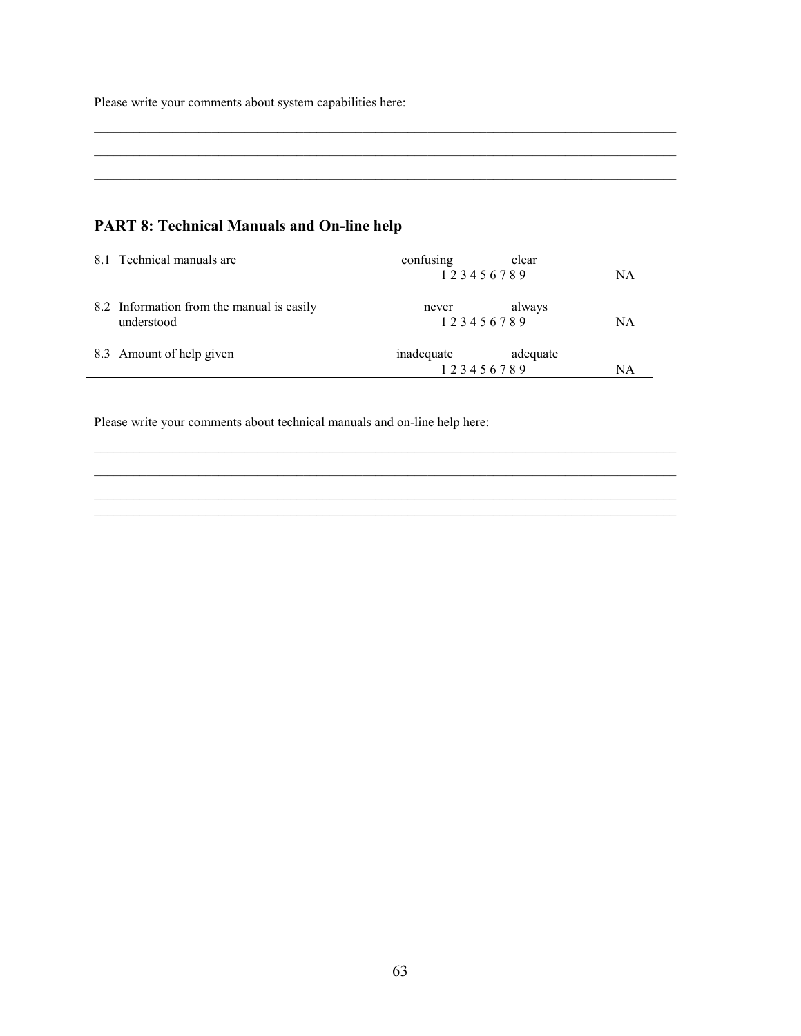Please write your comments about system capabilities here:

\_\_\_\_\_\_\_\_\_\_\_\_\_\_\_\_\_\_\_\_\_\_\_\_\_\_\_\_\_\_\_\_\_\_\_\_\_\_\_\_\_\_\_\_\_\_\_\_\_\_\_\_\_\_\_\_\_\_\_\_\_\_\_\_\_\_\_\_\_\_\_\_\_\_\_\_\_\_

\_\_\_\_\_\_\_\_\_\_\_\_\_\_\_\_\_\_\_\_\_\_\_\_\_\_\_\_\_\_\_\_\_\_\_\_\_\_\_\_\_\_\_\_\_\_\_\_\_\_\_\_\_\_\_\_\_\_\_\_\_\_\_\_\_\_\_\_\_\_\_\_\_\_\_\_\_\_

\_\_\_\_\_\_\_\_\_\_\_\_\_\_\_\_\_\_\_\_\_\_\_\_\_\_\_\_\_\_\_\_\_\_\_\_\_\_\_\_\_\_\_\_\_\_\_\_\_\_\_\_\_\_\_\_\_\_\_\_\_\_\_\_\_\_\_\_\_\_\_\_\_\_\_\_\_\_

## PART 8: Technical Manuals and On-line help

| | | |
|---|---|---|
| 8.1 Technical manuals are | confusing clear<br>1 2 3 4 5 6 7 8 9 | NA |
| 8.2 Information from the manual is easily understood | never always<br>1 2 3 4 5 6 7 8 9 | NA |
| 8.3 Amount of help given | inadequate adequate<br>1 2 3 4 5 6 7 8 9 | NA |

Please write your comments about technical manuals and on-line help here:

\_\_\_\_\_\_\_\_\_\_\_\_\_\_\_\_\_\_\_\_\_\_\_\_\_\_\_\_\_\_\_\_\_\_\_\_\_\_\_\_\_\_\_\_\_\_\_\_\_\_\_\_\_\_\_\_\_\_\_\_\_\_\_\_\_\_\_\_\_\_\_\_\_\_\_\_\_\_

\_\_\_\_\_\_\_\_\_\_\_\_\_\_\_\_\_\_\_\_\_\_\_\_\_\_\_\_\_\_\_\_\_\_\_\_\_\_\_\_\_\_\_\_\_\_\_\_\_\_\_\_\_\_\_\_\_\_\_\_\_\_\_\_\_\_\_\_\_\_\_\_\_\_\_\_\_\_

\_\_\_\_\_\_\_\_\_\_\_\_\_\_\_\_\_\_\_\_\_\_\_\_\_\_\_\_\_\_\_\_\_\_\_\_\_\_\_\_\_\_\_\_\_\_\_\_\_\_\_\_\_\_\_\_\_\_\_\_\_\_\_\_\_\_\_\_\_\_\_\_\_\_\_\_\_\_

\_\_\_\_\_\_\_\_\_\_\_\_\_\_\_\_\_\_\_\_\_\_\_\_\_\_\_\_\_\_\_\_\_\_\_\_\_\_\_\_\_\_\_\_\_\_\_\_\_\_\_\_\_\_\_\_\_\_\_\_\_\_\_\_\_\_\_\_\_\_\_\_\_\_\_\_\_\_